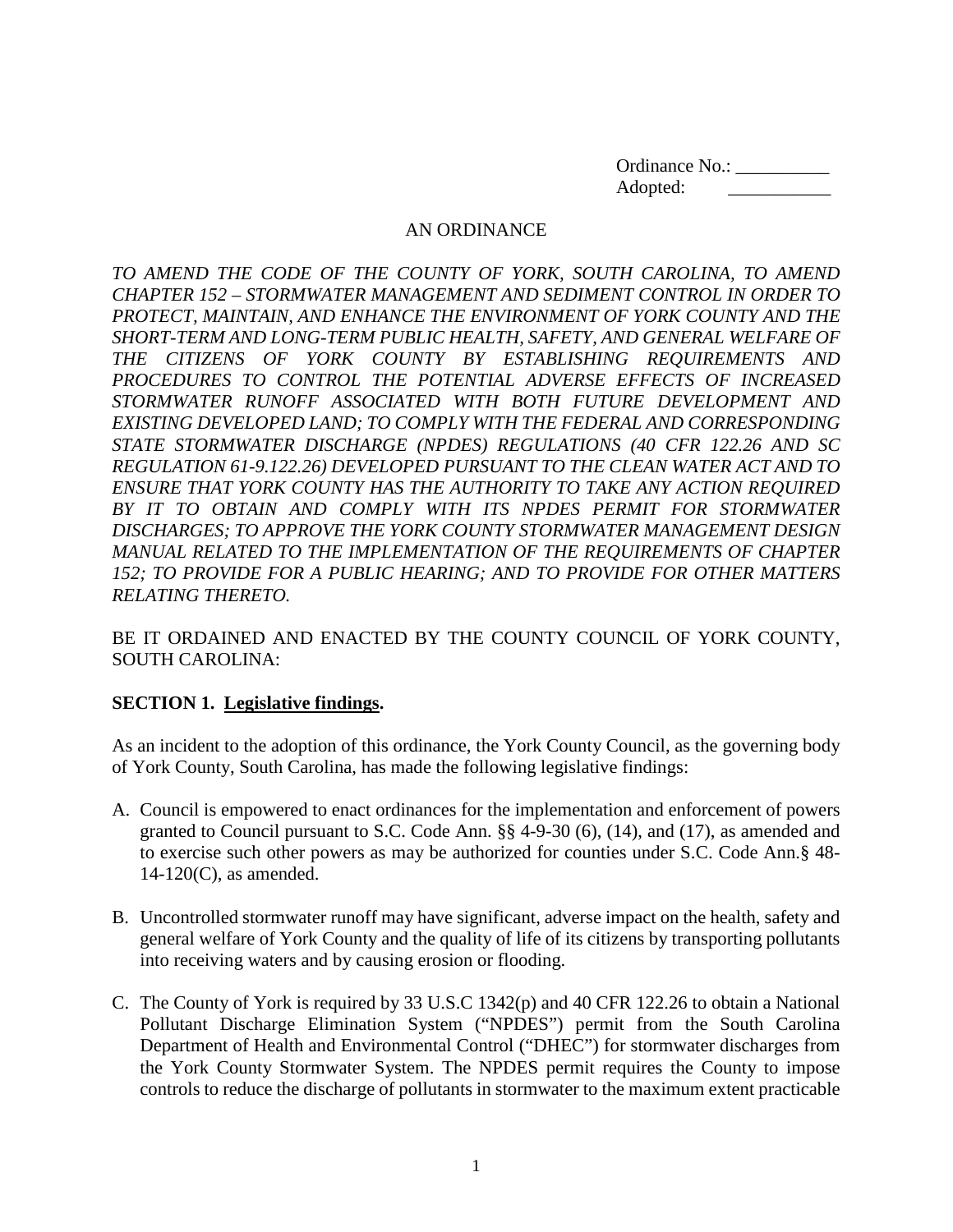Ordinance No.: __________
Adopted: ___________

AN ORDINANCE

*TO AMEND THE CODE OF THE COUNTY OF YORK, SOUTH CAROLINA, TO AMEND CHAPTER 152 – STORMWATER MANAGEMENT AND SEDIMENT CONTROL IN ORDER TO PROTECT, MAINTAIN, AND ENHANCE THE ENVIRONMENT OF YORK COUNTY AND THE SHORT-TERM AND LONG-TERM PUBLIC HEALTH, SAFETY, AND GENERAL WELFARE OF THE CITIZENS OF YORK COUNTY BY ESTABLISHING REQUIREMENTS AND PROCEDURES TO CONTROL THE POTENTIAL ADVERSE EFFECTS OF INCREASED STORMWATER RUNOFF ASSOCIATED WITH BOTH FUTURE DEVELOPMENT AND EXISTING DEVELOPED LAND; TO COMPLY WITH THE FEDERAL AND CORRESPONDING STATE STORMWATER DISCHARGE (NPDES) REGULATIONS (40 CFR 122.26 AND SC REGULATION 61-9.122.26) DEVELOPED PURSUANT TO THE CLEAN WATER ACT AND TO ENSURE THAT YORK COUNTY HAS THE AUTHORITY TO TAKE ANY ACTION REQUIRED BY IT TO OBTAIN AND COMPLY WITH ITS NPDES PERMIT FOR STORMWATER DISCHARGES; TO APPROVE THE YORK COUNTY STORMWATER MANAGEMENT DESIGN MANUAL RELATED TO THE IMPLEMENTATION OF THE REQUIREMENTS OF CHAPTER 152; TO PROVIDE FOR A PUBLIC HEARING; AND TO PROVIDE FOR OTHER MATTERS RELATING THERETO.*

BE IT ORDAINED AND ENACTED BY THE COUNTY COUNCIL OF YORK COUNTY, SOUTH CAROLINA:

**SECTION 1. Legislative findings.**

As an incident to the adoption of this ordinance, the York County Council, as the governing body of York County, South Carolina, has made the following legislative findings:

A. Council is empowered to enact ordinances for the implementation and enforcement of powers granted to Council pursuant to S.C. Code Ann. §§ 4-9-30 (6), (14), and (17), as amended and to exercise such other powers as may be authorized for counties under S.C. Code Ann.§ 48-14-120(C), as amended.

B. Uncontrolled stormwater runoff may have significant, adverse impact on the health, safety and general welfare of York County and the quality of life of its citizens by transporting pollutants into receiving waters and by causing erosion or flooding.

C. The County of York is required by 33 U.S.C 1342(p) and 40 CFR 122.26 to obtain a National Pollutant Discharge Elimination System ("NPDES") permit from the South Carolina Department of Health and Environmental Control ("DHEC") for stormwater discharges from the York County Stormwater System. The NPDES permit requires the County to impose controls to reduce the discharge of pollutants in stormwater to the maximum extent practicable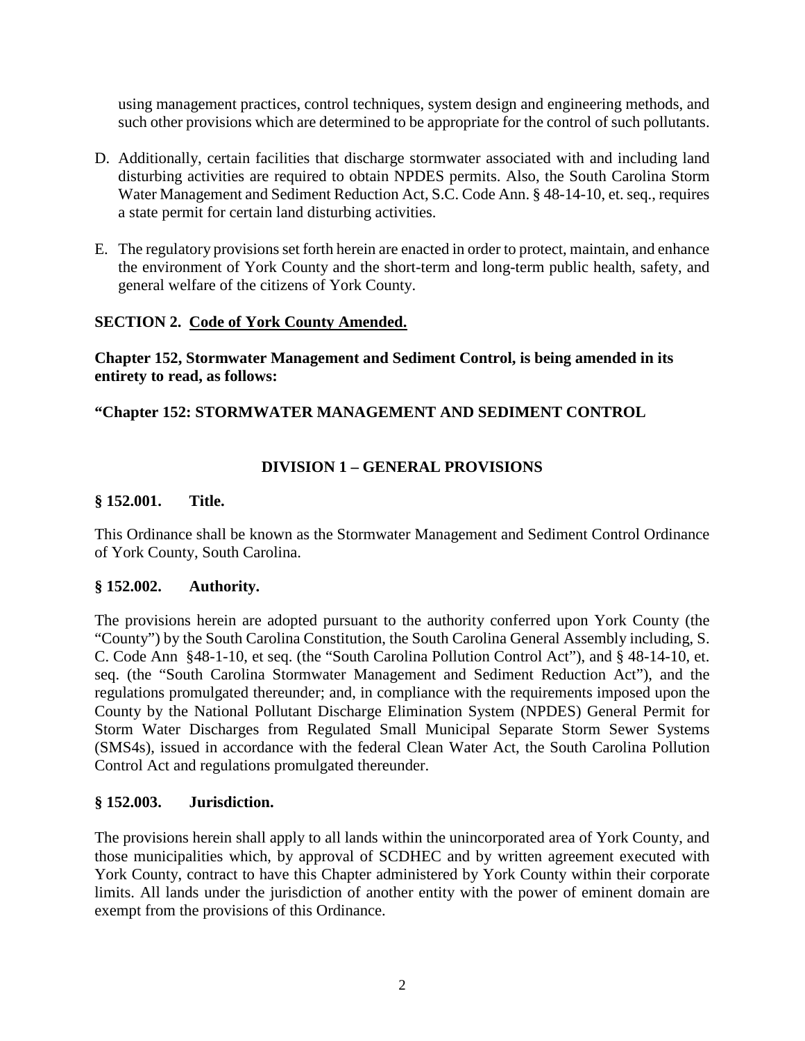using management practices, control techniques, system design and engineering methods, and such other provisions which are determined to be appropriate for the control of such pollutants.

D. Additionally, certain facilities that discharge stormwater associated with and including land disturbing activities are required to obtain NPDES permits. Also, the South Carolina Storm Water Management and Sediment Reduction Act, S.C. Code Ann. § 48-14-10, et. seq., requires a state permit for certain land disturbing activities.

E. The regulatory provisions set forth herein are enacted in order to protect, maintain, and enhance the environment of York County and the short-term and long-term public health, safety, and general welfare of the citizens of York County.

**SECTION 2. Code of York County Amended.**

**Chapter 152, Stormwater Management and Sediment Control, is being amended in its entirety to read, as follows:**

**"Chapter 152: STORMWATER MANAGEMENT AND SEDIMENT CONTROL**

## DIVISION 1 – GENERAL PROVISIONS

### § 152.001. Title.

This Ordinance shall be known as the Stormwater Management and Sediment Control Ordinance of York County, South Carolina.

### § 152.002. Authority.

The provisions herein are adopted pursuant to the authority conferred upon York County (the "County") by the South Carolina Constitution, the South Carolina General Assembly including, S. C. Code Ann §48-1-10, et seq. (the "South Carolina Pollution Control Act"), and § 48-14-10, et. seq. (the "South Carolina Stormwater Management and Sediment Reduction Act"), and the regulations promulgated thereunder; and, in compliance with the requirements imposed upon the County by the National Pollutant Discharge Elimination System (NPDES) General Permit for Storm Water Discharges from Regulated Small Municipal Separate Storm Sewer Systems (SMS4s), issued in accordance with the federal Clean Water Act, the South Carolina Pollution Control Act and regulations promulgated thereunder.

### § 152.003. Jurisdiction.

The provisions herein shall apply to all lands within the unincorporated area of York County, and those municipalities which, by approval of SCDHEC and by written agreement executed with York County, contract to have this Chapter administered by York County within their corporate limits. All lands under the jurisdiction of another entity with the power of eminent domain are exempt from the provisions of this Ordinance.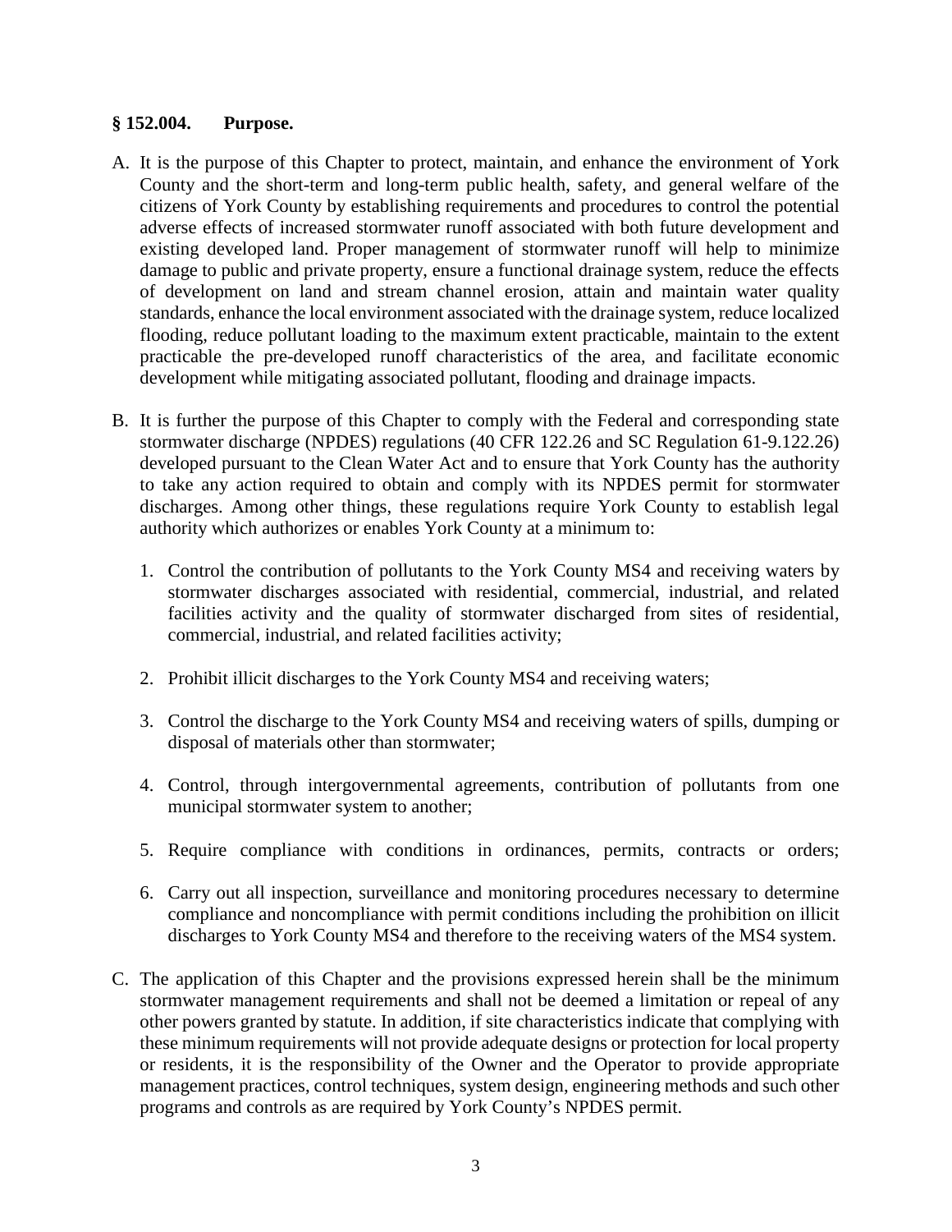### § 152.004. Purpose.

A. It is the purpose of this Chapter to protect, maintain, and enhance the environment of York County and the short-term and long-term public health, safety, and general welfare of the citizens of York County by establishing requirements and procedures to control the potential adverse effects of increased stormwater runoff associated with both future development and existing developed land. Proper management of stormwater runoff will help to minimize damage to public and private property, ensure a functional drainage system, reduce the effects of development on land and stream channel erosion, attain and maintain water quality standards, enhance the local environment associated with the drainage system, reduce localized flooding, reduce pollutant loading to the maximum extent practicable, maintain to the extent practicable the pre-developed runoff characteristics of the area, and facilitate economic development while mitigating associated pollutant, flooding and drainage impacts.

B. It is further the purpose of this Chapter to comply with the Federal and corresponding state stormwater discharge (NPDES) regulations (40 CFR 122.26 and SC Regulation 61-9.122.26) developed pursuant to the Clean Water Act and to ensure that York County has the authority to take any action required to obtain and comply with its NPDES permit for stormwater discharges. Among other things, these regulations require York County to establish legal authority which authorizes or enables York County at a minimum to:

   1. Control the contribution of pollutants to the York County MS4 and receiving waters by stormwater discharges associated with residential, commercial, industrial, and related facilities activity and the quality of stormwater discharged from sites of residential, commercial, industrial, and related facilities activity;

   2. Prohibit illicit discharges to the York County MS4 and receiving waters;

   3. Control the discharge to the York County MS4 and receiving waters of spills, dumping or disposal of materials other than stormwater;

   4. Control, through intergovernmental agreements, contribution of pollutants from one municipal stormwater system to another;

   5. Require compliance with conditions in ordinances, permits, contracts or orders;

   6. Carry out all inspection, surveillance and monitoring procedures necessary to determine compliance and noncompliance with permit conditions including the prohibition on illicit discharges to York County MS4 and therefore to the receiving waters of the MS4 system.

C. The application of this Chapter and the provisions expressed herein shall be the minimum stormwater management requirements and shall not be deemed a limitation or repeal of any other powers granted by statute. In addition, if site characteristics indicate that complying with these minimum requirements will not provide adequate designs or protection for local property or residents, it is the responsibility of the Owner and the Operator to provide appropriate management practices, control techniques, system design, engineering methods and such other programs and controls as are required by York County's NPDES permit.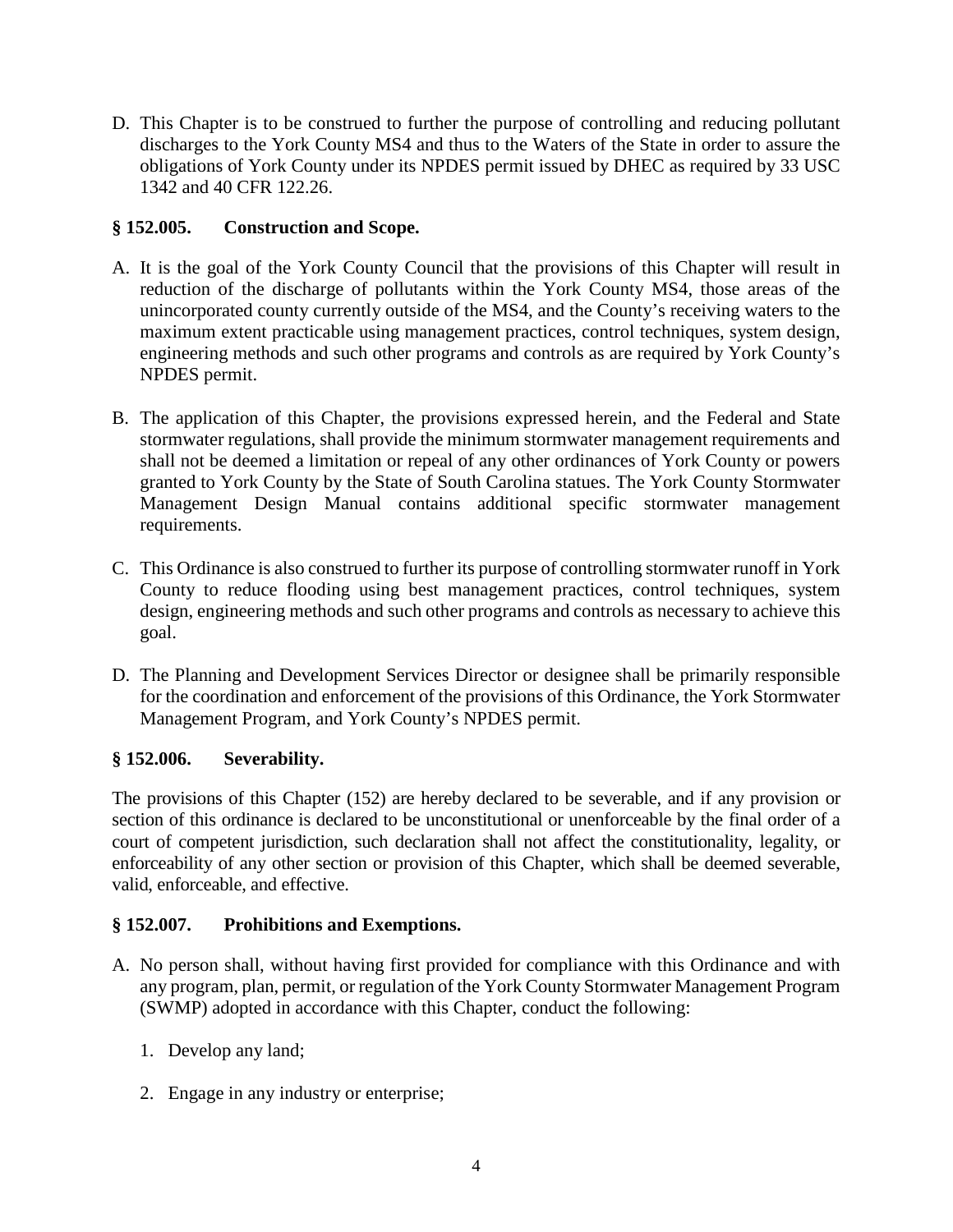D. This Chapter is to be construed to further the purpose of controlling and reducing pollutant discharges to the York County MS4 and thus to the Waters of the State in order to assure the obligations of York County under its NPDES permit issued by DHEC as required by 33 USC 1342 and 40 CFR 122.26.

### § 152.005. Construction and Scope.

A. It is the goal of the York County Council that the provisions of this Chapter will result in reduction of the discharge of pollutants within the York County MS4, those areas of the unincorporated county currently outside of the MS4, and the County's receiving waters to the maximum extent practicable using management practices, control techniques, system design, engineering methods and such other programs and controls as are required by York County's NPDES permit.

B. The application of this Chapter, the provisions expressed herein, and the Federal and State stormwater regulations, shall provide the minimum stormwater management requirements and shall not be deemed a limitation or repeal of any other ordinances of York County or powers granted to York County by the State of South Carolina statues. The York County Stormwater Management Design Manual contains additional specific stormwater management requirements.

C. This Ordinance is also construed to further its purpose of controlling stormwater runoff in York County to reduce flooding using best management practices, control techniques, system design, engineering methods and such other programs and controls as necessary to achieve this goal.

D. The Planning and Development Services Director or designee shall be primarily responsible for the coordination and enforcement of the provisions of this Ordinance, the York Stormwater Management Program, and York County's NPDES permit.

### § 152.006. Severability.

The provisions of this Chapter (152) are hereby declared to be severable, and if any provision or section of this ordinance is declared to be unconstitutional or unenforceable by the final order of a court of competent jurisdiction, such declaration shall not affect the constitutionality, legality, or enforceability of any other section or provision of this Chapter, which shall be deemed severable, valid, enforceable, and effective.

### § 152.007. Prohibitions and Exemptions.

A. No person shall, without having first provided for compliance with this Ordinance and with any program, plan, permit, or regulation of the York County Stormwater Management Program (SWMP) adopted in accordance with this Chapter, conduct the following:

   1. Develop any land;

   2. Engage in any industry or enterprise;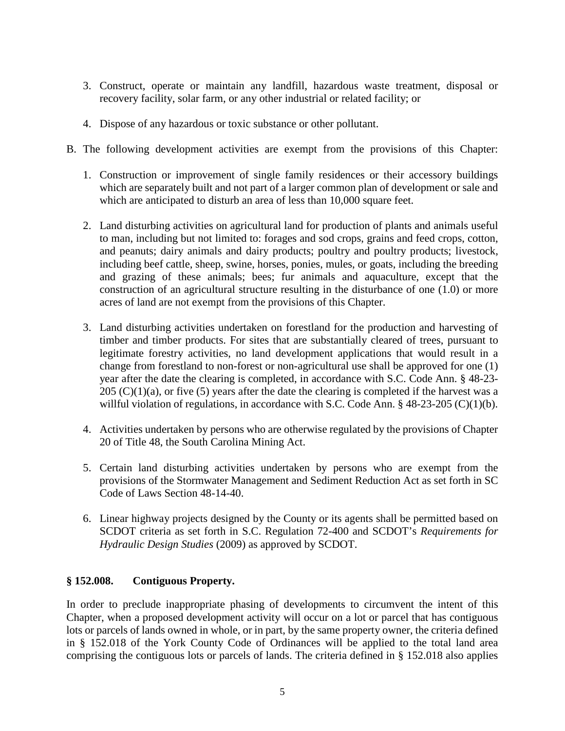3. Construct, operate or maintain any landfill, hazardous waste treatment, disposal or recovery facility, solar farm, or any other industrial or related facility; or

4. Dispose of any hazardous or toxic substance or other pollutant.

B. The following development activities are exempt from the provisions of this Chapter:

   1. Construction or improvement of single family residences or their accessory buildings which are separately built and not part of a larger common plan of development or sale and which are anticipated to disturb an area of less than 10,000 square feet.

   2. Land disturbing activities on agricultural land for production of plants and animals useful to man, including but not limited to: forages and sod crops, grains and feed crops, cotton, and peanuts; dairy animals and dairy products; poultry and poultry products; livestock, including beef cattle, sheep, swine, horses, ponies, mules, or goats, including the breeding and grazing of these animals; bees; fur animals and aquaculture, except that the construction of an agricultural structure resulting in the disturbance of one (1.0) or more acres of land are not exempt from the provisions of this Chapter.

   3. Land disturbing activities undertaken on forestland for the production and harvesting of timber and timber products. For sites that are substantially cleared of trees, pursuant to legitimate forestry activities, no land development applications that would result in a change from forestland to non-forest or non-agricultural use shall be approved for one (1) year after the date the clearing is completed, in accordance with S.C. Code Ann. § 48-23-205 (C)(1)(a), or five (5) years after the date the clearing is completed if the harvest was a willful violation of regulations, in accordance with S.C. Code Ann. § 48-23-205 (C)(1)(b).

   4. Activities undertaken by persons who are otherwise regulated by the provisions of Chapter 20 of Title 48, the South Carolina Mining Act.

   5. Certain land disturbing activities undertaken by persons who are exempt from the provisions of the Stormwater Management and Sediment Reduction Act as set forth in SC Code of Laws Section 48-14-40.

   6. Linear highway projects designed by the County or its agents shall be permitted based on SCDOT criteria as set forth in S.C. Regulation 72-400 and SCDOT's *Requirements for Hydraulic Design Studies* (2009) as approved by SCDOT.

### § 152.008. Contiguous Property.

In order to preclude inappropriate phasing of developments to circumvent the intent of this Chapter, when a proposed development activity will occur on a lot or parcel that has contiguous lots or parcels of lands owned in whole, or in part, by the same property owner, the criteria defined in § 152.018 of the York County Code of Ordinances will be applied to the total land area comprising the contiguous lots or parcels of lands. The criteria defined in § 152.018 also applies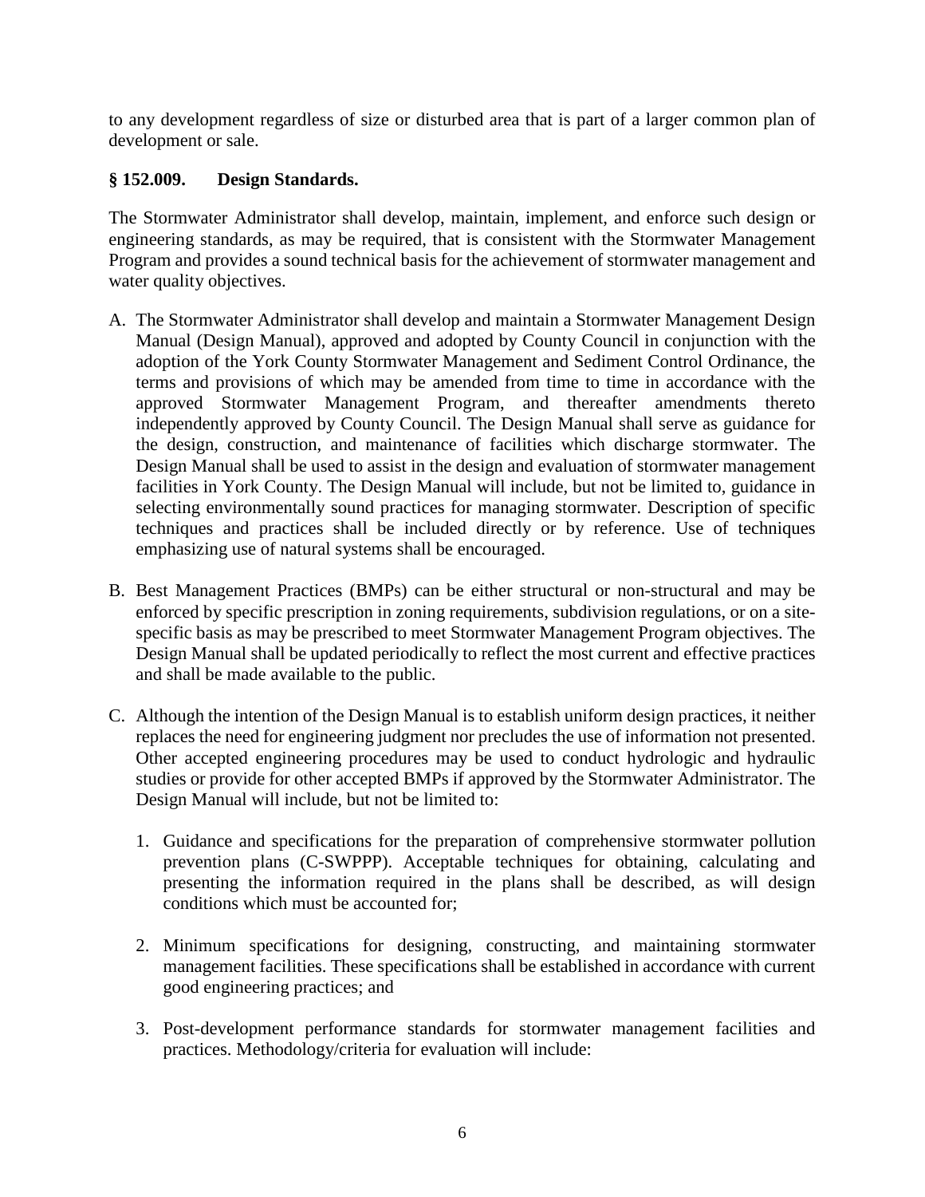to any development regardless of size or disturbed area that is part of a larger common plan of development or sale.

### § 152.009. Design Standards.

The Stormwater Administrator shall develop, maintain, implement, and enforce such design or engineering standards, as may be required, that is consistent with the Stormwater Management Program and provides a sound technical basis for the achievement of stormwater management and water quality objectives.

A. The Stormwater Administrator shall develop and maintain a Stormwater Management Design Manual (Design Manual), approved and adopted by County Council in conjunction with the adoption of the York County Stormwater Management and Sediment Control Ordinance, the terms and provisions of which may be amended from time to time in accordance with the approved Stormwater Management Program, and thereafter amendments thereto independently approved by County Council. The Design Manual shall serve as guidance for the design, construction, and maintenance of facilities which discharge stormwater. The Design Manual shall be used to assist in the design and evaluation of stormwater management facilities in York County. The Design Manual will include, but not be limited to, guidance in selecting environmentally sound practices for managing stormwater. Description of specific techniques and practices shall be included directly or by reference. Use of techniques emphasizing use of natural systems shall be encouraged.

B. Best Management Practices (BMPs) can be either structural or non-structural and may be enforced by specific prescription in zoning requirements, subdivision regulations, or on a site-specific basis as may be prescribed to meet Stormwater Management Program objectives. The Design Manual shall be updated periodically to reflect the most current and effective practices and shall be made available to the public.

C. Although the intention of the Design Manual is to establish uniform design practices, it neither replaces the need for engineering judgment nor precludes the use of information not presented. Other accepted engineering procedures may be used to conduct hydrologic and hydraulic studies or provide for other accepted BMPs if approved by the Stormwater Administrator. The Design Manual will include, but not be limited to:

   1. Guidance and specifications for the preparation of comprehensive stormwater pollution prevention plans (C-SWPPP). Acceptable techniques for obtaining, calculating and presenting the information required in the plans shall be described, as will design conditions which must be accounted for;

   2. Minimum specifications for designing, constructing, and maintaining stormwater management facilities. These specifications shall be established in accordance with current good engineering practices; and

   3. Post-development performance standards for stormwater management facilities and practices. Methodology/criteria for evaluation will include: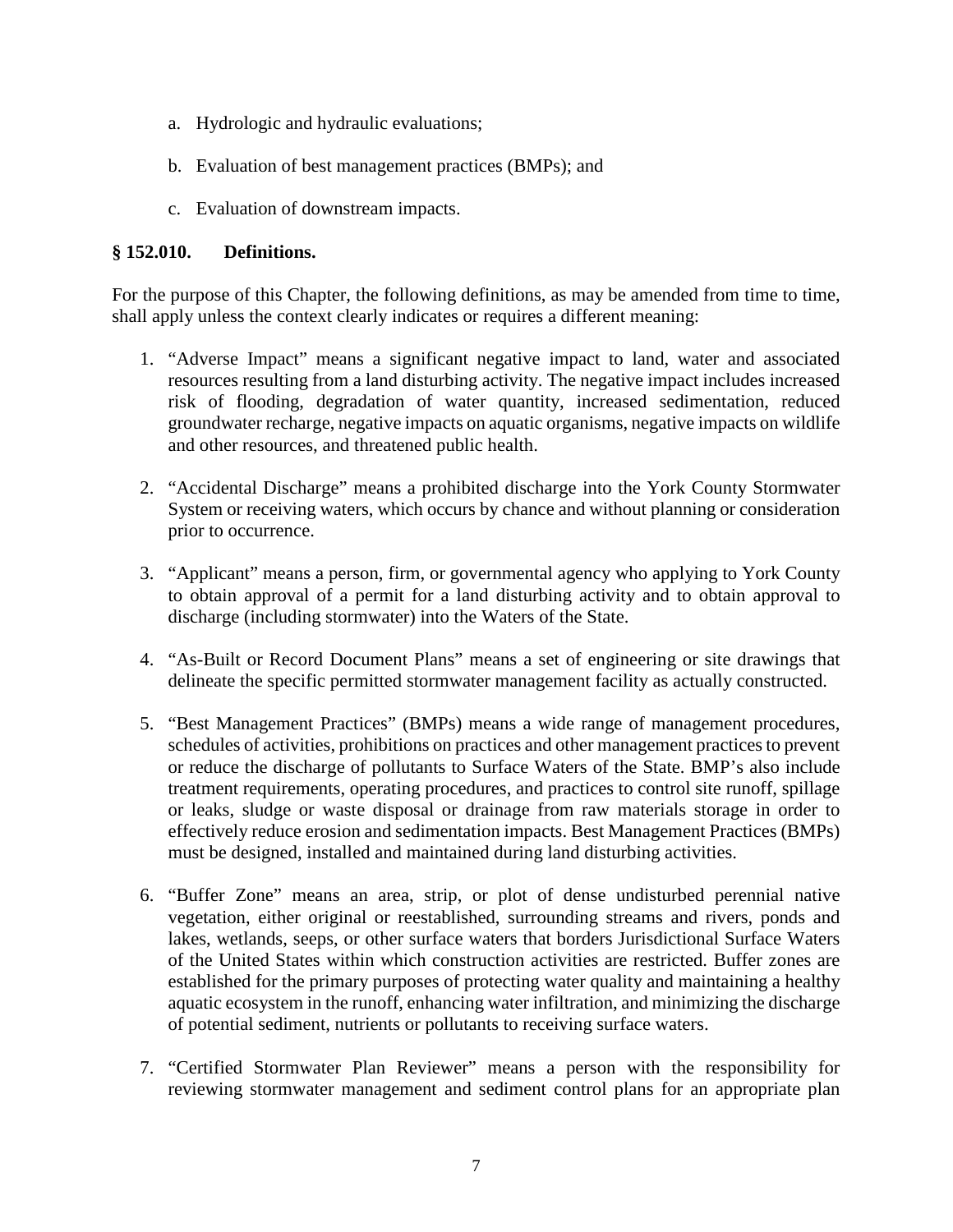a. Hydrologic and hydraulic evaluations;

b. Evaluation of best management practices (BMPs); and

c. Evaluation of downstream impacts.

### § 152.010. Definitions.

For the purpose of this Chapter, the following definitions, as may be amended from time to time, shall apply unless the context clearly indicates or requires a different meaning:

1. "Adverse Impact" means a significant negative impact to land, water and associated resources resulting from a land disturbing activity. The negative impact includes increased risk of flooding, degradation of water quantity, increased sedimentation, reduced groundwater recharge, negative impacts on aquatic organisms, negative impacts on wildlife and other resources, and threatened public health.

2. "Accidental Discharge" means a prohibited discharge into the York County Stormwater System or receiving waters, which occurs by chance and without planning or consideration prior to occurrence.

3. "Applicant" means a person, firm, or governmental agency who applying to York County to obtain approval of a permit for a land disturbing activity and to obtain approval to discharge (including stormwater) into the Waters of the State.

4. "As-Built or Record Document Plans" means a set of engineering or site drawings that delineate the specific permitted stormwater management facility as actually constructed.

5. "Best Management Practices" (BMPs) means a wide range of management procedures, schedules of activities, prohibitions on practices and other management practices to prevent or reduce the discharge of pollutants to Surface Waters of the State. BMP's also include treatment requirements, operating procedures, and practices to control site runoff, spillage or leaks, sludge or waste disposal or drainage from raw materials storage in order to effectively reduce erosion and sedimentation impacts. Best Management Practices (BMPs) must be designed, installed and maintained during land disturbing activities.

6. "Buffer Zone" means an area, strip, or plot of dense undisturbed perennial native vegetation, either original or reestablished, surrounding streams and rivers, ponds and lakes, wetlands, seeps, or other surface waters that borders Jurisdictional Surface Waters of the United States within which construction activities are restricted. Buffer zones are established for the primary purposes of protecting water quality and maintaining a healthy aquatic ecosystem in the runoff, enhancing water infiltration, and minimizing the discharge of potential sediment, nutrients or pollutants to receiving surface waters.

7. "Certified Stormwater Plan Reviewer" means a person with the responsibility for reviewing stormwater management and sediment control plans for an appropriate plan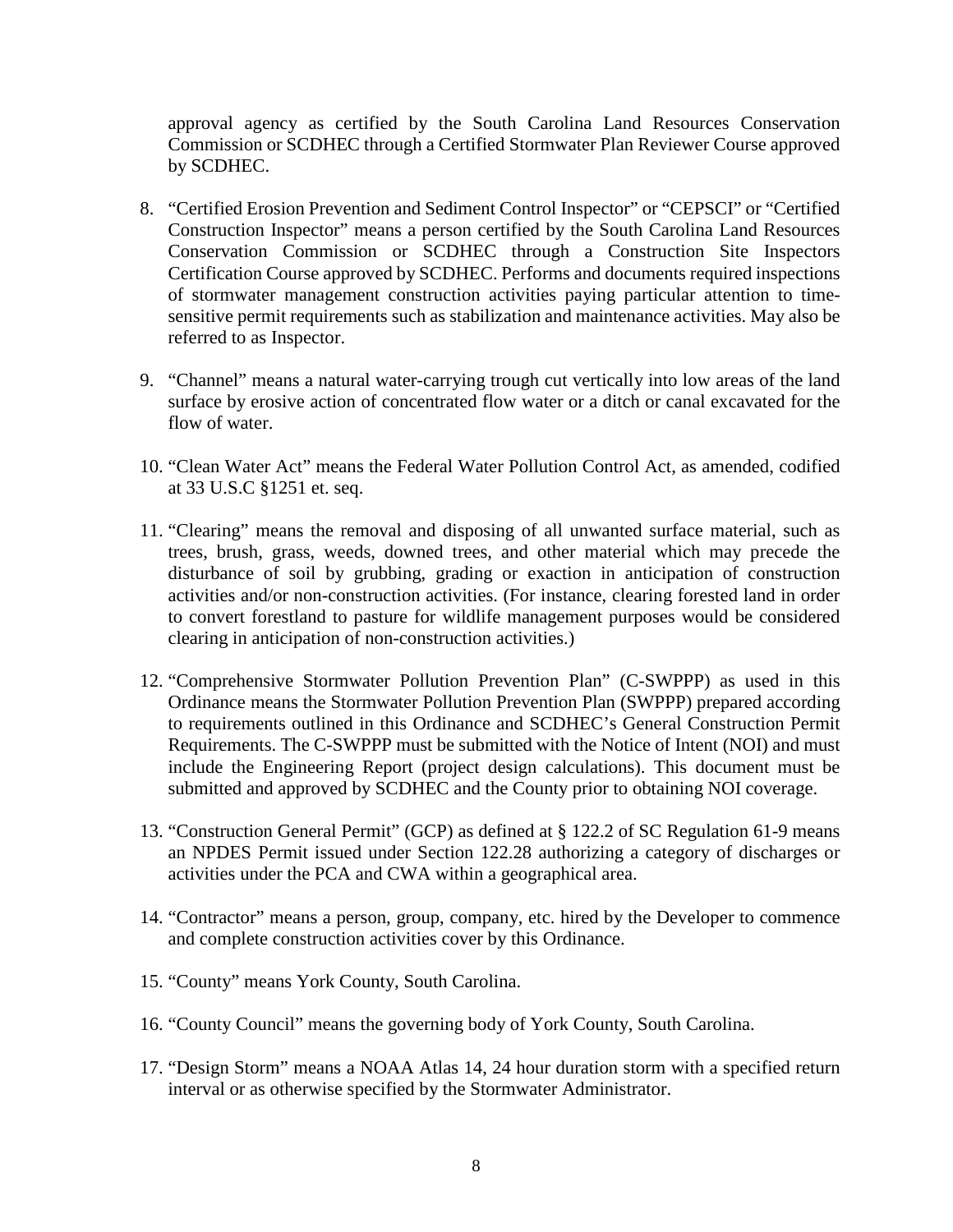approval agency as certified by the South Carolina Land Resources Conservation Commission or SCDHEC through a Certified Stormwater Plan Reviewer Course approved by SCDHEC.

8. "Certified Erosion Prevention and Sediment Control Inspector" or "CEPSCI" or "Certified Construction Inspector" means a person certified by the South Carolina Land Resources Conservation Commission or SCDHEC through a Construction Site Inspectors Certification Course approved by SCDHEC. Performs and documents required inspections of stormwater management construction activities paying particular attention to time-sensitive permit requirements such as stabilization and maintenance activities. May also be referred to as Inspector.

9. "Channel" means a natural water-carrying trough cut vertically into low areas of the land surface by erosive action of concentrated flow water or a ditch or canal excavated for the flow of water.

10. "Clean Water Act" means the Federal Water Pollution Control Act, as amended, codified at 33 U.S.C §1251 et. seq.

11. "Clearing" means the removal and disposing of all unwanted surface material, such as trees, brush, grass, weeds, downed trees, and other material which may precede the disturbance of soil by grubbing, grading or exaction in anticipation of construction activities and/or non-construction activities. (For instance, clearing forested land in order to convert forestland to pasture for wildlife management purposes would be considered clearing in anticipation of non-construction activities.)

12. "Comprehensive Stormwater Pollution Prevention Plan" (C-SWPPP) as used in this Ordinance means the Stormwater Pollution Prevention Plan (SWPPP) prepared according to requirements outlined in this Ordinance and SCDHEC's General Construction Permit Requirements. The C-SWPPP must be submitted with the Notice of Intent (NOI) and must include the Engineering Report (project design calculations). This document must be submitted and approved by SCDHEC and the County prior to obtaining NOI coverage.

13. "Construction General Permit" (GCP) as defined at § 122.2 of SC Regulation 61-9 means an NPDES Permit issued under Section 122.28 authorizing a category of discharges or activities under the PCA and CWA within a geographical area.

14. "Contractor" means a person, group, company, etc. hired by the Developer to commence and complete construction activities cover by this Ordinance.

15. "County" means York County, South Carolina.

16. "County Council" means the governing body of York County, South Carolina.

17. "Design Storm" means a NOAA Atlas 14, 24 hour duration storm with a specified return interval or as otherwise specified by the Stormwater Administrator.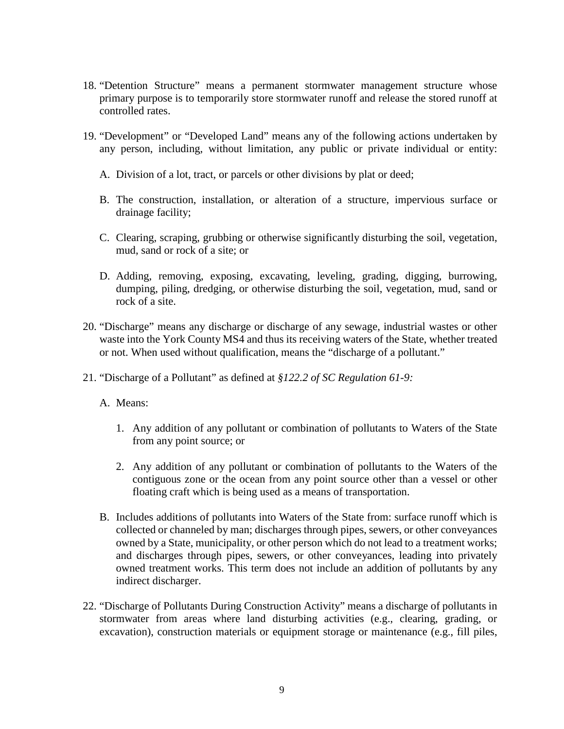18. "Detention Structure" means a permanent stormwater management structure whose primary purpose is to temporarily store stormwater runoff and release the stored runoff at controlled rates.

19. "Development" or "Developed Land" means any of the following actions undertaken by any person, including, without limitation, any public or private individual or entity:

    A. Division of a lot, tract, or parcels or other divisions by plat or deed;

    B. The construction, installation, or alteration of a structure, impervious surface or drainage facility;

    C. Clearing, scraping, grubbing or otherwise significantly disturbing the soil, vegetation, mud, sand or rock of a site; or

    D. Adding, removing, exposing, excavating, leveling, grading, digging, burrowing, dumping, piling, dredging, or otherwise disturbing the soil, vegetation, mud, sand or rock of a site.

20. "Discharge" means any discharge or discharge of any sewage, industrial wastes or other waste into the York County MS4 and thus its receiving waters of the State, whether treated or not. When used without qualification, means the "discharge of a pollutant."

21. "Discharge of a Pollutant" as defined at *§122.2 of SC Regulation 61-9:*

    A. Means:

        1. Any addition of any pollutant or combination of pollutants to Waters of the State from any point source; or

        2. Any addition of any pollutant or combination of pollutants to the Waters of the contiguous zone or the ocean from any point source other than a vessel or other floating craft which is being used as a means of transportation.

    B. Includes additions of pollutants into Waters of the State from: surface runoff which is collected or channeled by man; discharges through pipes, sewers, or other conveyances owned by a State, municipality, or other person which do not lead to a treatment works; and discharges through pipes, sewers, or other conveyances, leading into privately owned treatment works. This term does not include an addition of pollutants by any indirect discharger.

22. "Discharge of Pollutants During Construction Activity" means a discharge of pollutants in stormwater from areas where land disturbing activities (e.g., clearing, grading, or excavation), construction materials or equipment storage or maintenance (e.g., fill piles,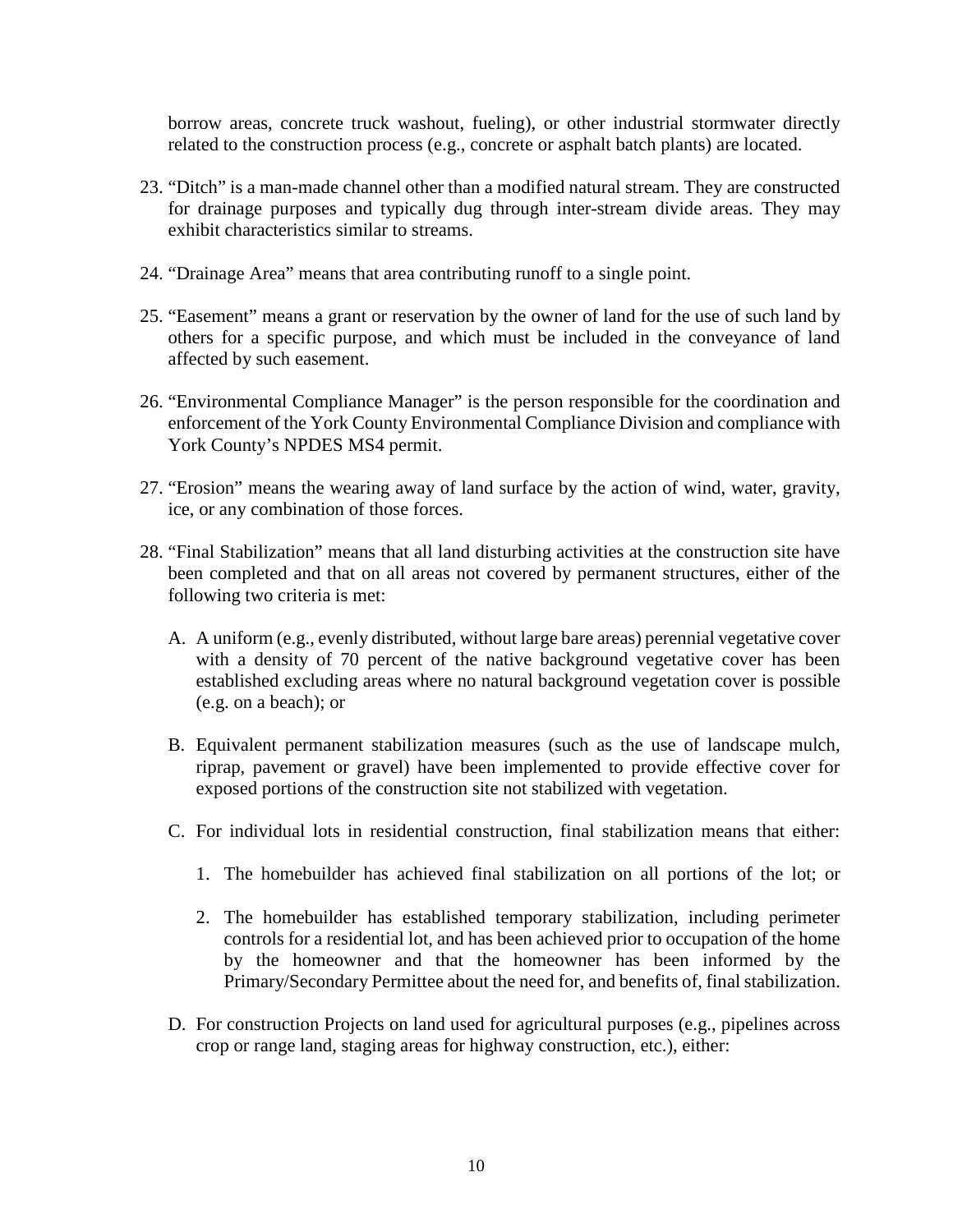borrow areas, concrete truck washout, fueling), or other industrial stormwater directly related to the construction process (e.g., concrete or asphalt batch plants) are located.

23. "Ditch" is a man-made channel other than a modified natural stream. They are constructed for drainage purposes and typically dug through inter-stream divide areas. They may exhibit characteristics similar to streams.

24. "Drainage Area" means that area contributing runoff to a single point.

25. "Easement" means a grant or reservation by the owner of land for the use of such land by others for a specific purpose, and which must be included in the conveyance of land affected by such easement.

26. "Environmental Compliance Manager" is the person responsible for the coordination and enforcement of the York County Environmental Compliance Division and compliance with York County's NPDES MS4 permit.

27. "Erosion" means the wearing away of land surface by the action of wind, water, gravity, ice, or any combination of those forces.

28. "Final Stabilization" means that all land disturbing activities at the construction site have been completed and that on all areas not covered by permanent structures, either of the following two criteria is met:

    A. A uniform (e.g., evenly distributed, without large bare areas) perennial vegetative cover with a density of 70 percent of the native background vegetative cover has been established excluding areas where no natural background vegetation cover is possible (e.g. on a beach); or

    B. Equivalent permanent stabilization measures (such as the use of landscape mulch, riprap, pavement or gravel) have been implemented to provide effective cover for exposed portions of the construction site not stabilized with vegetation.

    C. For individual lots in residential construction, final stabilization means that either:

        1. The homebuilder has achieved final stabilization on all portions of the lot; or

        2. The homebuilder has established temporary stabilization, including perimeter controls for a residential lot, and has been achieved prior to occupation of the home by the homeowner and that the homeowner has been informed by the Primary/Secondary Permittee about the need for, and benefits of, final stabilization.

    D. For construction Projects on land used for agricultural purposes (e.g., pipelines across crop or range land, staging areas for highway construction, etc.), either: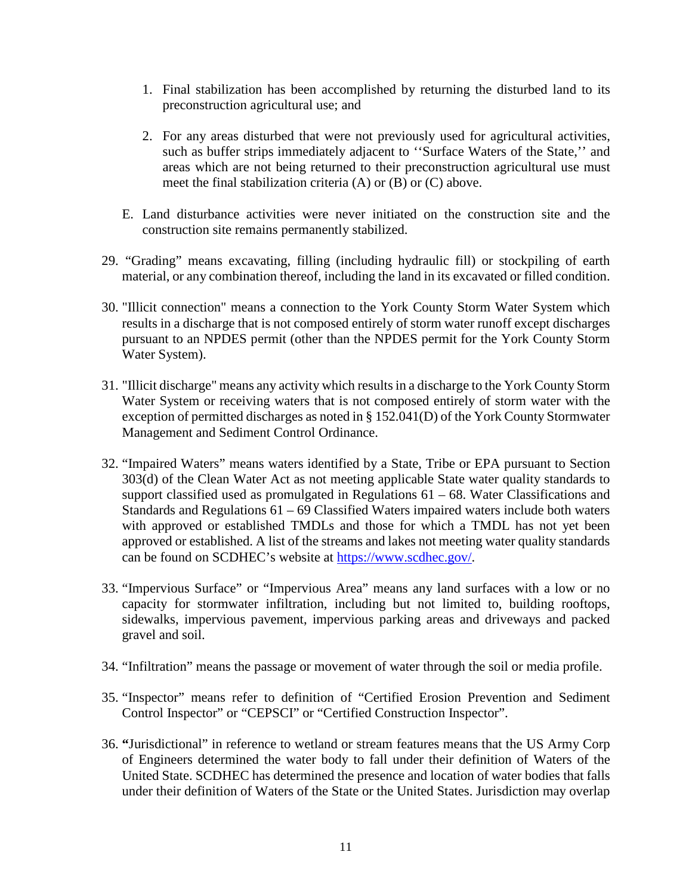1. Final stabilization has been accomplished by returning the disturbed land to its preconstruction agricultural use; and

2. For any areas disturbed that were not previously used for agricultural activities, such as buffer strips immediately adjacent to ''Surface Waters of the State,'' and areas which are not being returned to their preconstruction agricultural use must meet the final stabilization criteria (A) or (B) or (C) above.

E. Land disturbance activities were never initiated on the construction site and the construction site remains permanently stabilized.

29. "Grading" means excavating, filling (including hydraulic fill) or stockpiling of earth material, or any combination thereof, including the land in its excavated or filled condition.

30. "Illicit connection" means a connection to the York County Storm Water System which results in a discharge that is not composed entirely of storm water runoff except discharges pursuant to an NPDES permit (other than the NPDES permit for the York County Storm Water System).

31. "Illicit discharge" means any activity which results in a discharge to the York County Storm Water System or receiving waters that is not composed entirely of storm water with the exception of permitted discharges as noted in § 152.041(D) of the York County Stormwater Management and Sediment Control Ordinance.

32. "Impaired Waters" means waters identified by a State, Tribe or EPA pursuant to Section 303(d) of the Clean Water Act as not meeting applicable State water quality standards to support classified used as promulgated in Regulations 61 – 68. Water Classifications and Standards and Regulations 61 – 69 Classified Waters impaired waters include both waters with approved or established TMDLs and those for which a TMDL has not yet been approved or established. A list of the streams and lakes not meeting water quality standards can be found on SCDHEC's website at [https://www.scdhec.gov/](https://www.scdhec.gov/).

33. "Impervious Surface" or "Impervious Area" means any land surfaces with a low or no capacity for stormwater infiltration, including but not limited to, building rooftops, sidewalks, impervious pavement, impervious parking areas and driveways and packed gravel and soil.

34. "Infiltration" means the passage or movement of water through the soil or media profile.

35. "Inspector" means refer to definition of "Certified Erosion Prevention and Sediment Control Inspector" or "CEPSCI" or "Certified Construction Inspector".

36. **"**Jurisdictional" in reference to wetland or stream features means that the US Army Corp of Engineers determined the water body to fall under their definition of Waters of the United State. SCDHEC has determined the presence and location of water bodies that falls under their definition of Waters of the State or the United States. Jurisdiction may overlap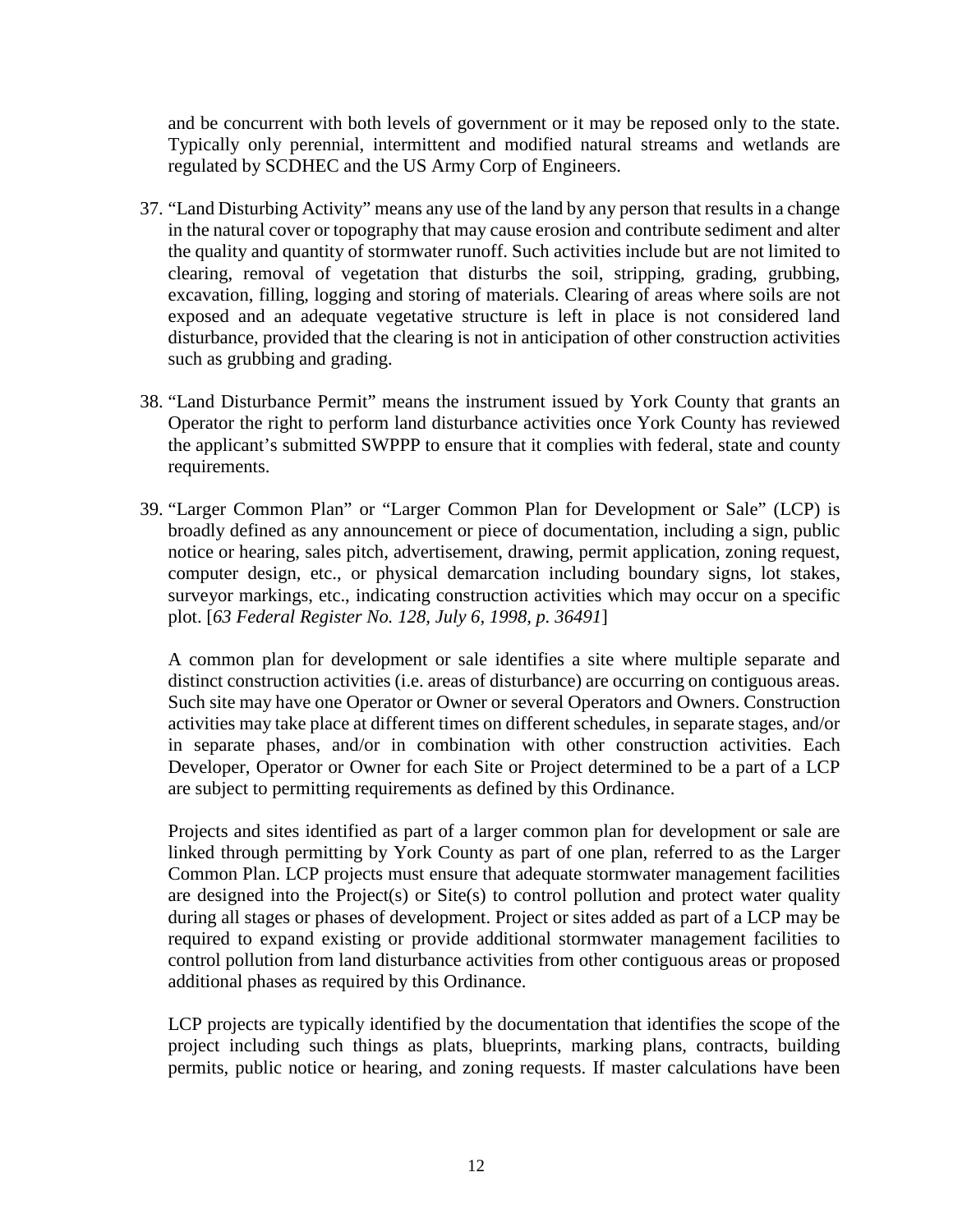and be concurrent with both levels of government or it may be reposed only to the state. Typically only perennial, intermittent and modified natural streams and wetlands are regulated by SCDHEC and the US Army Corp of Engineers.

37. "Land Disturbing Activity" means any use of the land by any person that results in a change in the natural cover or topography that may cause erosion and contribute sediment and alter the quality and quantity of stormwater runoff. Such activities include but are not limited to clearing, removal of vegetation that disturbs the soil, stripping, grading, grubbing, excavation, filling, logging and storing of materials. Clearing of areas where soils are not exposed and an adequate vegetative structure is left in place is not considered land disturbance, provided that the clearing is not in anticipation of other construction activities such as grubbing and grading.

38. "Land Disturbance Permit" means the instrument issued by York County that grants an Operator the right to perform land disturbance activities once York County has reviewed the applicant's submitted SWPPP to ensure that it complies with federal, state and county requirements.

39. "Larger Common Plan" or "Larger Common Plan for Development or Sale" (LCP) is broadly defined as any announcement or piece of documentation, including a sign, public notice or hearing, sales pitch, advertisement, drawing, permit application, zoning request, computer design, etc., or physical demarcation including boundary signs, lot stakes, surveyor markings, etc., indicating construction activities which may occur on a specific plot. [*63 Federal Register No. 128, July 6, 1998, p. 36491*]

    A common plan for development or sale identifies a site where multiple separate and distinct construction activities (i.e. areas of disturbance) are occurring on contiguous areas. Such site may have one Operator or Owner or several Operators and Owners. Construction activities may take place at different times on different schedules, in separate stages, and/or in separate phases, and/or in combination with other construction activities. Each Developer, Operator or Owner for each Site or Project determined to be a part of a LCP are subject to permitting requirements as defined by this Ordinance.

    Projects and sites identified as part of a larger common plan for development or sale are linked through permitting by York County as part of one plan, referred to as the Larger Common Plan. LCP projects must ensure that adequate stormwater management facilities are designed into the Project(s) or Site(s) to control pollution and protect water quality during all stages or phases of development. Project or sites added as part of a LCP may be required to expand existing or provide additional stormwater management facilities to control pollution from land disturbance activities from other contiguous areas or proposed additional phases as required by this Ordinance.

    LCP projects are typically identified by the documentation that identifies the scope of the project including such things as plats, blueprints, marking plans, contracts, building permits, public notice or hearing, and zoning requests. If master calculations have been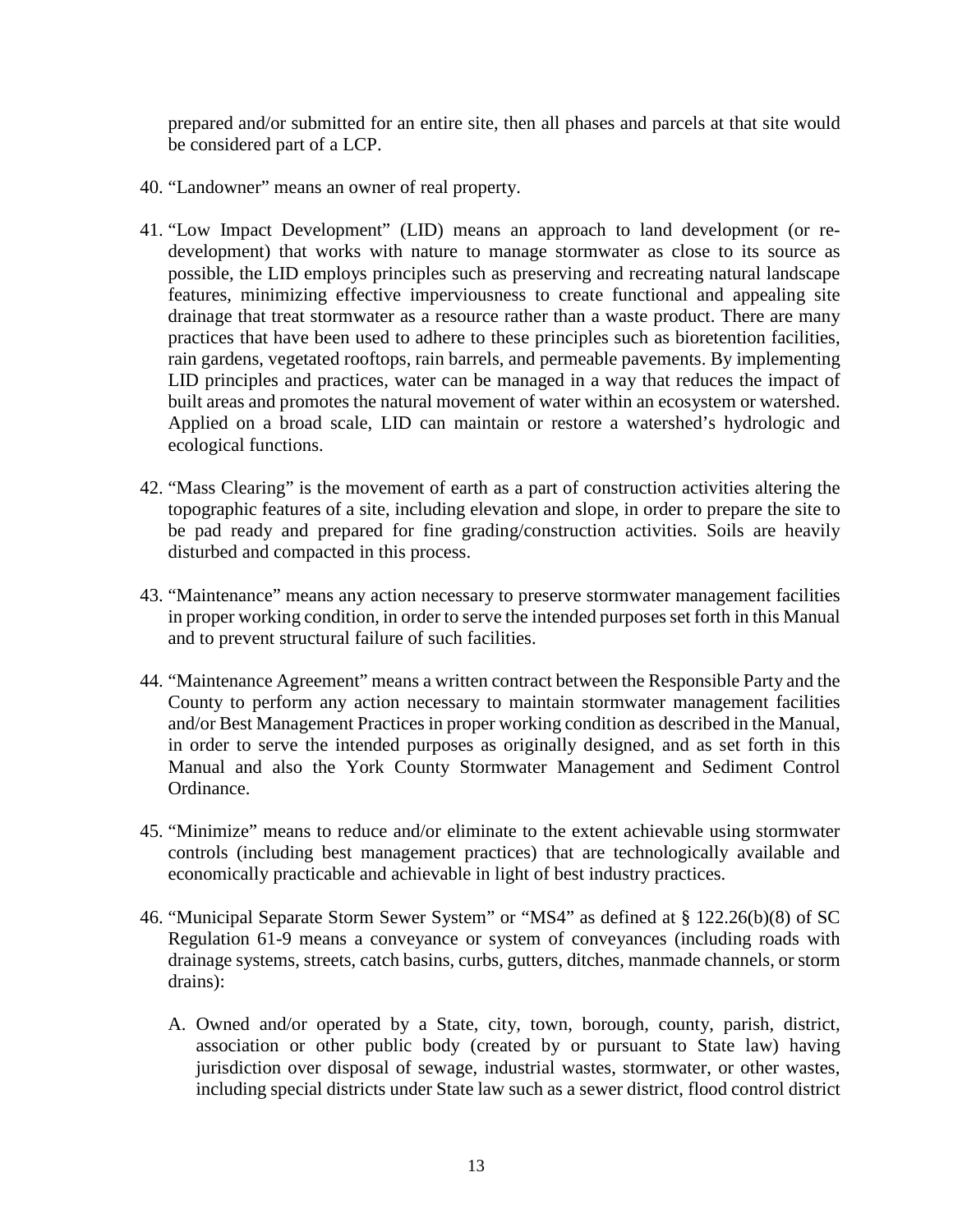prepared and/or submitted for an entire site, then all phases and parcels at that site would be considered part of a LCP.

40. "Landowner" means an owner of real property.

41. "Low Impact Development" (LID) means an approach to land development (or re-development) that works with nature to manage stormwater as close to its source as possible, the LID employs principles such as preserving and recreating natural landscape features, minimizing effective imperviousness to create functional and appealing site drainage that treat stormwater as a resource rather than a waste product. There are many practices that have been used to adhere to these principles such as bioretention facilities, rain gardens, vegetated rooftops, rain barrels, and permeable pavements. By implementing LID principles and practices, water can be managed in a way that reduces the impact of built areas and promotes the natural movement of water within an ecosystem or watershed. Applied on a broad scale, LID can maintain or restore a watershed's hydrologic and ecological functions.

42. "Mass Clearing" is the movement of earth as a part of construction activities altering the topographic features of a site, including elevation and slope, in order to prepare the site to be pad ready and prepared for fine grading/construction activities. Soils are heavily disturbed and compacted in this process.

43. "Maintenance" means any action necessary to preserve stormwater management facilities in proper working condition, in order to serve the intended purposes set forth in this Manual and to prevent structural failure of such facilities.

44. "Maintenance Agreement" means a written contract between the Responsible Party and the County to perform any action necessary to maintain stormwater management facilities and/or Best Management Practices in proper working condition as described in the Manual, in order to serve the intended purposes as originally designed, and as set forth in this Manual and also the York County Stormwater Management and Sediment Control Ordinance.

45. "Minimize" means to reduce and/or eliminate to the extent achievable using stormwater controls (including best management practices) that are technologically available and economically practicable and achievable in light of best industry practices.

46. "Municipal Separate Storm Sewer System" or "MS4" as defined at § 122.26(b)(8) of SC Regulation 61-9 means a conveyance or system of conveyances (including roads with drainage systems, streets, catch basins, curbs, gutters, ditches, manmade channels, or storm drains):

    A. Owned and/or operated by a State, city, town, borough, county, parish, district, association or other public body (created by or pursuant to State law) having jurisdiction over disposal of sewage, industrial wastes, stormwater, or other wastes, including special districts under State law such as a sewer district, flood control district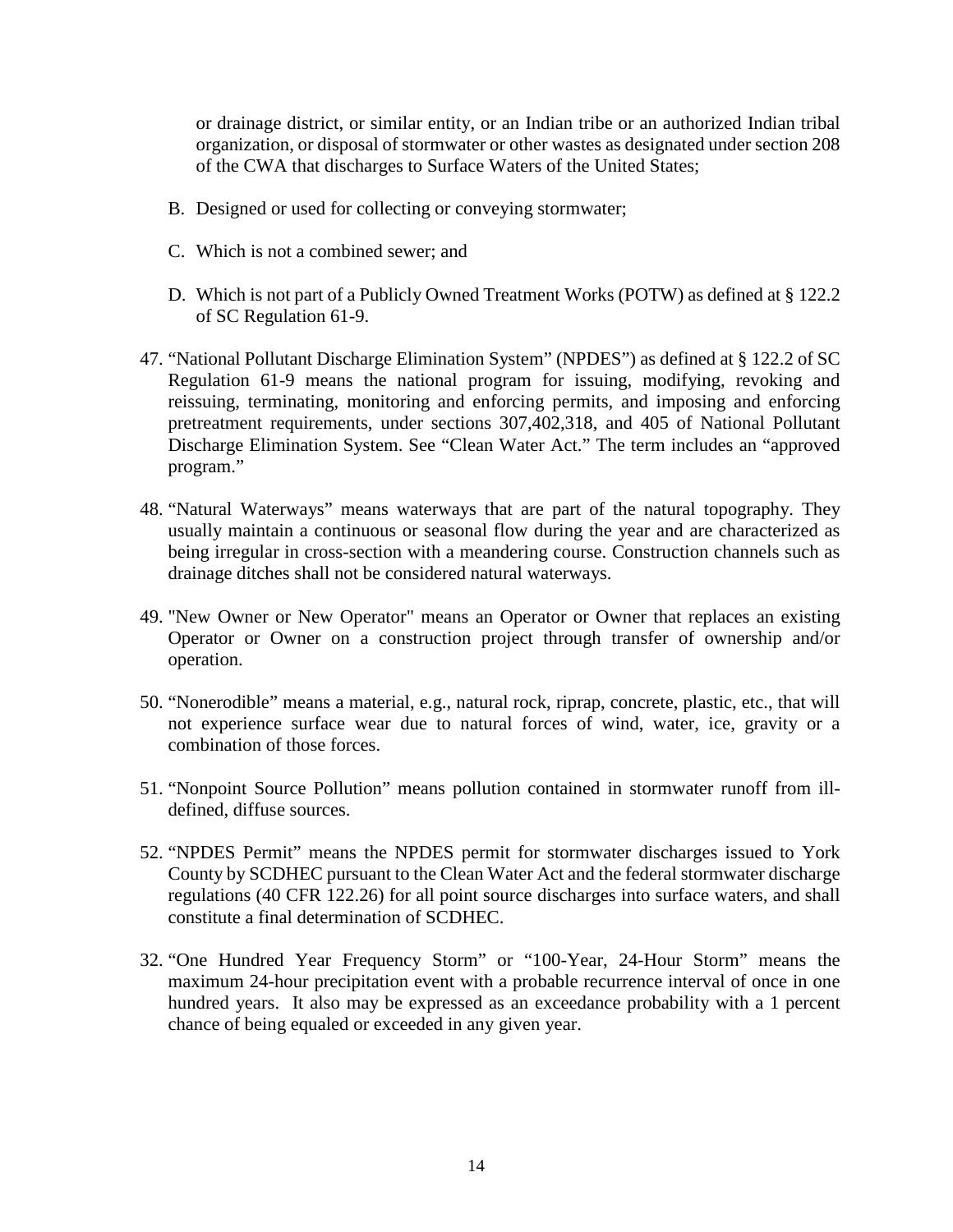or drainage district, or similar entity, or an Indian tribe or an authorized Indian tribal organization, or disposal of stormwater or other wastes as designated under section 208 of the CWA that discharges to Surface Waters of the United States;

B. Designed or used for collecting or conveying stormwater;

C. Which is not a combined sewer; and

D. Which is not part of a Publicly Owned Treatment Works (POTW) as defined at § 122.2 of SC Regulation 61-9.

47. "National Pollutant Discharge Elimination System" (NPDES") as defined at § 122.2 of SC Regulation 61-9 means the national program for issuing, modifying, revoking and reissuing, terminating, monitoring and enforcing permits, and imposing and enforcing pretreatment requirements, under sections 307,402,318, and 405 of National Pollutant Discharge Elimination System. See "Clean Water Act." The term includes an "approved program."

48. "Natural Waterways" means waterways that are part of the natural topography. They usually maintain a continuous or seasonal flow during the year and are characterized as being irregular in cross-section with a meandering course. Construction channels such as drainage ditches shall not be considered natural waterways.

49. "New Owner or New Operator" means an Operator or Owner that replaces an existing Operator or Owner on a construction project through transfer of ownership and/or operation.

50. "Nonerodible" means a material, e.g., natural rock, riprap, concrete, plastic, etc., that will not experience surface wear due to natural forces of wind, water, ice, gravity or a combination of those forces.

51. "Nonpoint Source Pollution" means pollution contained in stormwater runoff from ill-defined, diffuse sources.

52. "NPDES Permit" means the NPDES permit for stormwater discharges issued to York County by SCDHEC pursuant to the Clean Water Act and the federal stormwater discharge regulations (40 CFR 122.26) for all point source discharges into surface waters, and shall constitute a final determination of SCDHEC.

32. "One Hundred Year Frequency Storm" or "100-Year, 24-Hour Storm" means the maximum 24-hour precipitation event with a probable recurrence interval of once in one hundred years. It also may be expressed as an exceedance probability with a 1 percent chance of being equaled or exceeded in any given year.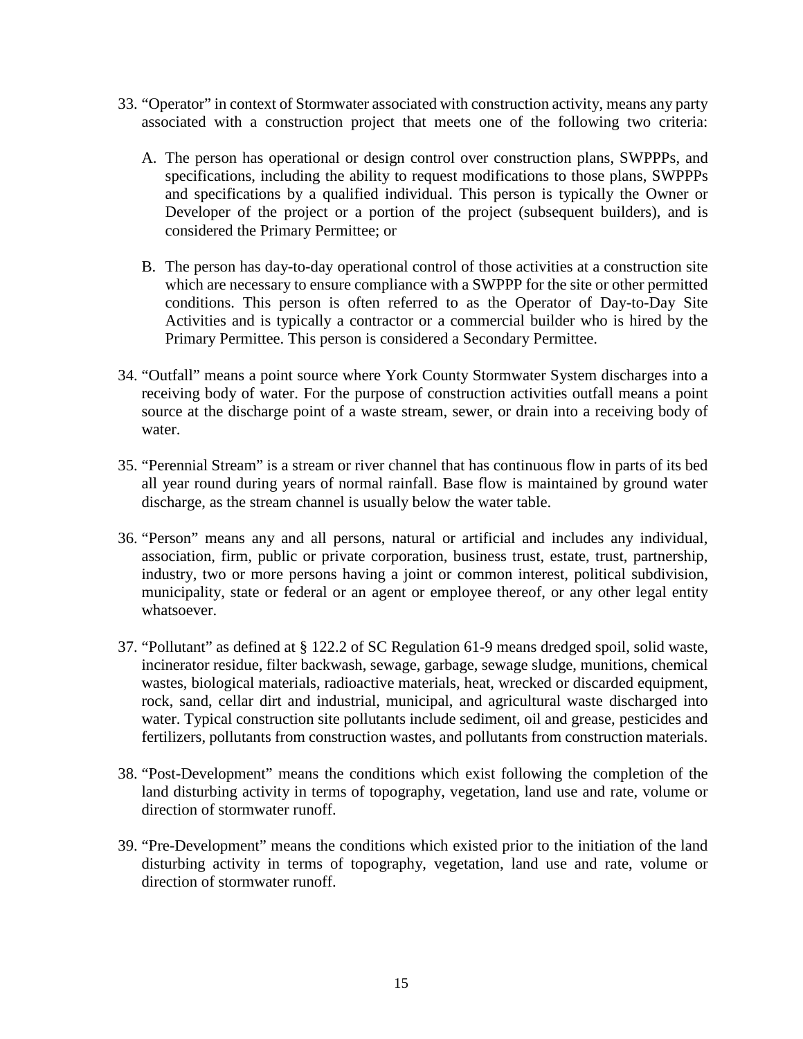33. "Operator" in context of Stormwater associated with construction activity, means any party associated with a construction project that meets one of the following two criteria:

    A. The person has operational or design control over construction plans, SWPPPs, and specifications, including the ability to request modifications to those plans, SWPPPs and specifications by a qualified individual. This person is typically the Owner or Developer of the project or a portion of the project (subsequent builders), and is considered the Primary Permittee; or

    B. The person has day-to-day operational control of those activities at a construction site which are necessary to ensure compliance with a SWPPP for the site or other permitted conditions. This person is often referred to as the Operator of Day-to-Day Site Activities and is typically a contractor or a commercial builder who is hired by the Primary Permittee. This person is considered a Secondary Permittee.

34. "Outfall" means a point source where York County Stormwater System discharges into a receiving body of water. For the purpose of construction activities outfall means a point source at the discharge point of a waste stream, sewer, or drain into a receiving body of water.

35. "Perennial Stream" is a stream or river channel that has continuous flow in parts of its bed all year round during years of normal rainfall. Base flow is maintained by ground water discharge, as the stream channel is usually below the water table.

36. "Person" means any and all persons, natural or artificial and includes any individual, association, firm, public or private corporation, business trust, estate, trust, partnership, industry, two or more persons having a joint or common interest, political subdivision, municipality, state or federal or an agent or employee thereof, or any other legal entity whatsoever.

37. "Pollutant" as defined at § 122.2 of SC Regulation 61-9 means dredged spoil, solid waste, incinerator residue, filter backwash, sewage, garbage, sewage sludge, munitions, chemical wastes, biological materials, radioactive materials, heat, wrecked or discarded equipment, rock, sand, cellar dirt and industrial, municipal, and agricultural waste discharged into water. Typical construction site pollutants include sediment, oil and grease, pesticides and fertilizers, pollutants from construction wastes, and pollutants from construction materials.

38. "Post-Development" means the conditions which exist following the completion of the land disturbing activity in terms of topography, vegetation, land use and rate, volume or direction of stormwater runoff.

39. "Pre-Development" means the conditions which existed prior to the initiation of the land disturbing activity in terms of topography, vegetation, land use and rate, volume or direction of stormwater runoff.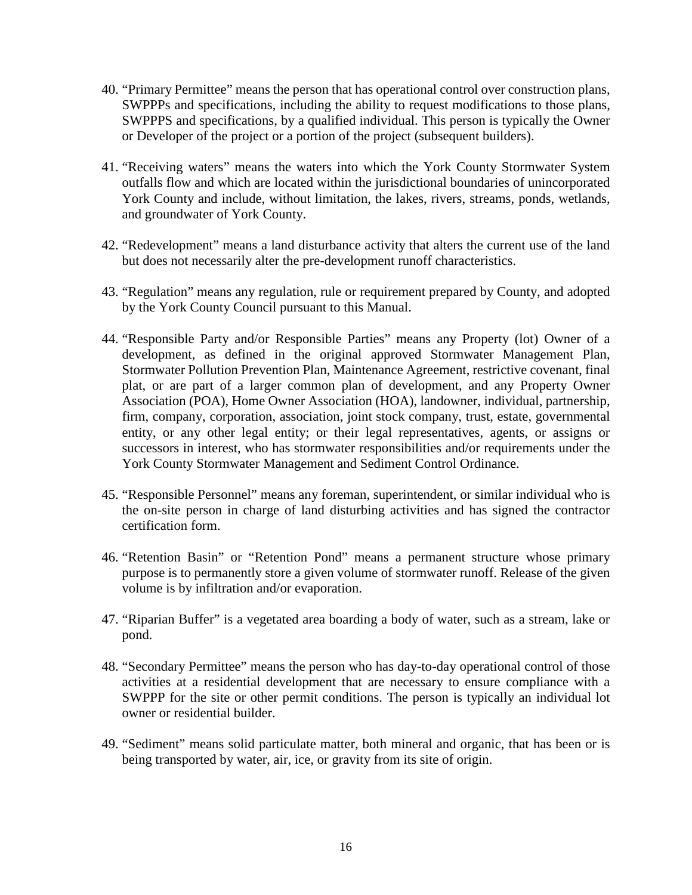40. "Primary Permittee" means the person that has operational control over construction plans, SWPPPs and specifications, including the ability to request modifications to those plans, SWPPPS and specifications, by a qualified individual. This person is typically the Owner or Developer of the project or a portion of the project (subsequent builders).

41. "Receiving waters" means the waters into which the York County Stormwater System outfalls flow and which are located within the jurisdictional boundaries of unincorporated York County and include, without limitation, the lakes, rivers, streams, ponds, wetlands, and groundwater of York County.

42. "Redevelopment" means a land disturbance activity that alters the current use of the land but does not necessarily alter the pre-development runoff characteristics.

43. "Regulation" means any regulation, rule or requirement prepared by County, and adopted by the York County Council pursuant to this Manual.

44. "Responsible Party and/or Responsible Parties" means any Property (lot) Owner of a development, as defined in the original approved Stormwater Management Plan, Stormwater Pollution Prevention Plan, Maintenance Agreement, restrictive covenant, final plat, or are part of a larger common plan of development, and any Property Owner Association (POA), Home Owner Association (HOA), landowner, individual, partnership, firm, company, corporation, association, joint stock company, trust, estate, governmental entity, or any other legal entity; or their legal representatives, agents, or assigns or successors in interest, who has stormwater responsibilities and/or requirements under the York County Stormwater Management and Sediment Control Ordinance.

45. "Responsible Personnel" means any foreman, superintendent, or similar individual who is the on-site person in charge of land disturbing activities and has signed the contractor certification form.

46. "Retention Basin" or "Retention Pond" means a permanent structure whose primary purpose is to permanently store a given volume of stormwater runoff. Release of the given volume is by infiltration and/or evaporation.

47. "Riparian Buffer" is a vegetated area boarding a body of water, such as a stream, lake or pond.

48. "Secondary Permittee" means the person who has day-to-day operational control of those activities at a residential development that are necessary to ensure compliance with a SWPPP for the site or other permit conditions. The person is typically an individual lot owner or residential builder.

49. "Sediment" means solid particulate matter, both mineral and organic, that has been or is being transported by water, air, ice, or gravity from its site of origin.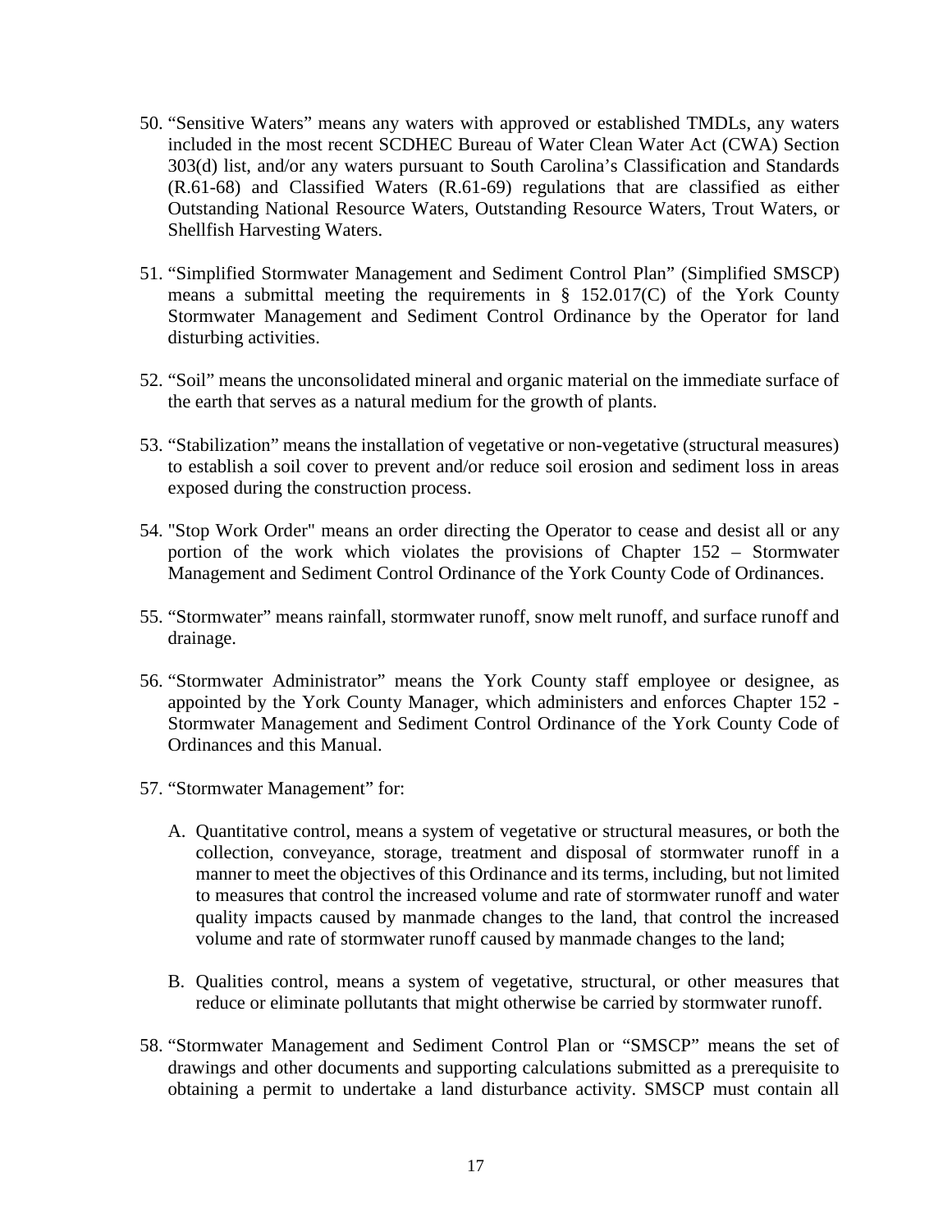50. "Sensitive Waters" means any waters with approved or established TMDLs, any waters included in the most recent SCDHEC Bureau of Water Clean Water Act (CWA) Section 303(d) list, and/or any waters pursuant to South Carolina's Classification and Standards (R.61-68) and Classified Waters (R.61-69) regulations that are classified as either Outstanding National Resource Waters, Outstanding Resource Waters, Trout Waters, or Shellfish Harvesting Waters.

51. "Simplified Stormwater Management and Sediment Control Plan" (Simplified SMSCP) means a submittal meeting the requirements in § 152.017(C) of the York County Stormwater Management and Sediment Control Ordinance by the Operator for land disturbing activities.

52. "Soil" means the unconsolidated mineral and organic material on the immediate surface of the earth that serves as a natural medium for the growth of plants.

53. "Stabilization" means the installation of vegetative or non-vegetative (structural measures) to establish a soil cover to prevent and/or reduce soil erosion and sediment loss in areas exposed during the construction process.

54. "Stop Work Order" means an order directing the Operator to cease and desist all or any portion of the work which violates the provisions of Chapter 152 – Stormwater Management and Sediment Control Ordinance of the York County Code of Ordinances.

55. "Stormwater" means rainfall, stormwater runoff, snow melt runoff, and surface runoff and drainage.

56. "Stormwater Administrator" means the York County staff employee or designee, as appointed by the York County Manager, which administers and enforces Chapter 152 - Stormwater Management and Sediment Control Ordinance of the York County Code of Ordinances and this Manual.

57. "Stormwater Management" for:

    A. Quantitative control, means a system of vegetative or structural measures, or both the collection, conveyance, storage, treatment and disposal of stormwater runoff in a manner to meet the objectives of this Ordinance and its terms, including, but not limited to measures that control the increased volume and rate of stormwater runoff and water quality impacts caused by manmade changes to the land, that control the increased volume and rate of stormwater runoff caused by manmade changes to the land;

    B. Qualities control, means a system of vegetative, structural, or other measures that reduce or eliminate pollutants that might otherwise be carried by stormwater runoff.

58. "Stormwater Management and Sediment Control Plan or "SMSCP" means the set of drawings and other documents and supporting calculations submitted as a prerequisite to obtaining a permit to undertake a land disturbance activity. SMSCP must contain all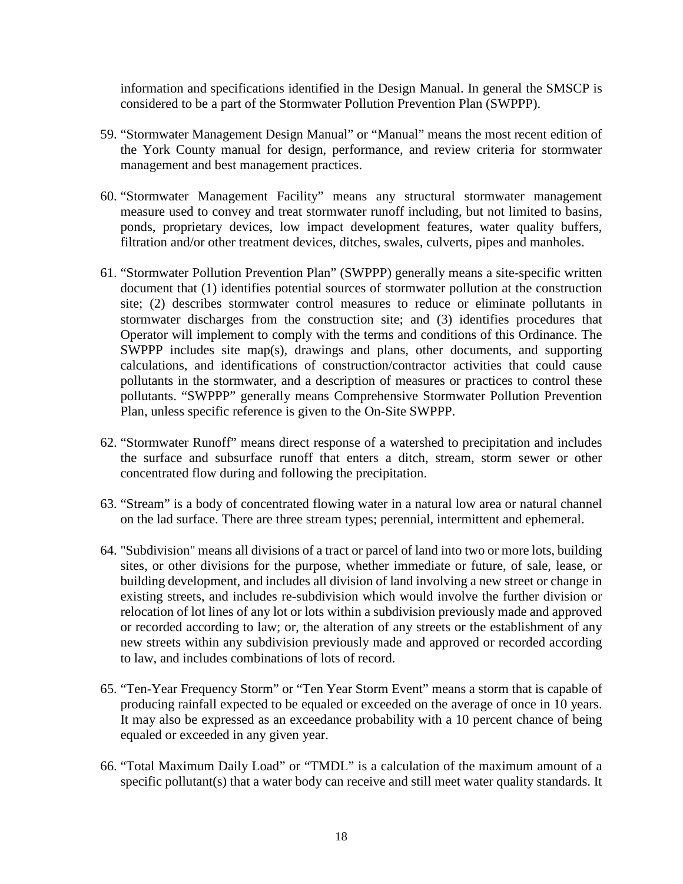information and specifications identified in the Design Manual. In general the SMSCP is considered to be a part of the Stormwater Pollution Prevention Plan (SWPPP).

59. "Stormwater Management Design Manual" or "Manual" means the most recent edition of the York County manual for design, performance, and review criteria for stormwater management and best management practices.

60. "Stormwater Management Facility" means any structural stormwater management measure used to convey and treat stormwater runoff including, but not limited to basins, ponds, proprietary devices, low impact development features, water quality buffers, filtration and/or other treatment devices, ditches, swales, culverts, pipes and manholes.

61. "Stormwater Pollution Prevention Plan" (SWPPP) generally means a site-specific written document that (1) identifies potential sources of stormwater pollution at the construction site; (2) describes stormwater control measures to reduce or eliminate pollutants in stormwater discharges from the construction site; and (3) identifies procedures that Operator will implement to comply with the terms and conditions of this Ordinance. The SWPPP includes site map(s), drawings and plans, other documents, and supporting calculations, and identifications of construction/contractor activities that could cause pollutants in the stormwater, and a description of measures or practices to control these pollutants. "SWPPP" generally means Comprehensive Stormwater Pollution Prevention Plan, unless specific reference is given to the On-Site SWPPP.

62. "Stormwater Runoff" means direct response of a watershed to precipitation and includes the surface and subsurface runoff that enters a ditch, stream, storm sewer or other concentrated flow during and following the precipitation.

63. "Stream" is a body of concentrated flowing water in a natural low area or natural channel on the lad surface. There are three stream types; perennial, intermittent and ephemeral.

64. "Subdivision" means all divisions of a tract or parcel of land into two or more lots, building sites, or other divisions for the purpose, whether immediate or future, of sale, lease, or building development, and includes all division of land involving a new street or change in existing streets, and includes re-subdivision which would involve the further division or relocation of lot lines of any lot or lots within a subdivision previously made and approved or recorded according to law; or, the alteration of any streets or the establishment of any new streets within any subdivision previously made and approved or recorded according to law, and includes combinations of lots of record.

65. "Ten-Year Frequency Storm" or "Ten Year Storm Event" means a storm that is capable of producing rainfall expected to be equaled or exceeded on the average of once in 10 years. It may also be expressed as an exceedance probability with a 10 percent chance of being equaled or exceeded in any given year.

66. "Total Maximum Daily Load" or "TMDL" is a calculation of the maximum amount of a specific pollutant(s) that a water body can receive and still meet water quality standards. It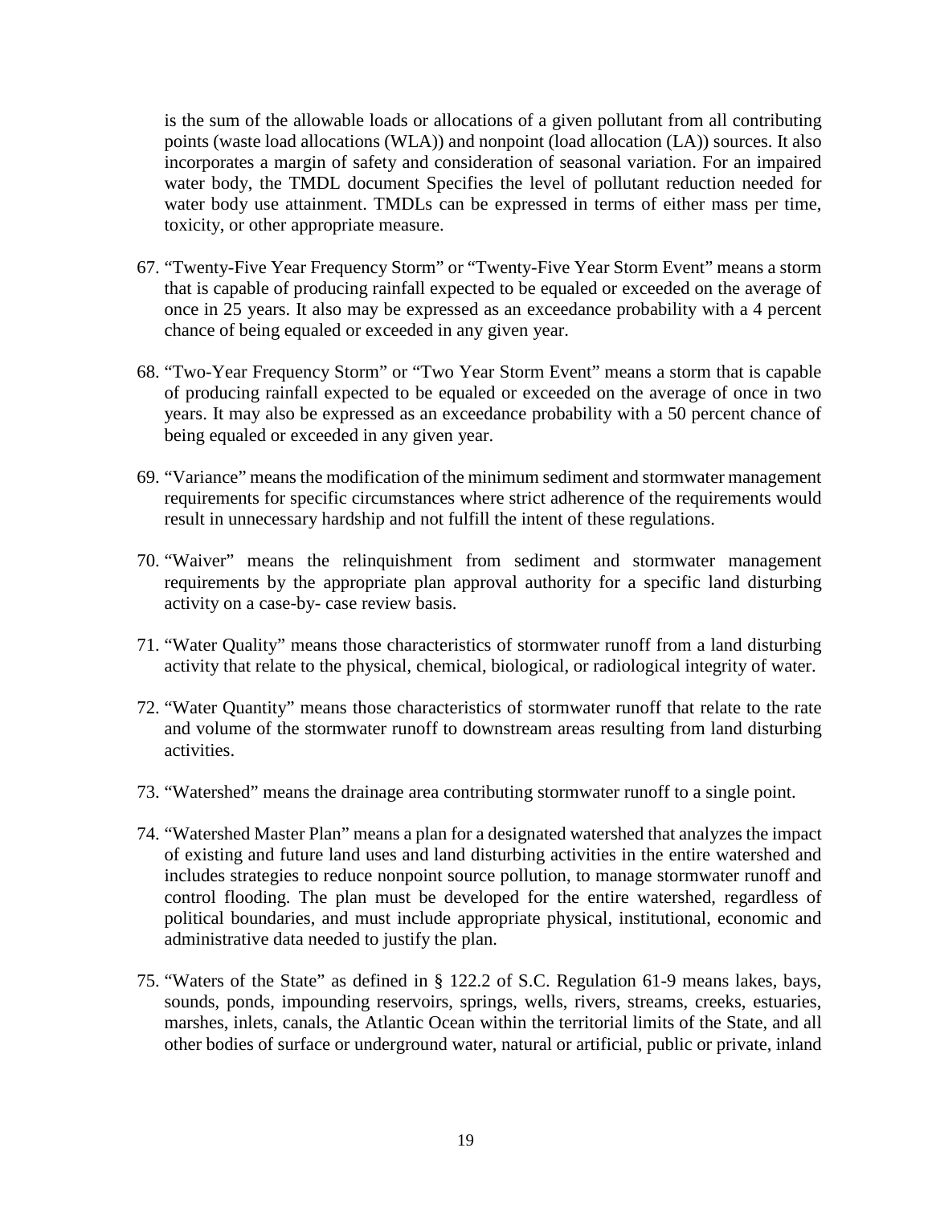is the sum of the allowable loads or allocations of a given pollutant from all contributing points (waste load allocations (WLA)) and nonpoint (load allocation (LA)) sources. It also incorporates a margin of safety and consideration of seasonal variation. For an impaired water body, the TMDL document Specifies the level of pollutant reduction needed for water body use attainment. TMDLs can be expressed in terms of either mass per time, toxicity, or other appropriate measure.

67. "Twenty-Five Year Frequency Storm" or "Twenty-Five Year Storm Event" means a storm that is capable of producing rainfall expected to be equaled or exceeded on the average of once in 25 years. It also may be expressed as an exceedance probability with a 4 percent chance of being equaled or exceeded in any given year.

68. "Two-Year Frequency Storm" or "Two Year Storm Event" means a storm that is capable of producing rainfall expected to be equaled or exceeded on the average of once in two years. It may also be expressed as an exceedance probability with a 50 percent chance of being equaled or exceeded in any given year.

69. "Variance" means the modification of the minimum sediment and stormwater management requirements for specific circumstances where strict adherence of the requirements would result in unnecessary hardship and not fulfill the intent of these regulations.

70. "Waiver" means the relinquishment from sediment and stormwater management requirements by the appropriate plan approval authority for a specific land disturbing activity on a case-by- case review basis.

71. "Water Quality" means those characteristics of stormwater runoff from a land disturbing activity that relate to the physical, chemical, biological, or radiological integrity of water.

72. "Water Quantity" means those characteristics of stormwater runoff that relate to the rate and volume of the stormwater runoff to downstream areas resulting from land disturbing activities.

73. "Watershed" means the drainage area contributing stormwater runoff to a single point.

74. "Watershed Master Plan" means a plan for a designated watershed that analyzes the impact of existing and future land uses and land disturbing activities in the entire watershed and includes strategies to reduce nonpoint source pollution, to manage stormwater runoff and control flooding. The plan must be developed for the entire watershed, regardless of political boundaries, and must include appropriate physical, institutional, economic and administrative data needed to justify the plan.

75. "Waters of the State" as defined in § 122.2 of S.C. Regulation 61-9 means lakes, bays, sounds, ponds, impounding reservoirs, springs, wells, rivers, streams, creeks, estuaries, marshes, inlets, canals, the Atlantic Ocean within the territorial limits of the State, and all other bodies of surface or underground water, natural or artificial, public or private, inland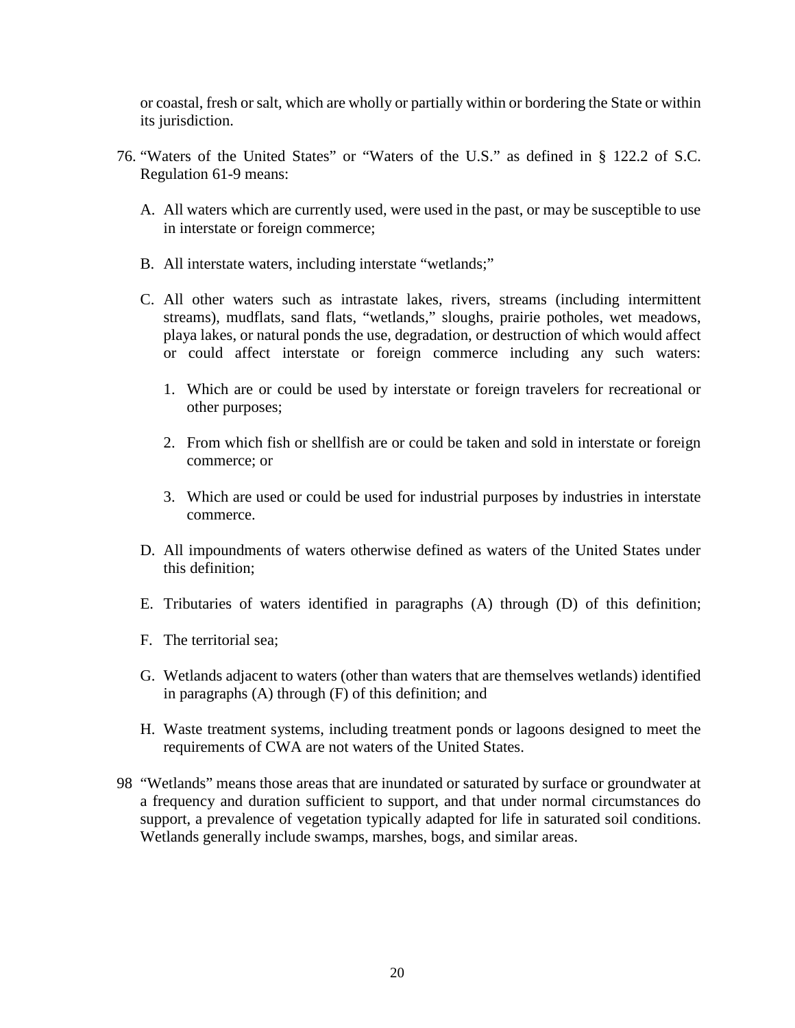or coastal, fresh or salt, which are wholly or partially within or bordering the State or within its jurisdiction.

76. "Waters of the United States" or "Waters of the U.S." as defined in § 122.2 of S.C. Regulation 61-9 means:

    A. All waters which are currently used, were used in the past, or may be susceptible to use in interstate or foreign commerce;

    B. All interstate waters, including interstate "wetlands;"

    C. All other waters such as intrastate lakes, rivers, streams (including intermittent streams), mudflats, sand flats, "wetlands," sloughs, prairie potholes, wet meadows, playa lakes, or natural ponds the use, degradation, or destruction of which would affect or could affect interstate or foreign commerce including any such waters:

        1. Which are or could be used by interstate or foreign travelers for recreational or other purposes;

        2. From which fish or shellfish are or could be taken and sold in interstate or foreign commerce; or

        3. Which are used or could be used for industrial purposes by industries in interstate commerce.

    D. All impoundments of waters otherwise defined as waters of the United States under this definition;

    E. Tributaries of waters identified in paragraphs (A) through (D) of this definition;

    F. The territorial sea;

    G. Wetlands adjacent to waters (other than waters that are themselves wetlands) identified in paragraphs (A) through (F) of this definition; and

    H. Waste treatment systems, including treatment ponds or lagoons designed to meet the requirements of CWA are not waters of the United States.

98 "Wetlands" means those areas that are inundated or saturated by surface or groundwater at a frequency and duration sufficient to support, and that under normal circumstances do support, a prevalence of vegetation typically adapted for life in saturated soil conditions. Wetlands generally include swamps, marshes, bogs, and similar areas.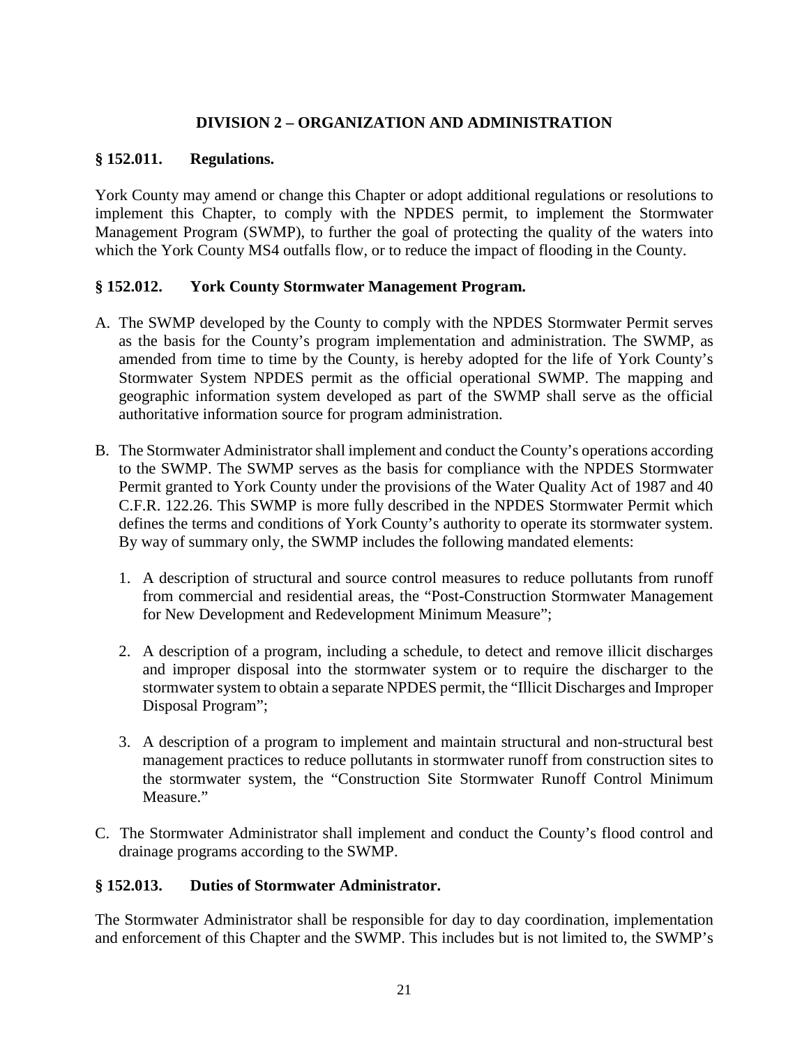## DIVISION 2 – ORGANIZATION AND ADMINISTRATION

### § 152.011. Regulations.

York County may amend or change this Chapter or adopt additional regulations or resolutions to implement this Chapter, to comply with the NPDES permit, to implement the Stormwater Management Program (SWMP), to further the goal of protecting the quality of the waters into which the York County MS4 outfalls flow, or to reduce the impact of flooding in the County.

### § 152.012. York County Stormwater Management Program.

A. The SWMP developed by the County to comply with the NPDES Stormwater Permit serves as the basis for the County's program implementation and administration. The SWMP, as amended from time to time by the County, is hereby adopted for the life of York County's Stormwater System NPDES permit as the official operational SWMP. The mapping and geographic information system developed as part of the SWMP shall serve as the official authoritative information source for program administration.

B. The Stormwater Administrator shall implement and conduct the County's operations according to the SWMP. The SWMP serves as the basis for compliance with the NPDES Stormwater Permit granted to York County under the provisions of the Water Quality Act of 1987 and 40 C.F.R. 122.26. This SWMP is more fully described in the NPDES Stormwater Permit which defines the terms and conditions of York County's authority to operate its stormwater system. By way of summary only, the SWMP includes the following mandated elements:

   1. A description of structural and source control measures to reduce pollutants from runoff from commercial and residential areas, the "Post-Construction Stormwater Management for New Development and Redevelopment Minimum Measure";

   2. A description of a program, including a schedule, to detect and remove illicit discharges and improper disposal into the stormwater system or to require the discharger to the stormwater system to obtain a separate NPDES permit, the "Illicit Discharges and Improper Disposal Program";

   3. A description of a program to implement and maintain structural and non-structural best management practices to reduce pollutants in stormwater runoff from construction sites to the stormwater system, the "Construction Site Stormwater Runoff Control Minimum Measure."

C. The Stormwater Administrator shall implement and conduct the County's flood control and drainage programs according to the SWMP.

### § 152.013. Duties of Stormwater Administrator.

The Stormwater Administrator shall be responsible for day to day coordination, implementation and enforcement of this Chapter and the SWMP. This includes but is not limited to, the SWMP's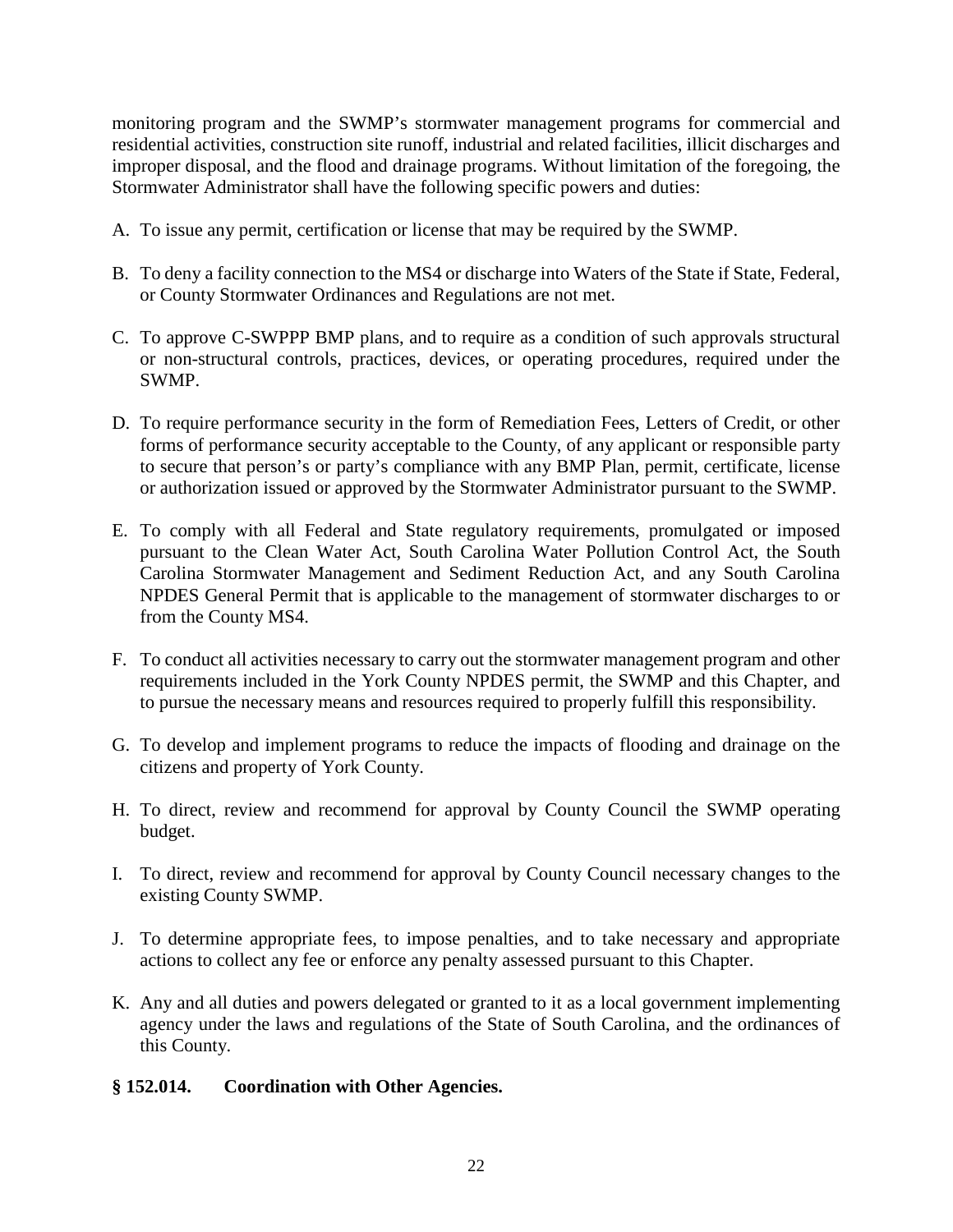monitoring program and the SWMP's stormwater management programs for commercial and residential activities, construction site runoff, industrial and related facilities, illicit discharges and improper disposal, and the flood and drainage programs. Without limitation of the foregoing, the Stormwater Administrator shall have the following specific powers and duties:

A. To issue any permit, certification or license that may be required by the SWMP.

B. To deny a facility connection to the MS4 or discharge into Waters of the State if State, Federal, or County Stormwater Ordinances and Regulations are not met.

C. To approve C-SWPPP BMP plans, and to require as a condition of such approvals structural or non-structural controls, practices, devices, or operating procedures, required under the SWMP.

D. To require performance security in the form of Remediation Fees, Letters of Credit, or other forms of performance security acceptable to the County, of any applicant or responsible party to secure that person's or party's compliance with any BMP Plan, permit, certificate, license or authorization issued or approved by the Stormwater Administrator pursuant to the SWMP.

E. To comply with all Federal and State regulatory requirements, promulgated or imposed pursuant to the Clean Water Act, South Carolina Water Pollution Control Act, the South Carolina Stormwater Management and Sediment Reduction Act, and any South Carolina NPDES General Permit that is applicable to the management of stormwater discharges to or from the County MS4.

F. To conduct all activities necessary to carry out the stormwater management program and other requirements included in the York County NPDES permit, the SWMP and this Chapter, and to pursue the necessary means and resources required to properly fulfill this responsibility.

G. To develop and implement programs to reduce the impacts of flooding and drainage on the citizens and property of York County.

H. To direct, review and recommend for approval by County Council the SWMP operating budget.

I. To direct, review and recommend for approval by County Council necessary changes to the existing County SWMP.

J. To determine appropriate fees, to impose penalties, and to take necessary and appropriate actions to collect any fee or enforce any penalty assessed pursuant to this Chapter.

K. Any and all duties and powers delegated or granted to it as a local government implementing agency under the laws and regulations of the State of South Carolina, and the ordinances of this County.

**§ 152.014. Coordination with Other Agencies.**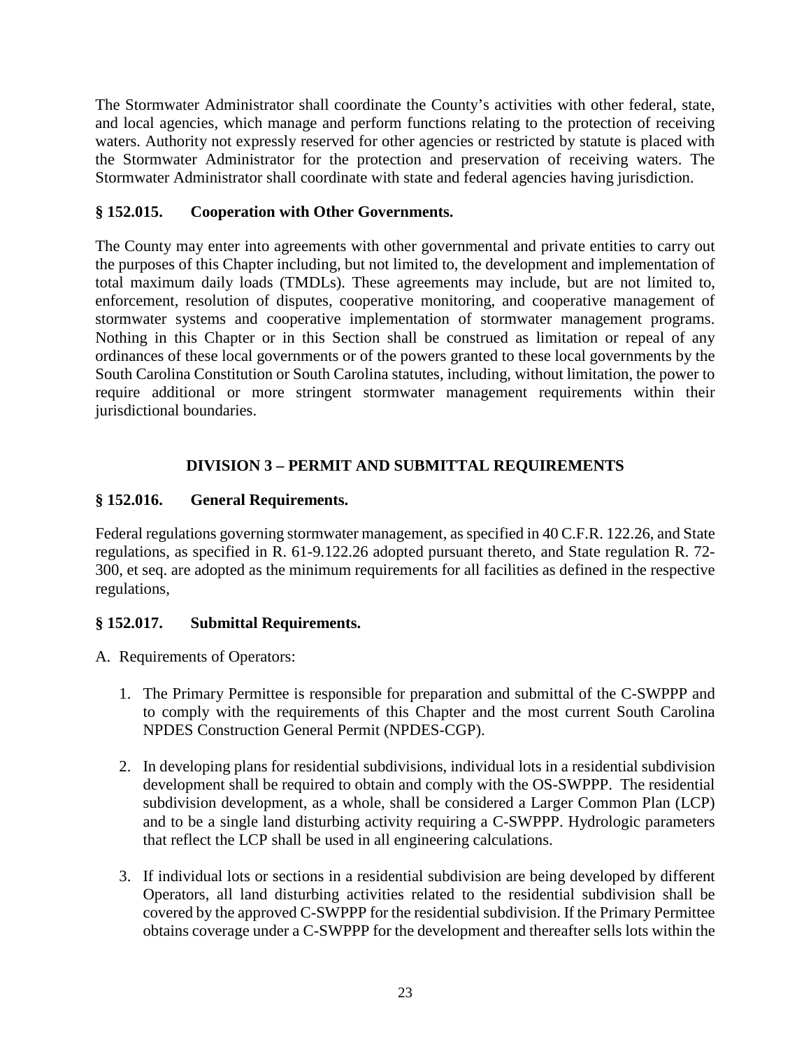The Stormwater Administrator shall coordinate the County's activities with other federal, state, and local agencies, which manage and perform functions relating to the protection of receiving waters. Authority not expressly reserved for other agencies or restricted by statute is placed with the Stormwater Administrator for the protection and preservation of receiving waters. The Stormwater Administrator shall coordinate with state and federal agencies having jurisdiction.

### § 152.015. Cooperation with Other Governments.

The County may enter into agreements with other governmental and private entities to carry out the purposes of this Chapter including, but not limited to, the development and implementation of total maximum daily loads (TMDLs). These agreements may include, but are not limited to, enforcement, resolution of disputes, cooperative monitoring, and cooperative management of stormwater systems and cooperative implementation of stormwater management programs. Nothing in this Chapter or in this Section shall be construed as limitation or repeal of any ordinances of these local governments or of the powers granted to these local governments by the South Carolina Constitution or South Carolina statutes, including, without limitation, the power to require additional or more stringent stormwater management requirements within their jurisdictional boundaries.

## DIVISION 3 – PERMIT AND SUBMITTAL REQUIREMENTS

### § 152.016. General Requirements.

Federal regulations governing stormwater management, as specified in 40 C.F.R. 122.26, and State regulations, as specified in R. 61-9.122.26 adopted pursuant thereto, and State regulation R. 72-300, et seq. are adopted as the minimum requirements for all facilities as defined in the respective regulations,

### § 152.017. Submittal Requirements.

A. Requirements of Operators:

1. The Primary Permittee is responsible for preparation and submittal of the C-SWPPP and to comply with the requirements of this Chapter and the most current South Carolina NPDES Construction General Permit (NPDES-CGP).

2. In developing plans for residential subdivisions, individual lots in a residential subdivision development shall be required to obtain and comply with the OS-SWPPP. The residential subdivision development, as a whole, shall be considered a Larger Common Plan (LCP) and to be a single land disturbing activity requiring a C-SWPPP. Hydrologic parameters that reflect the LCP shall be used in all engineering calculations.

3. If individual lots or sections in a residential subdivision are being developed by different Operators, all land disturbing activities related to the residential subdivision shall be covered by the approved C-SWPPP for the residential subdivision. If the Primary Permittee obtains coverage under a C-SWPPP for the development and thereafter sells lots within the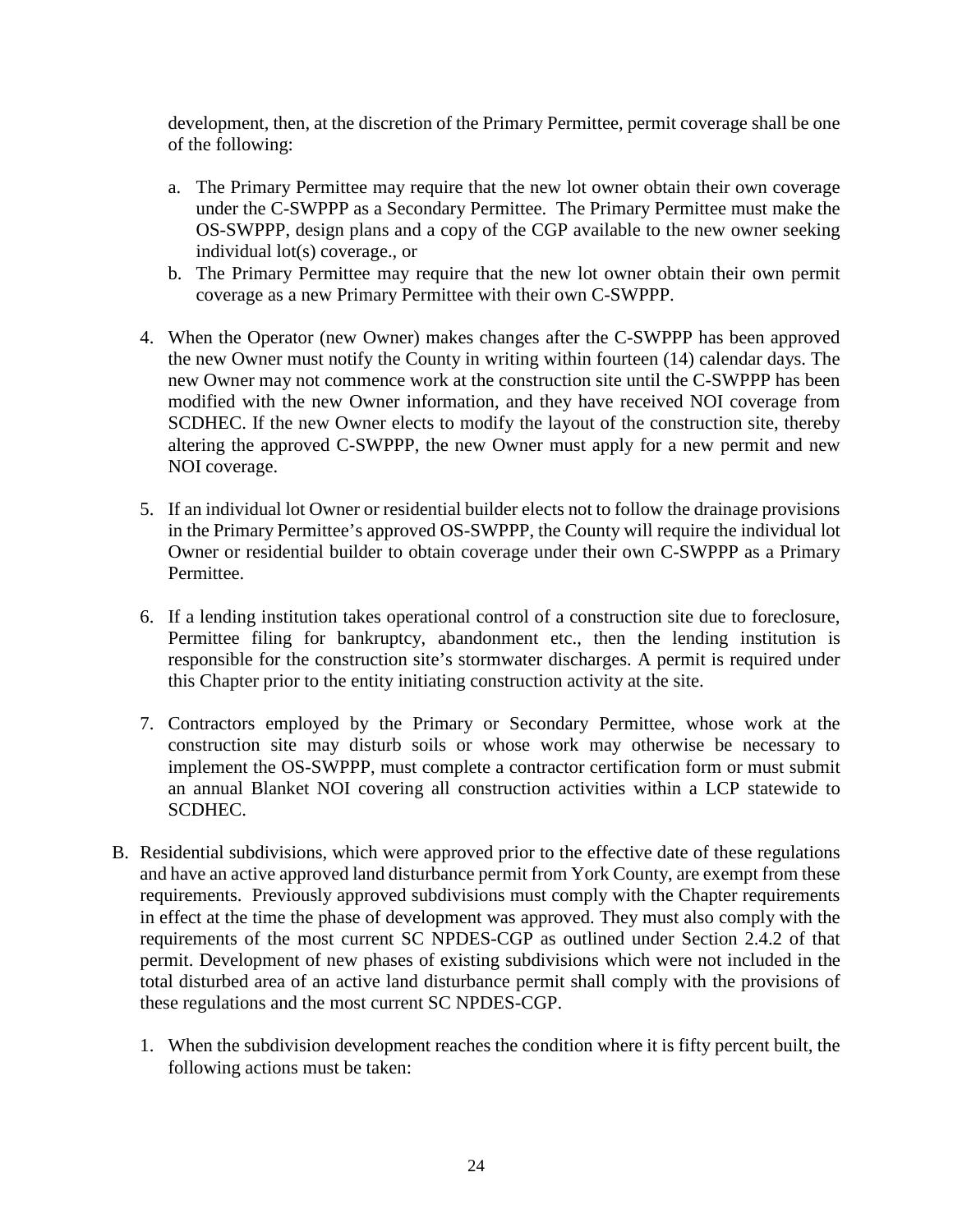development, then, at the discretion of the Primary Permittee, permit coverage shall be one of the following:

a. The Primary Permittee may require that the new lot owner obtain their own coverage under the C-SWPPP as a Secondary Permittee. The Primary Permittee must make the OS-SWPPP, design plans and a copy of the CGP available to the new owner seeking individual lot(s) coverage., or
b. The Primary Permittee may require that the new lot owner obtain their own permit coverage as a new Primary Permittee with their own C-SWPPP.

4. When the Operator (new Owner) makes changes after the C-SWPPP has been approved the new Owner must notify the County in writing within fourteen (14) calendar days. The new Owner may not commence work at the construction site until the C-SWPPP has been modified with the new Owner information, and they have received NOI coverage from SCDHEC. If the new Owner elects to modify the layout of the construction site, thereby altering the approved C-SWPPP, the new Owner must apply for a new permit and new NOI coverage.

5. If an individual lot Owner or residential builder elects not to follow the drainage provisions in the Primary Permittee's approved OS-SWPPP, the County will require the individual lot Owner or residential builder to obtain coverage under their own C-SWPPP as a Primary Permittee.

6. If a lending institution takes operational control of a construction site due to foreclosure, Permittee filing for bankruptcy, abandonment etc., then the lending institution is responsible for the construction site's stormwater discharges. A permit is required under this Chapter prior to the entity initiating construction activity at the site.

7. Contractors employed by the Primary or Secondary Permittee, whose work at the construction site may disturb soils or whose work may otherwise be necessary to implement the OS-SWPPP, must complete a contractor certification form or must submit an annual Blanket NOI covering all construction activities within a LCP statewide to SCDHEC.

B. Residential subdivisions, which were approved prior to the effective date of these regulations and have an active approved land disturbance permit from York County, are exempt from these requirements. Previously approved subdivisions must comply with the Chapter requirements in effect at the time the phase of development was approved. They must also comply with the requirements of the most current SC NPDES-CGP as outlined under Section 2.4.2 of that permit. Development of new phases of existing subdivisions which were not included in the total disturbed area of an active land disturbance permit shall comply with the provisions of these regulations and the most current SC NPDES-CGP.

1. When the subdivision development reaches the condition where it is fifty percent built, the following actions must be taken: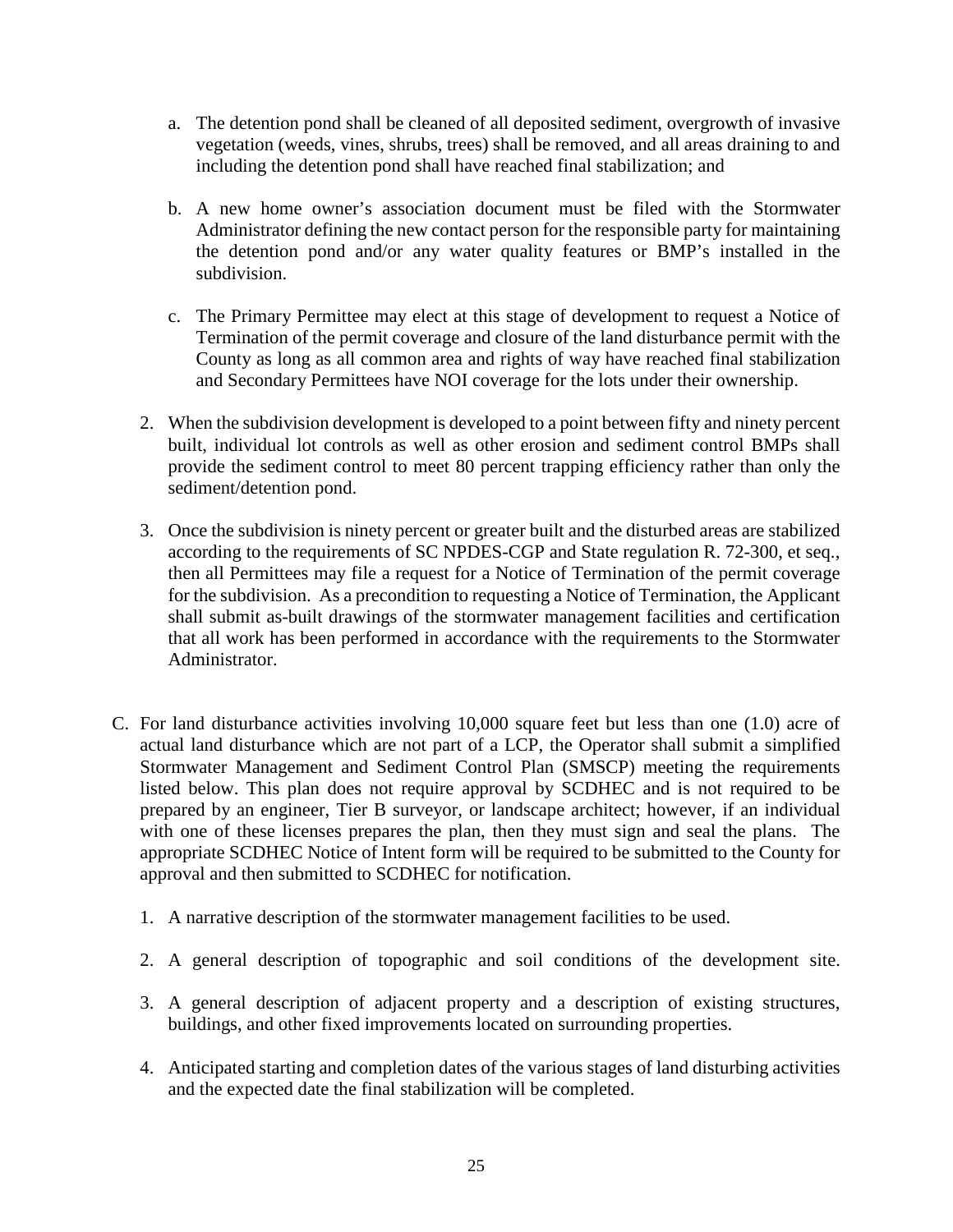a. The detention pond shall be cleaned of all deposited sediment, overgrowth of invasive vegetation (weeds, vines, shrubs, trees) shall be removed, and all areas draining to and including the detention pond shall have reached final stabilization; and

b. A new home owner's association document must be filed with the Stormwater Administrator defining the new contact person for the responsible party for maintaining the detention pond and/or any water quality features or BMP's installed in the subdivision.

c. The Primary Permittee may elect at this stage of development to request a Notice of Termination of the permit coverage and closure of the land disturbance permit with the County as long as all common area and rights of way have reached final stabilization and Secondary Permittees have NOI coverage for the lots under their ownership.

2. When the subdivision development is developed to a point between fifty and ninety percent built, individual lot controls as well as other erosion and sediment control BMPs shall provide the sediment control to meet 80 percent trapping efficiency rather than only the sediment/detention pond.

3. Once the subdivision is ninety percent or greater built and the disturbed areas are stabilized according to the requirements of SC NPDES-CGP and State regulation R. 72-300, et seq., then all Permittees may file a request for a Notice of Termination of the permit coverage for the subdivision. As a precondition to requesting a Notice of Termination, the Applicant shall submit as-built drawings of the stormwater management facilities and certification that all work has been performed in accordance with the requirements to the Stormwater Administrator.

C. For land disturbance activities involving 10,000 square feet but less than one (1.0) acre of actual land disturbance which are not part of a LCP, the Operator shall submit a simplified Stormwater Management and Sediment Control Plan (SMSCP) meeting the requirements listed below. This plan does not require approval by SCDHEC and is not required to be prepared by an engineer, Tier B surveyor, or landscape architect; however, if an individual with one of these licenses prepares the plan, then they must sign and seal the plans. The appropriate SCDHEC Notice of Intent form will be required to be submitted to the County for approval and then submitted to SCDHEC for notification.

1. A narrative description of the stormwater management facilities to be used.

2. A general description of topographic and soil conditions of the development site.

3. A general description of adjacent property and a description of existing structures, buildings, and other fixed improvements located on surrounding properties.

4. Anticipated starting and completion dates of the various stages of land disturbing activities and the expected date the final stabilization will be completed.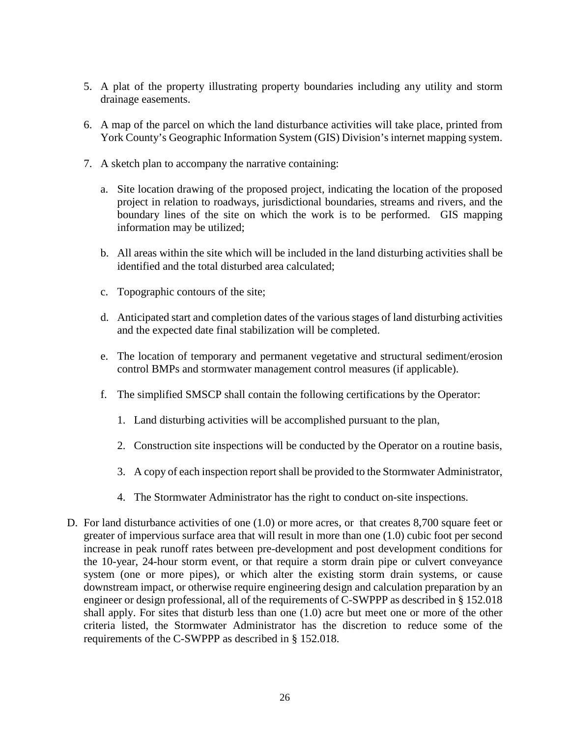5. A plat of the property illustrating property boundaries including any utility and storm drainage easements.

6. A map of the parcel on which the land disturbance activities will take place, printed from York County's Geographic Information System (GIS) Division's internet mapping system.

7. A sketch plan to accompany the narrative containing:

   a. Site location drawing of the proposed project, indicating the location of the proposed project in relation to roadways, jurisdictional boundaries, streams and rivers, and the boundary lines of the site on which the work is to be performed. GIS mapping information may be utilized;

   b. All areas within the site which will be included in the land disturbing activities shall be identified and the total disturbed area calculated;

   c. Topographic contours of the site;

   d. Anticipated start and completion dates of the various stages of land disturbing activities and the expected date final stabilization will be completed.

   e. The location of temporary and permanent vegetative and structural sediment/erosion control BMPs and stormwater management control measures (if applicable).

   f. The simplified SMSCP shall contain the following certifications by the Operator:

      1. Land disturbing activities will be accomplished pursuant to the plan,

      2. Construction site inspections will be conducted by the Operator on a routine basis,

      3. A copy of each inspection report shall be provided to the Stormwater Administrator,

      4. The Stormwater Administrator has the right to conduct on-site inspections.

D. For land disturbance activities of one (1.0) or more acres, or that creates 8,700 square feet or greater of impervious surface area that will result in more than one (1.0) cubic foot per second increase in peak runoff rates between pre-development and post development conditions for the 10-year, 24-hour storm event, or that require a storm drain pipe or culvert conveyance system (one or more pipes), or which alter the existing storm drain systems, or cause downstream impact, or otherwise require engineering design and calculation preparation by an engineer or design professional, all of the requirements of C-SWPPP as described in § 152.018 shall apply. For sites that disturb less than one (1.0) acre but meet one or more of the other criteria listed, the Stormwater Administrator has the discretion to reduce some of the requirements of the C-SWPPP as described in § 152.018.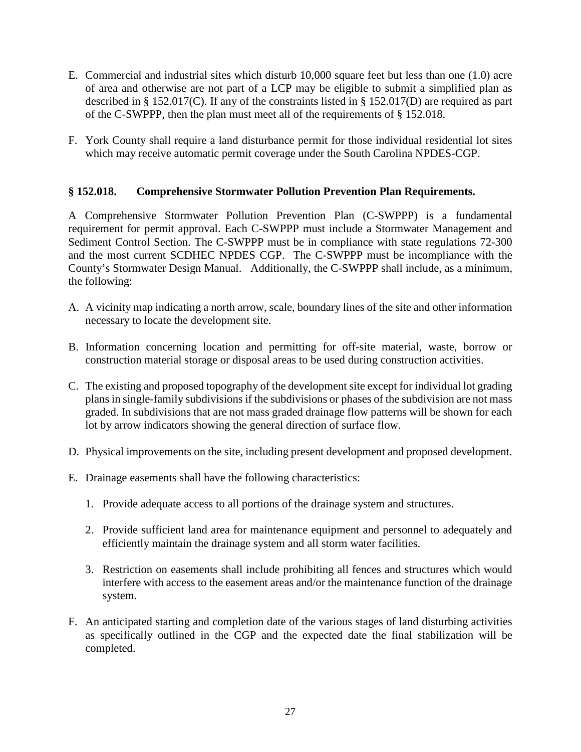E. Commercial and industrial sites which disturb 10,000 square feet but less than one (1.0) acre of area and otherwise are not part of a LCP may be eligible to submit a simplified plan as described in § 152.017(C). If any of the constraints listed in § 152.017(D) are required as part of the C-SWPPP, then the plan must meet all of the requirements of § 152.018.

F. York County shall require a land disturbance permit for those individual residential lot sites which may receive automatic permit coverage under the South Carolina NPDES-CGP.

### § 152.018. Comprehensive Stormwater Pollution Prevention Plan Requirements.

A Comprehensive Stormwater Pollution Prevention Plan (C-SWPPP) is a fundamental requirement for permit approval. Each C-SWPPP must include a Stormwater Management and Sediment Control Section. The C-SWPPP must be in compliance with state regulations 72-300 and the most current SCDHEC NPDES CGP. The C-SWPPP must be incompliance with the County's Stormwater Design Manual. Additionally, the C-SWPPP shall include, as a minimum, the following:

A. A vicinity map indicating a north arrow, scale, boundary lines of the site and other information necessary to locate the development site.

B. Information concerning location and permitting for off-site material, waste, borrow or construction material storage or disposal areas to be used during construction activities.

C. The existing and proposed topography of the development site except for individual lot grading plans in single-family subdivisions if the subdivisions or phases of the subdivision are not mass graded. In subdivisions that are not mass graded drainage flow patterns will be shown for each lot by arrow indicators showing the general direction of surface flow.

D. Physical improvements on the site, including present development and proposed development.

E. Drainage easements shall have the following characteristics:

   1. Provide adequate access to all portions of the drainage system and structures.

   2. Provide sufficient land area for maintenance equipment and personnel to adequately and efficiently maintain the drainage system and all storm water facilities.

   3. Restriction on easements shall include prohibiting all fences and structures which would interfere with access to the easement areas and/or the maintenance function of the drainage system.

F. An anticipated starting and completion date of the various stages of land disturbing activities as specifically outlined in the CGP and the expected date the final stabilization will be completed.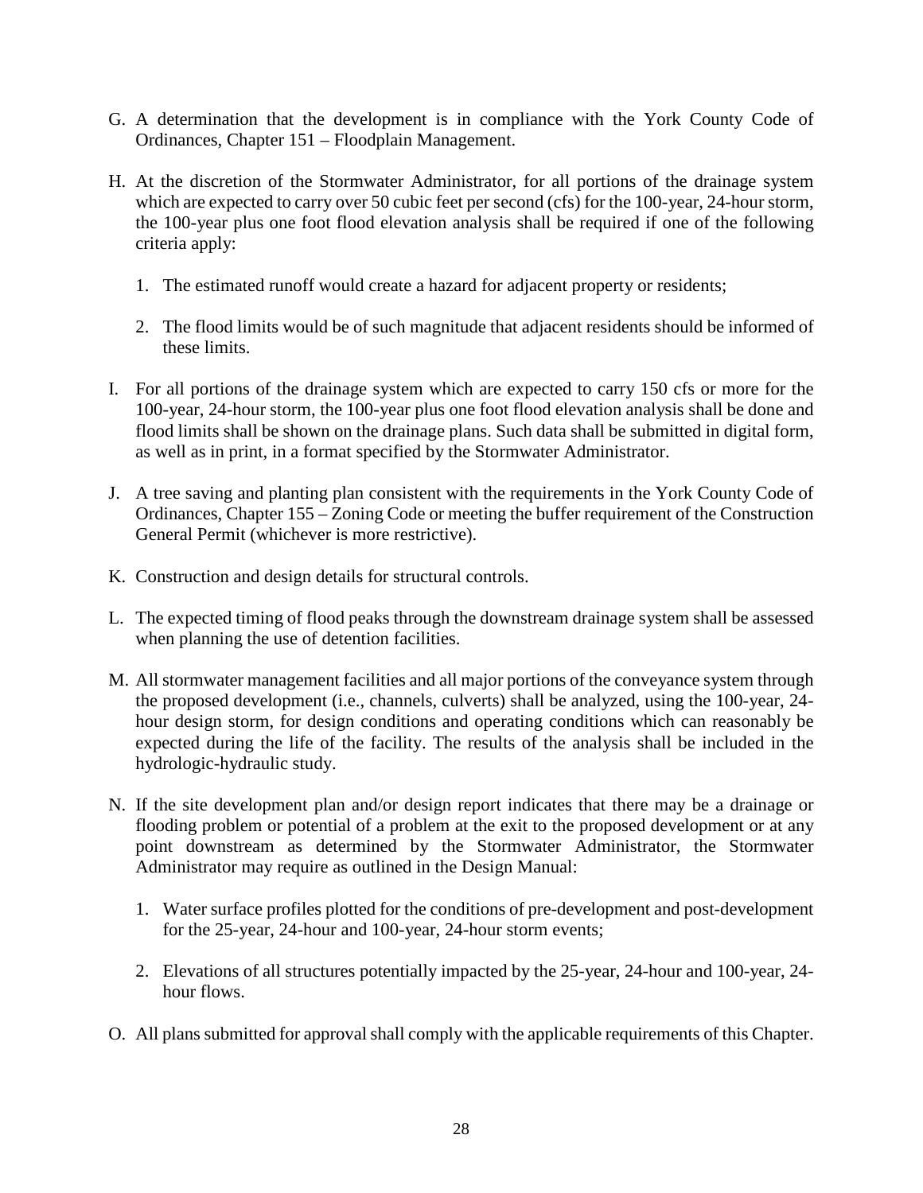G. A determination that the development is in compliance with the York County Code of Ordinances, Chapter 151 – Floodplain Management.

H. At the discretion of the Stormwater Administrator, for all portions of the drainage system which are expected to carry over 50 cubic feet per second (cfs) for the 100-year, 24-hour storm, the 100-year plus one foot flood elevation analysis shall be required if one of the following criteria apply:

   1. The estimated runoff would create a hazard for adjacent property or residents;

   2. The flood limits would be of such magnitude that adjacent residents should be informed of these limits.

I. For all portions of the drainage system which are expected to carry 150 cfs or more for the 100-year, 24-hour storm, the 100-year plus one foot flood elevation analysis shall be done and flood limits shall be shown on the drainage plans. Such data shall be submitted in digital form, as well as in print, in a format specified by the Stormwater Administrator.

J. A tree saving and planting plan consistent with the requirements in the York County Code of Ordinances, Chapter 155 – Zoning Code or meeting the buffer requirement of the Construction General Permit (whichever is more restrictive).

K. Construction and design details for structural controls.

L. The expected timing of flood peaks through the downstream drainage system shall be assessed when planning the use of detention facilities.

M. All stormwater management facilities and all major portions of the conveyance system through the proposed development (i.e., channels, culverts) shall be analyzed, using the 100-year, 24-hour design storm, for design conditions and operating conditions which can reasonably be expected during the life of the facility. The results of the analysis shall be included in the hydrologic-hydraulic study.

N. If the site development plan and/or design report indicates that there may be a drainage or flooding problem or potential of a problem at the exit to the proposed development or at any point downstream as determined by the Stormwater Administrator, the Stormwater Administrator may require as outlined in the Design Manual:

   1. Water surface profiles plotted for the conditions of pre-development and post-development for the 25-year, 24-hour and 100-year, 24-hour storm events;

   2. Elevations of all structures potentially impacted by the 25-year, 24-hour and 100-year, 24-hour flows.

O. All plans submitted for approval shall comply with the applicable requirements of this Chapter.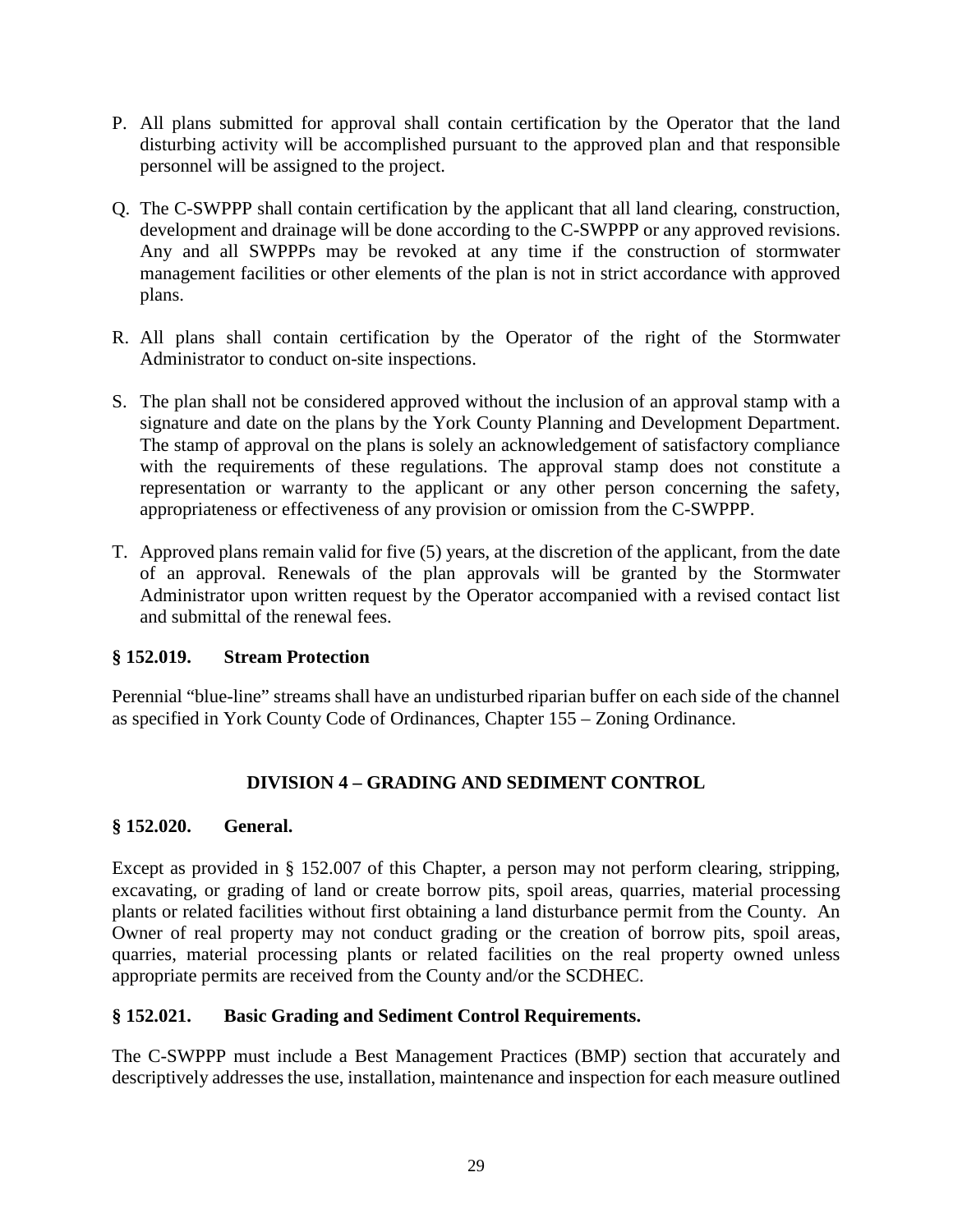P. All plans submitted for approval shall contain certification by the Operator that the land disturbing activity will be accomplished pursuant to the approved plan and that responsible personnel will be assigned to the project.

Q. The C-SWPPP shall contain certification by the applicant that all land clearing, construction, development and drainage will be done according to the C-SWPPP or any approved revisions. Any and all SWPPPs may be revoked at any time if the construction of stormwater management facilities or other elements of the plan is not in strict accordance with approved plans.

R. All plans shall contain certification by the Operator of the right of the Stormwater Administrator to conduct on-site inspections.

S. The plan shall not be considered approved without the inclusion of an approval stamp with a signature and date on the plans by the York County Planning and Development Department. The stamp of approval on the plans is solely an acknowledgement of satisfactory compliance with the requirements of these regulations. The approval stamp does not constitute a representation or warranty to the applicant or any other person concerning the safety, appropriateness or effectiveness of any provision or omission from the C-SWPPP.

T. Approved plans remain valid for five (5) years, at the discretion of the applicant, from the date of an approval. Renewals of the plan approvals will be granted by the Stormwater Administrator upon written request by the Operator accompanied with a revised contact list and submittal of the renewal fees.

### § 152.019. Stream Protection

Perennial "blue-line" streams shall have an undisturbed riparian buffer on each side of the channel as specified in York County Code of Ordinances, Chapter 155 – Zoning Ordinance.

## DIVISION 4 – GRADING AND SEDIMENT CONTROL

### § 152.020. General.

Except as provided in § 152.007 of this Chapter, a person may not perform clearing, stripping, excavating, or grading of land or create borrow pits, spoil areas, quarries, material processing plants or related facilities without first obtaining a land disturbance permit from the County. An Owner of real property may not conduct grading or the creation of borrow pits, spoil areas, quarries, material processing plants or related facilities on the real property owned unless appropriate permits are received from the County and/or the SCDHEC.

### § 152.021. Basic Grading and Sediment Control Requirements.

The C-SWPPP must include a Best Management Practices (BMP) section that accurately and descriptively addresses the use, installation, maintenance and inspection for each measure outlined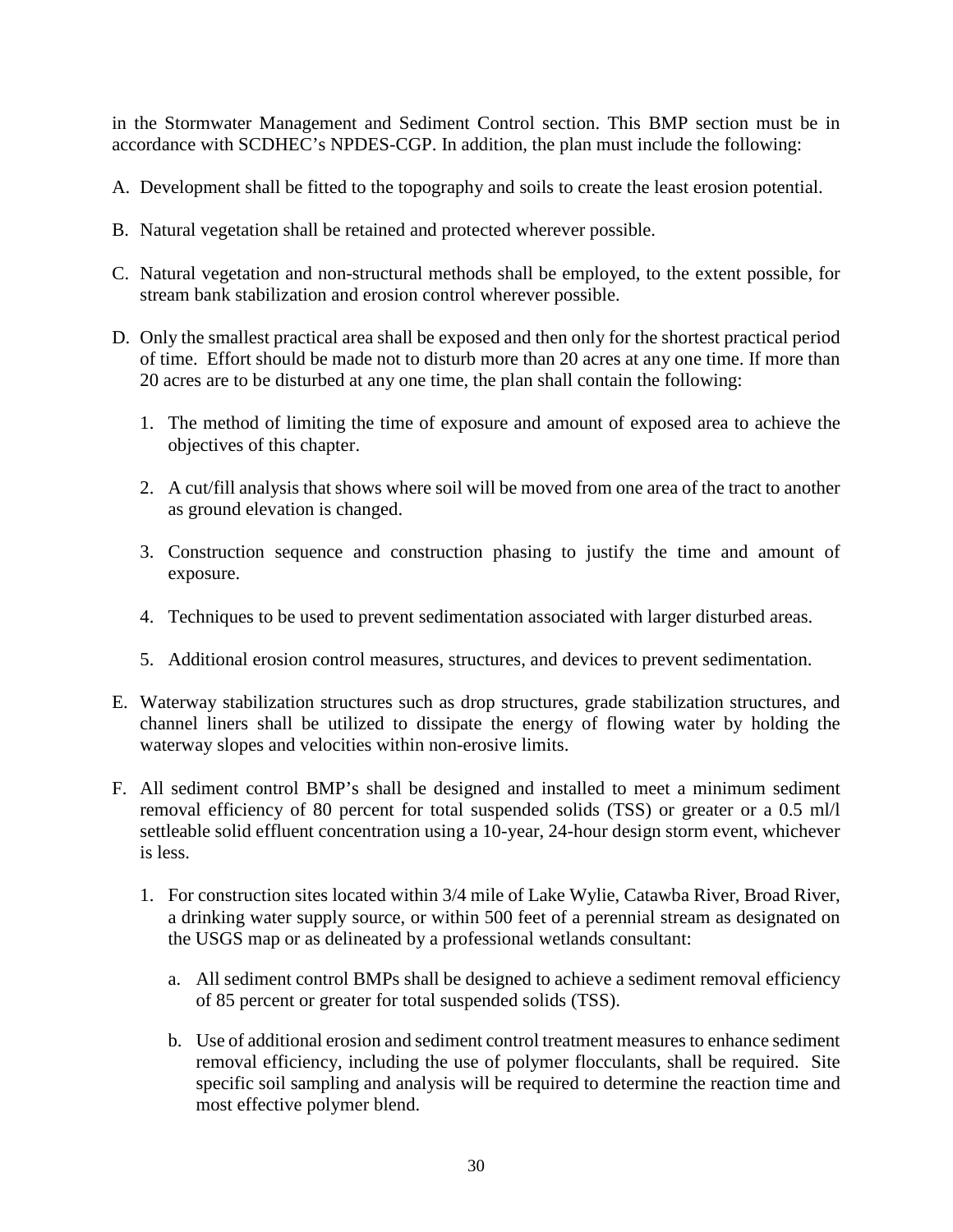in the Stormwater Management and Sediment Control section. This BMP section must be in accordance with SCDHEC's NPDES-CGP. In addition, the plan must include the following:

A. Development shall be fitted to the topography and soils to create the least erosion potential.

B. Natural vegetation shall be retained and protected wherever possible.

C. Natural vegetation and non-structural methods shall be employed, to the extent possible, for stream bank stabilization and erosion control wherever possible.

D. Only the smallest practical area shall be exposed and then only for the shortest practical period of time. Effort should be made not to disturb more than 20 acres at any one time. If more than 20 acres are to be disturbed at any one time, the plan shall contain the following:

   1. The method of limiting the time of exposure and amount of exposed area to achieve the objectives of this chapter.

   2. A cut/fill analysis that shows where soil will be moved from one area of the tract to another as ground elevation is changed.

   3. Construction sequence and construction phasing to justify the time and amount of exposure.

   4. Techniques to be used to prevent sedimentation associated with larger disturbed areas.

   5. Additional erosion control measures, structures, and devices to prevent sedimentation.

E. Waterway stabilization structures such as drop structures, grade stabilization structures, and channel liners shall be utilized to dissipate the energy of flowing water by holding the waterway slopes and velocities within non-erosive limits.

F. All sediment control BMP's shall be designed and installed to meet a minimum sediment removal efficiency of 80 percent for total suspended solids (TSS) or greater or a 0.5 ml/l settleable solid effluent concentration using a 10-year, 24-hour design storm event, whichever is less.

   1. For construction sites located within 3/4 mile of Lake Wylie, Catawba River, Broad River, a drinking water supply source, or within 500 feet of a perennial stream as designated on the USGS map or as delineated by a professional wetlands consultant:

      a. All sediment control BMPs shall be designed to achieve a sediment removal efficiency of 85 percent or greater for total suspended solids (TSS).

      b. Use of additional erosion and sediment control treatment measures to enhance sediment removal efficiency, including the use of polymer flocculants, shall be required. Site specific soil sampling and analysis will be required to determine the reaction time and most effective polymer blend.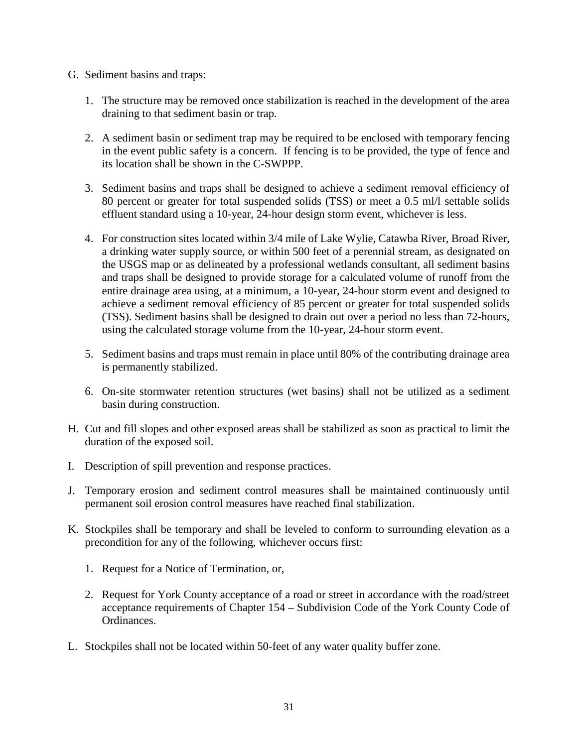G. Sediment basins and traps:

   1. The structure may be removed once stabilization is reached in the development of the area draining to that sediment basin or trap.

   2. A sediment basin or sediment trap may be required to be enclosed with temporary fencing in the event public safety is a concern. If fencing is to be provided, the type of fence and its location shall be shown in the C-SWPPP.

   3. Sediment basins and traps shall be designed to achieve a sediment removal efficiency of 80 percent or greater for total suspended solids (TSS) or meet a 0.5 ml/l settable solids effluent standard using a 10-year, 24-hour design storm event, whichever is less.

   4. For construction sites located within 3/4 mile of Lake Wylie, Catawba River, Broad River, a drinking water supply source, or within 500 feet of a perennial stream, as designated on the USGS map or as delineated by a professional wetlands consultant, all sediment basins and traps shall be designed to provide storage for a calculated volume of runoff from the entire drainage area using, at a minimum, a 10-year, 24-hour storm event and designed to achieve a sediment removal efficiency of 85 percent or greater for total suspended solids (TSS). Sediment basins shall be designed to drain out over a period no less than 72-hours, using the calculated storage volume from the 10-year, 24-hour storm event.

   5. Sediment basins and traps must remain in place until 80% of the contributing drainage area is permanently stabilized.

   6. On-site stormwater retention structures (wet basins) shall not be utilized as a sediment basin during construction.

H. Cut and fill slopes and other exposed areas shall be stabilized as soon as practical to limit the duration of the exposed soil.

I. Description of spill prevention and response practices.

J. Temporary erosion and sediment control measures shall be maintained continuously until permanent soil erosion control measures have reached final stabilization.

K. Stockpiles shall be temporary and shall be leveled to conform to surrounding elevation as a precondition for any of the following, whichever occurs first:

   1. Request for a Notice of Termination, or,

   2. Request for York County acceptance of a road or street in accordance with the road/street acceptance requirements of Chapter 154 – Subdivision Code of the York County Code of Ordinances.

L. Stockpiles shall not be located within 50-feet of any water quality buffer zone.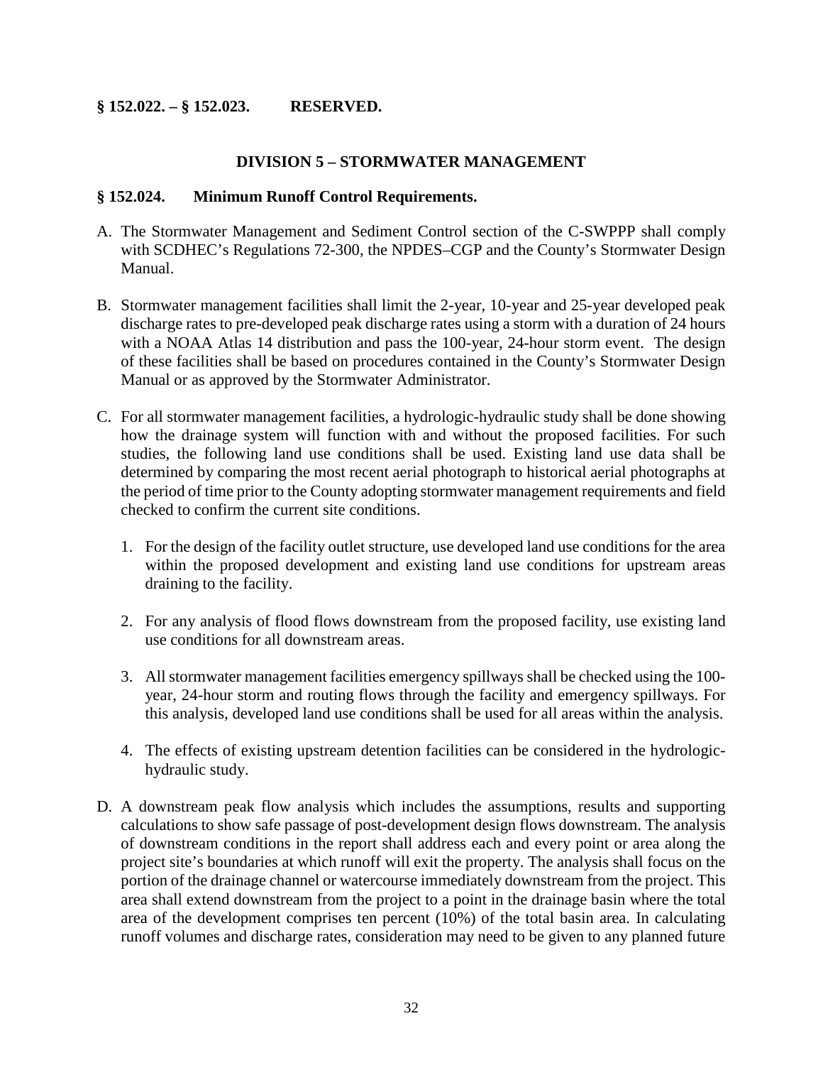**§ 152.022. – § 152.023. RESERVED.**

## DIVISION 5 – STORMWATER MANAGEMENT

**§ 152.024. Minimum Runoff Control Requirements.**

A. The Stormwater Management and Sediment Control section of the C-SWPPP shall comply with SCDHEC's Regulations 72-300, the NPDES–CGP and the County's Stormwater Design Manual.

B. Stormwater management facilities shall limit the 2-year, 10-year and 25-year developed peak discharge rates to pre-developed peak discharge rates using a storm with a duration of 24 hours with a NOAA Atlas 14 distribution and pass the 100-year, 24-hour storm event. The design of these facilities shall be based on procedures contained in the County's Stormwater Design Manual or as approved by the Stormwater Administrator.

C. For all stormwater management facilities, a hydrologic-hydraulic study shall be done showing how the drainage system will function with and without the proposed facilities. For such studies, the following land use conditions shall be used. Existing land use data shall be determined by comparing the most recent aerial photograph to historical aerial photographs at the period of time prior to the County adopting stormwater management requirements and field checked to confirm the current site conditions.

   1. For the design of the facility outlet structure, use developed land use conditions for the area within the proposed development and existing land use conditions for upstream areas draining to the facility.

   2. For any analysis of flood flows downstream from the proposed facility, use existing land use conditions for all downstream areas.

   3. All stormwater management facilities emergency spillways shall be checked using the 100-year, 24-hour storm and routing flows through the facility and emergency spillways. For this analysis, developed land use conditions shall be used for all areas within the analysis.

   4. The effects of existing upstream detention facilities can be considered in the hydrologic-hydraulic study.

D. A downstream peak flow analysis which includes the assumptions, results and supporting calculations to show safe passage of post-development design flows downstream. The analysis of downstream conditions in the report shall address each and every point or area along the project site's boundaries at which runoff will exit the property. The analysis shall focus on the portion of the drainage channel or watercourse immediately downstream from the project. This area shall extend downstream from the project to a point in the drainage basin where the total area of the development comprises ten percent (10%) of the total basin area. In calculating runoff volumes and discharge rates, consideration may need to be given to any planned future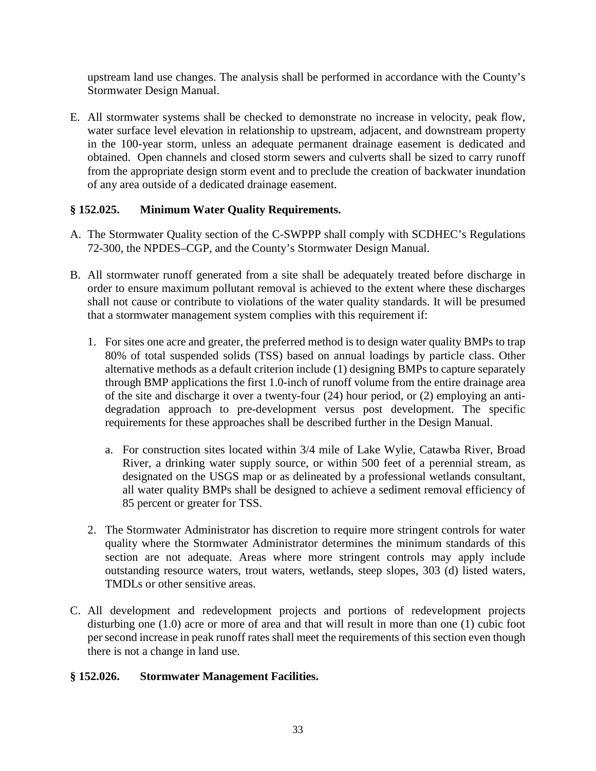upstream land use changes. The analysis shall be performed in accordance with the County's Stormwater Design Manual.

E. All stormwater systems shall be checked to demonstrate no increase in velocity, peak flow, water surface level elevation in relationship to upstream, adjacent, and downstream property in the 100-year storm, unless an adequate permanent drainage easement is dedicated and obtained. Open channels and closed storm sewers and culverts shall be sized to carry runoff from the appropriate design storm event and to preclude the creation of backwater inundation of any area outside of a dedicated drainage easement.

### § 152.025. Minimum Water Quality Requirements.

A. The Stormwater Quality section of the C-SWPPP shall comply with SCDHEC's Regulations 72-300, the NPDES–CGP, and the County's Stormwater Design Manual.

B. All stormwater runoff generated from a site shall be adequately treated before discharge in order to ensure maximum pollutant removal is achieved to the extent where these discharges shall not cause or contribute to violations of the water quality standards. It will be presumed that a stormwater management system complies with this requirement if:

   1. For sites one acre and greater, the preferred method is to design water quality BMPs to trap 80% of total suspended solids (TSS) based on annual loadings by particle class. Other alternative methods as a default criterion include (1) designing BMPs to capture separately through BMP applications the first 1.0-inch of runoff volume from the entire drainage area of the site and discharge it over a twenty-four (24) hour period, or (2) employing an anti-degradation approach to pre-development versus post development. The specific requirements for these approaches shall be described further in the Design Manual.

      a. For construction sites located within 3/4 mile of Lake Wylie, Catawba River, Broad River, a drinking water supply source, or within 500 feet of a perennial stream, as designated on the USGS map or as delineated by a professional wetlands consultant, all water quality BMPs shall be designed to achieve a sediment removal efficiency of 85 percent or greater for TSS.

   2. The Stormwater Administrator has discretion to require more stringent controls for water quality where the Stormwater Administrator determines the minimum standards of this section are not adequate. Areas where more stringent controls may apply include outstanding resource waters, trout waters, wetlands, steep slopes, 303 (d) listed waters, TMDLs or other sensitive areas.

C. All development and redevelopment projects and portions of redevelopment projects disturbing one (1.0) acre or more of area and that will result in more than one (1) cubic foot per second increase in peak runoff rates shall meet the requirements of this section even though there is not a change in land use.

### § 152.026. Stormwater Management Facilities.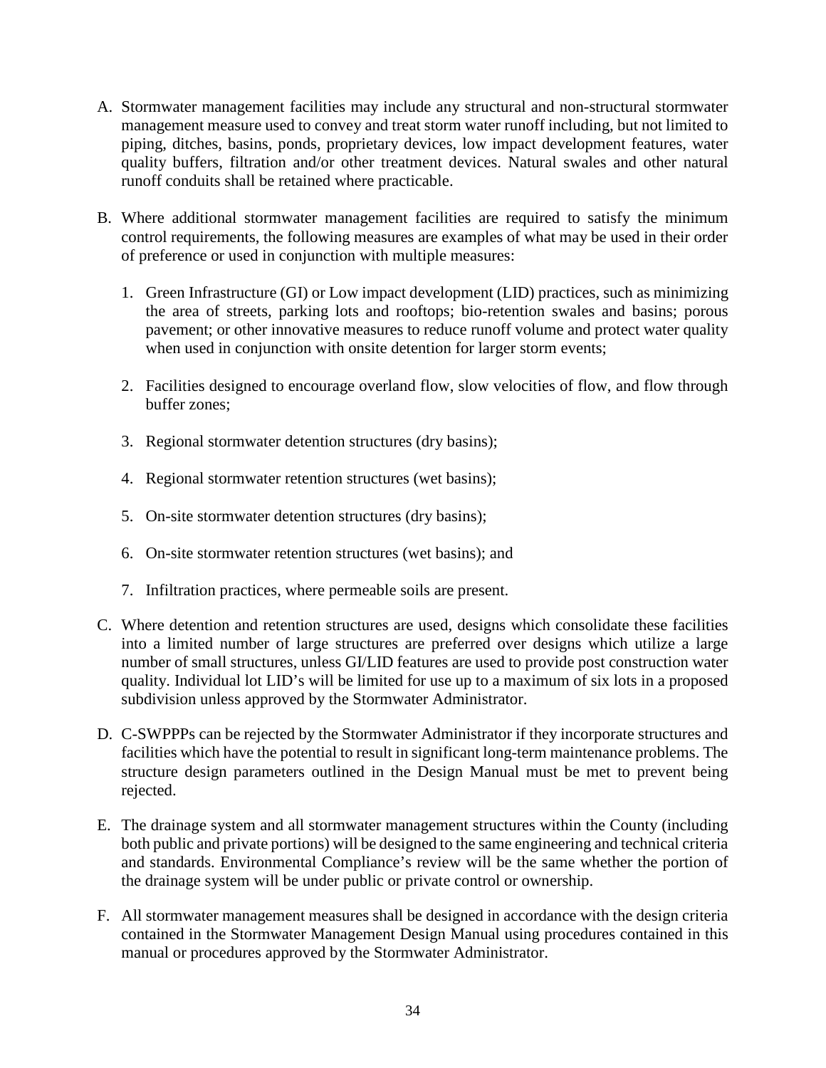A. Stormwater management facilities may include any structural and non-structural stormwater management measure used to convey and treat storm water runoff including, but not limited to piping, ditches, basins, ponds, proprietary devices, low impact development features, water quality buffers, filtration and/or other treatment devices. Natural swales and other natural runoff conduits shall be retained where practicable.

B. Where additional stormwater management facilities are required to satisfy the minimum control requirements, the following measures are examples of what may be used in their order of preference or used in conjunction with multiple measures:

   1. Green Infrastructure (GI) or Low impact development (LID) practices, such as minimizing the area of streets, parking lots and rooftops; bio-retention swales and basins; porous pavement; or other innovative measures to reduce runoff volume and protect water quality when used in conjunction with onsite detention for larger storm events;

   2. Facilities designed to encourage overland flow, slow velocities of flow, and flow through buffer zones;

   3. Regional stormwater detention structures (dry basins);

   4. Regional stormwater retention structures (wet basins);

   5. On-site stormwater detention structures (dry basins);

   6. On-site stormwater retention structures (wet basins); and

   7. Infiltration practices, where permeable soils are present.

C. Where detention and retention structures are used, designs which consolidate these facilities into a limited number of large structures are preferred over designs which utilize a large number of small structures, unless GI/LID features are used to provide post construction water quality. Individual lot LID's will be limited for use up to a maximum of six lots in a proposed subdivision unless approved by the Stormwater Administrator.

D. C-SWPPPs can be rejected by the Stormwater Administrator if they incorporate structures and facilities which have the potential to result in significant long-term maintenance problems. The structure design parameters outlined in the Design Manual must be met to prevent being rejected.

E. The drainage system and all stormwater management structures within the County (including both public and private portions) will be designed to the same engineering and technical criteria and standards. Environmental Compliance's review will be the same whether the portion of the drainage system will be under public or private control or ownership.

F. All stormwater management measures shall be designed in accordance with the design criteria contained in the Stormwater Management Design Manual using procedures contained in this manual or procedures approved by the Stormwater Administrator.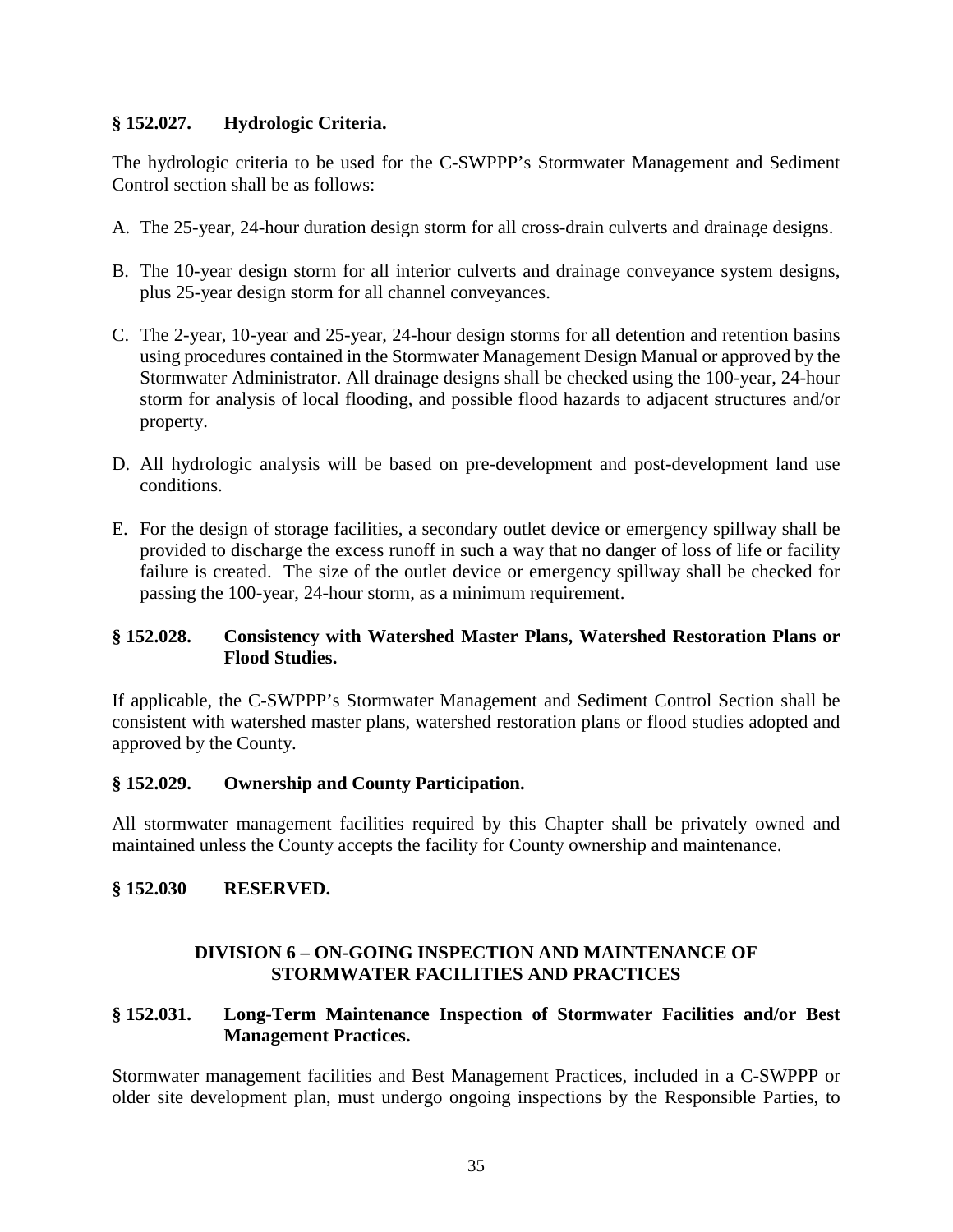### § 152.027. Hydrologic Criteria.

The hydrologic criteria to be used for the C-SWPPP's Stormwater Management and Sediment Control section shall be as follows:

A. The 25-year, 24-hour duration design storm for all cross-drain culverts and drainage designs.

B. The 10-year design storm for all interior culverts and drainage conveyance system designs, plus 25-year design storm for all channel conveyances.

C. The 2-year, 10-year and 25-year, 24-hour design storms for all detention and retention basins using procedures contained in the Stormwater Management Design Manual or approved by the Stormwater Administrator. All drainage designs shall be checked using the 100-year, 24-hour storm for analysis of local flooding, and possible flood hazards to adjacent structures and/or property.

D. All hydrologic analysis will be based on pre-development and post-development land use conditions.

E. For the design of storage facilities, a secondary outlet device or emergency spillway shall be provided to discharge the excess runoff in such a way that no danger of loss of life or facility failure is created. The size of the outlet device or emergency spillway shall be checked for passing the 100-year, 24-hour storm, as a minimum requirement.

### § 152.028. Consistency with Watershed Master Plans, Watershed Restoration Plans or Flood Studies.

If applicable, the C-SWPPP's Stormwater Management and Sediment Control Section shall be consistent with watershed master plans, watershed restoration plans or flood studies adopted and approved by the County.

### § 152.029. Ownership and County Participation.

All stormwater management facilities required by this Chapter shall be privately owned and maintained unless the County accepts the facility for County ownership and maintenance.

### § 152.030 RESERVED.

## DIVISION 6 – ON-GOING INSPECTION AND MAINTENANCE OF STORMWATER FACILITIES AND PRACTICES

### § 152.031. Long-Term Maintenance Inspection of Stormwater Facilities and/or Best Management Practices.

Stormwater management facilities and Best Management Practices, included in a C-SWPPP or older site development plan, must undergo ongoing inspections by the Responsible Parties, to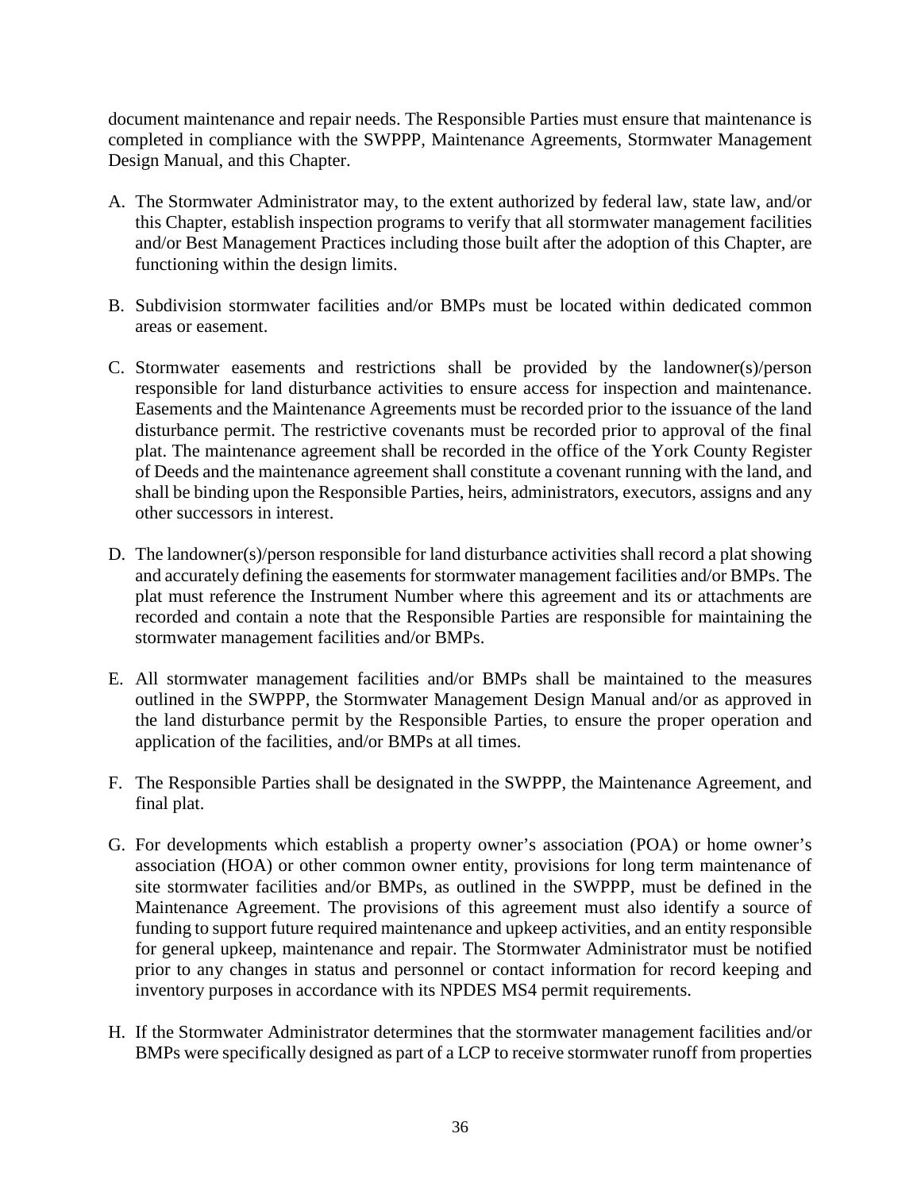document maintenance and repair needs. The Responsible Parties must ensure that maintenance is completed in compliance with the SWPPP, Maintenance Agreements, Stormwater Management Design Manual, and this Chapter.

A. The Stormwater Administrator may, to the extent authorized by federal law, state law, and/or this Chapter, establish inspection programs to verify that all stormwater management facilities and/or Best Management Practices including those built after the adoption of this Chapter, are functioning within the design limits.

B. Subdivision stormwater facilities and/or BMPs must be located within dedicated common areas or easement.

C. Stormwater easements and restrictions shall be provided by the landowner(s)/person responsible for land disturbance activities to ensure access for inspection and maintenance. Easements and the Maintenance Agreements must be recorded prior to the issuance of the land disturbance permit. The restrictive covenants must be recorded prior to approval of the final plat. The maintenance agreement shall be recorded in the office of the York County Register of Deeds and the maintenance agreement shall constitute a covenant running with the land, and shall be binding upon the Responsible Parties, heirs, administrators, executors, assigns and any other successors in interest.

D. The landowner(s)/person responsible for land disturbance activities shall record a plat showing and accurately defining the easements for stormwater management facilities and/or BMPs. The plat must reference the Instrument Number where this agreement and its or attachments are recorded and contain a note that the Responsible Parties are responsible for maintaining the stormwater management facilities and/or BMPs.

E. All stormwater management facilities and/or BMPs shall be maintained to the measures outlined in the SWPPP, the Stormwater Management Design Manual and/or as approved in the land disturbance permit by the Responsible Parties, to ensure the proper operation and application of the facilities, and/or BMPs at all times.

F. The Responsible Parties shall be designated in the SWPPP, the Maintenance Agreement, and final plat.

G. For developments which establish a property owner's association (POA) or home owner's association (HOA) or other common owner entity, provisions for long term maintenance of site stormwater facilities and/or BMPs, as outlined in the SWPPP, must be defined in the Maintenance Agreement. The provisions of this agreement must also identify a source of funding to support future required maintenance and upkeep activities, and an entity responsible for general upkeep, maintenance and repair. The Stormwater Administrator must be notified prior to any changes in status and personnel or contact information for record keeping and inventory purposes in accordance with its NPDES MS4 permit requirements.

H. If the Stormwater Administrator determines that the stormwater management facilities and/or BMPs were specifically designed as part of a LCP to receive stormwater runoff from properties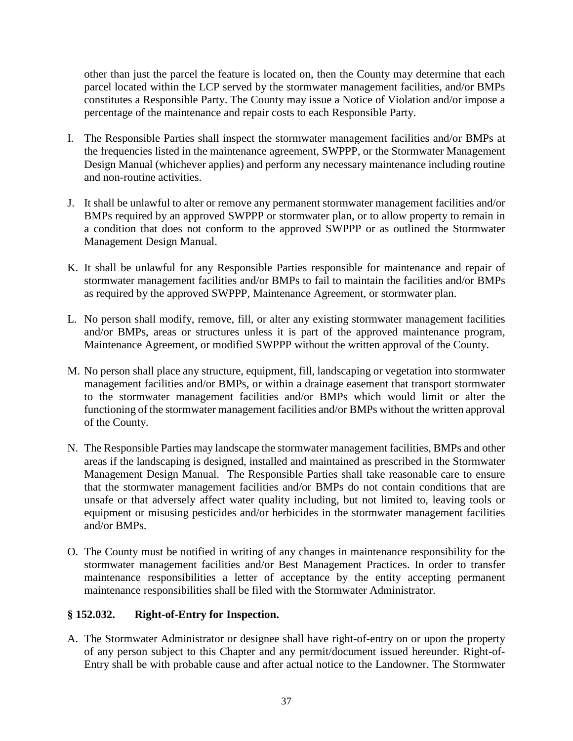other than just the parcel the feature is located on, then the County may determine that each parcel located within the LCP served by the stormwater management facilities, and/or BMPs constitutes a Responsible Party. The County may issue a Notice of Violation and/or impose a percentage of the maintenance and repair costs to each Responsible Party.

I. The Responsible Parties shall inspect the stormwater management facilities and/or BMPs at the frequencies listed in the maintenance agreement, SWPPP, or the Stormwater Management Design Manual (whichever applies) and perform any necessary maintenance including routine and non-routine activities.

J. It shall be unlawful to alter or remove any permanent stormwater management facilities and/or BMPs required by an approved SWPPP or stormwater plan, or to allow property to remain in a condition that does not conform to the approved SWPPP or as outlined the Stormwater Management Design Manual.

K. It shall be unlawful for any Responsible Parties responsible for maintenance and repair of stormwater management facilities and/or BMPs to fail to maintain the facilities and/or BMPs as required by the approved SWPPP, Maintenance Agreement, or stormwater plan.

L. No person shall modify, remove, fill, or alter any existing stormwater management facilities and/or BMPs, areas or structures unless it is part of the approved maintenance program, Maintenance Agreement, or modified SWPPP without the written approval of the County.

M. No person shall place any structure, equipment, fill, landscaping or vegetation into stormwater management facilities and/or BMPs, or within a drainage easement that transport stormwater to the stormwater management facilities and/or BMPs which would limit or alter the functioning of the stormwater management facilities and/or BMPs without the written approval of the County.

N. The Responsible Parties may landscape the stormwater management facilities, BMPs and other areas if the landscaping is designed, installed and maintained as prescribed in the Stormwater Management Design Manual. The Responsible Parties shall take reasonable care to ensure that the stormwater management facilities and/or BMPs do not contain conditions that are unsafe or that adversely affect water quality including, but not limited to, leaving tools or equipment or misusing pesticides and/or herbicides in the stormwater management facilities and/or BMPs.

O. The County must be notified in writing of any changes in maintenance responsibility for the stormwater management facilities and/or Best Management Practices. In order to transfer maintenance responsibilities a letter of acceptance by the entity accepting permanent maintenance responsibilities shall be filed with the Stormwater Administrator.

### § 152.032. Right-of-Entry for Inspection.

A. The Stormwater Administrator or designee shall have right-of-entry on or upon the property of any person subject to this Chapter and any permit/document issued hereunder. Right-of-Entry shall be with probable cause and after actual notice to the Landowner. The Stormwater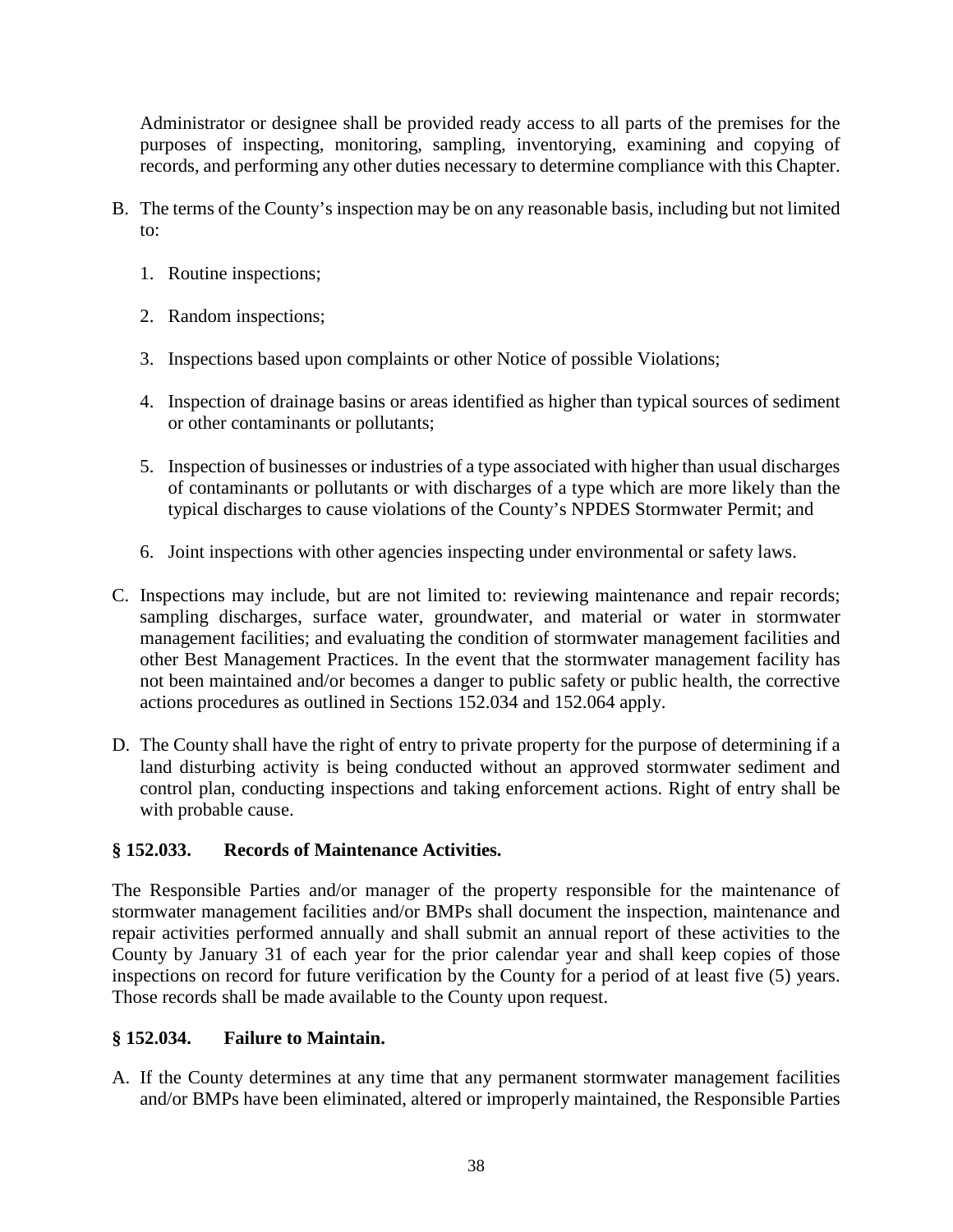Administrator or designee shall be provided ready access to all parts of the premises for the purposes of inspecting, monitoring, sampling, inventorying, examining and copying of records, and performing any other duties necessary to determine compliance with this Chapter.

B. The terms of the County's inspection may be on any reasonable basis, including but not limited to:

   1. Routine inspections;

   2. Random inspections;

   3. Inspections based upon complaints or other Notice of possible Violations;

   4. Inspection of drainage basins or areas identified as higher than typical sources of sediment or other contaminants or pollutants;

   5. Inspection of businesses or industries of a type associated with higher than usual discharges of contaminants or pollutants or with discharges of a type which are more likely than the typical discharges to cause violations of the County's NPDES Stormwater Permit; and

   6. Joint inspections with other agencies inspecting under environmental or safety laws.

C. Inspections may include, but are not limited to: reviewing maintenance and repair records; sampling discharges, surface water, groundwater, and material or water in stormwater management facilities; and evaluating the condition of stormwater management facilities and other Best Management Practices. In the event that the stormwater management facility has not been maintained and/or becomes a danger to public safety or public health, the corrective actions procedures as outlined in Sections 152.034 and 152.064 apply.

D. The County shall have the right of entry to private property for the purpose of determining if a land disturbing activity is being conducted without an approved stormwater sediment and control plan, conducting inspections and taking enforcement actions. Right of entry shall be with probable cause.

### § 152.033. Records of Maintenance Activities.

The Responsible Parties and/or manager of the property responsible for the maintenance of stormwater management facilities and/or BMPs shall document the inspection, maintenance and repair activities performed annually and shall submit an annual report of these activities to the County by January 31 of each year for the prior calendar year and shall keep copies of those inspections on record for future verification by the County for a period of at least five (5) years. Those records shall be made available to the County upon request.

### § 152.034. Failure to Maintain.

A. If the County determines at any time that any permanent stormwater management facilities and/or BMPs have been eliminated, altered or improperly maintained, the Responsible Parties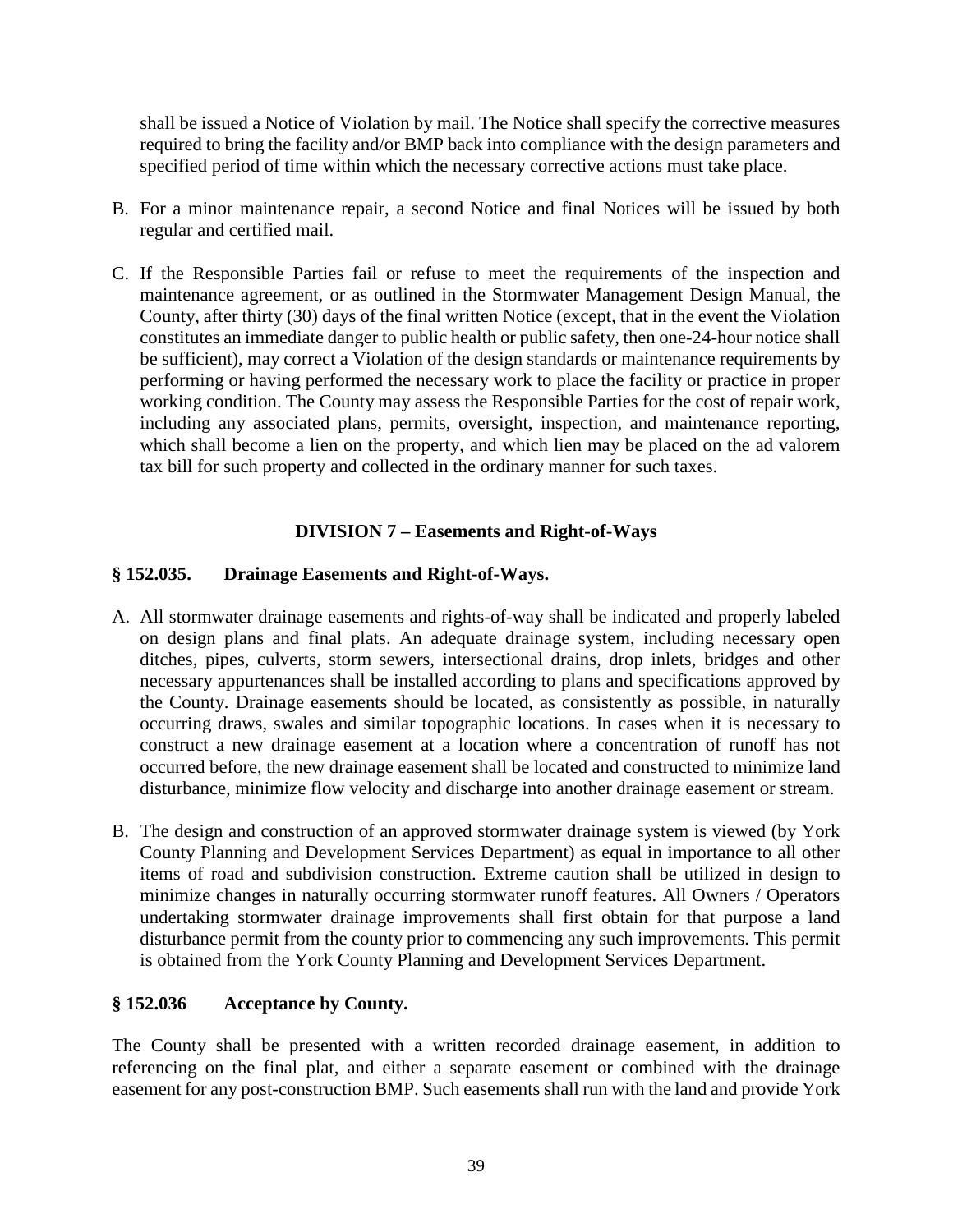shall be issued a Notice of Violation by mail. The Notice shall specify the corrective measures required to bring the facility and/or BMP back into compliance with the design parameters and specified period of time within which the necessary corrective actions must take place.

B. For a minor maintenance repair, a second Notice and final Notices will be issued by both regular and certified mail.

C. If the Responsible Parties fail or refuse to meet the requirements of the inspection and maintenance agreement, or as outlined in the Stormwater Management Design Manual, the County, after thirty (30) days of the final written Notice (except, that in the event the Violation constitutes an immediate danger to public health or public safety, then one-24-hour notice shall be sufficient), may correct a Violation of the design standards or maintenance requirements by performing or having performed the necessary work to place the facility or practice in proper working condition. The County may assess the Responsible Parties for the cost of repair work, including any associated plans, permits, oversight, inspection, and maintenance reporting, which shall become a lien on the property, and which lien may be placed on the ad valorem tax bill for such property and collected in the ordinary manner for such taxes.

## DIVISION 7 – Easements and Right-of-Ways

### § 152.035. Drainage Easements and Right-of-Ways.

A. All stormwater drainage easements and rights-of-way shall be indicated and properly labeled on design plans and final plats. An adequate drainage system, including necessary open ditches, pipes, culverts, storm sewers, intersectional drains, drop inlets, bridges and other necessary appurtenances shall be installed according to plans and specifications approved by the County. Drainage easements should be located, as consistently as possible, in naturally occurring draws, swales and similar topographic locations. In cases when it is necessary to construct a new drainage easement at a location where a concentration of runoff has not occurred before, the new drainage easement shall be located and constructed to minimize land disturbance, minimize flow velocity and discharge into another drainage easement or stream.

B. The design and construction of an approved stormwater drainage system is viewed (by York County Planning and Development Services Department) as equal in importance to all other items of road and subdivision construction. Extreme caution shall be utilized in design to minimize changes in naturally occurring stormwater runoff features. All Owners / Operators undertaking stormwater drainage improvements shall first obtain for that purpose a land disturbance permit from the county prior to commencing any such improvements. This permit is obtained from the York County Planning and Development Services Department.

### § 152.036 Acceptance by County.

The County shall be presented with a written recorded drainage easement, in addition to referencing on the final plat, and either a separate easement or combined with the drainage easement for any post-construction BMP. Such easements shall run with the land and provide York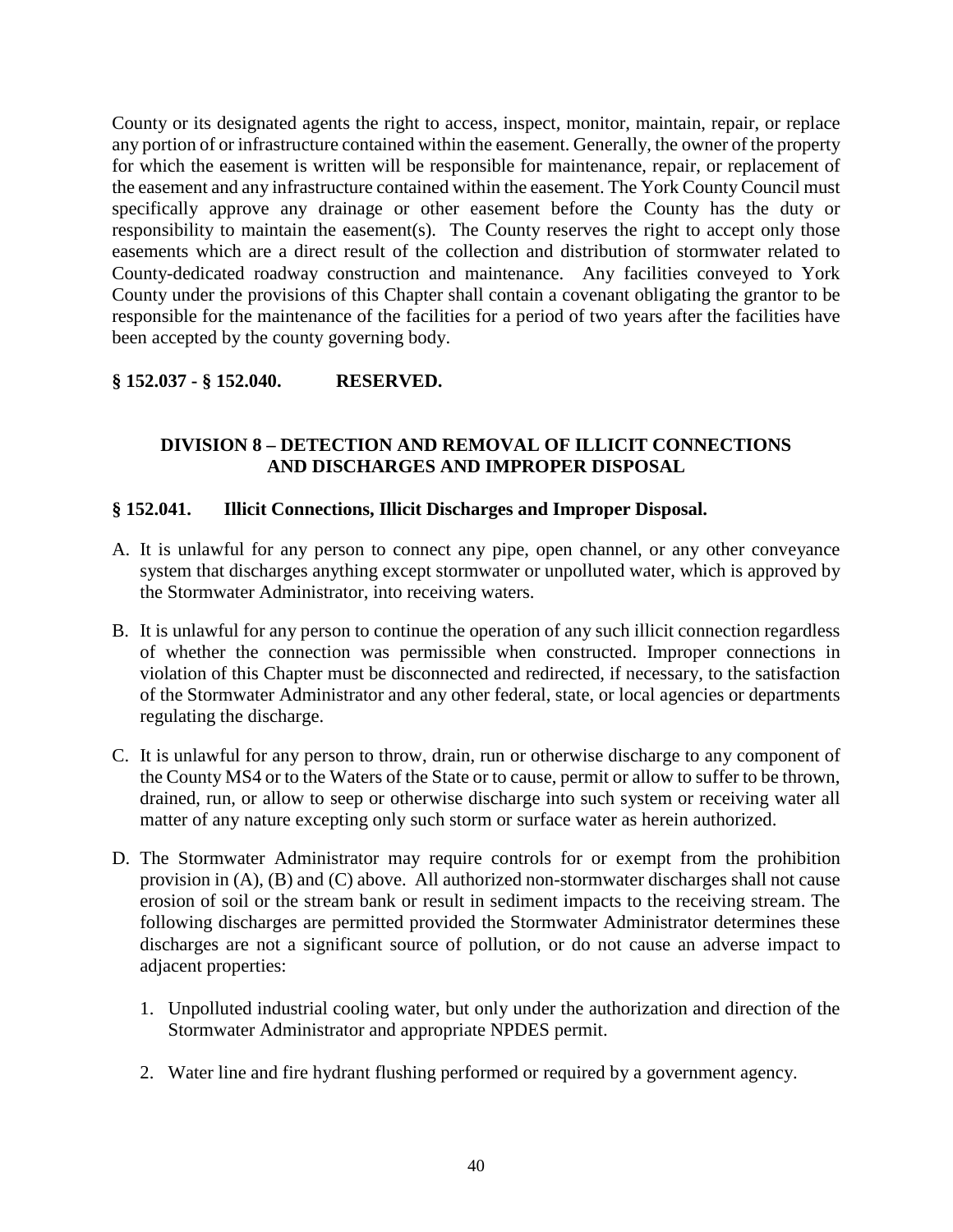County or its designated agents the right to access, inspect, monitor, maintain, repair, or replace any portion of or infrastructure contained within the easement. Generally, the owner of the property for which the easement is written will be responsible for maintenance, repair, or replacement of the easement and any infrastructure contained within the easement. The York County Council must specifically approve any drainage or other easement before the County has the duty or responsibility to maintain the easement(s). The County reserves the right to accept only those easements which are a direct result of the collection and distribution of stormwater related to County-dedicated roadway construction and maintenance. Any facilities conveyed to York County under the provisions of this Chapter shall contain a covenant obligating the grantor to be responsible for the maintenance of the facilities for a period of two years after the facilities have been accepted by the county governing body.

**§ 152.037 - § 152.040. RESERVED.**

## DIVISION 8 – DETECTION AND REMOVAL OF ILLICIT CONNECTIONS AND DISCHARGES AND IMPROPER DISPOSAL

**§ 152.041. Illicit Connections, Illicit Discharges and Improper Disposal.**

A. It is unlawful for any person to connect any pipe, open channel, or any other conveyance system that discharges anything except stormwater or unpolluted water, which is approved by the Stormwater Administrator, into receiving waters.

B. It is unlawful for any person to continue the operation of any such illicit connection regardless of whether the connection was permissible when constructed. Improper connections in violation of this Chapter must be disconnected and redirected, if necessary, to the satisfaction of the Stormwater Administrator and any other federal, state, or local agencies or departments regulating the discharge.

C. It is unlawful for any person to throw, drain, run or otherwise discharge to any component of the County MS4 or to the Waters of the State or to cause, permit or allow to suffer to be thrown, drained, run, or allow to seep or otherwise discharge into such system or receiving water all matter of any nature excepting only such storm or surface water as herein authorized.

D. The Stormwater Administrator may require controls for or exempt from the prohibition provision in (A), (B) and (C) above. All authorized non-stormwater discharges shall not cause erosion of soil or the stream bank or result in sediment impacts to the receiving stream. The following discharges are permitted provided the Stormwater Administrator determines these discharges are not a significant source of pollution, or do not cause an adverse impact to adjacent properties:

   1. Unpolluted industrial cooling water, but only under the authorization and direction of the Stormwater Administrator and appropriate NPDES permit.

   2. Water line and fire hydrant flushing performed or required by a government agency.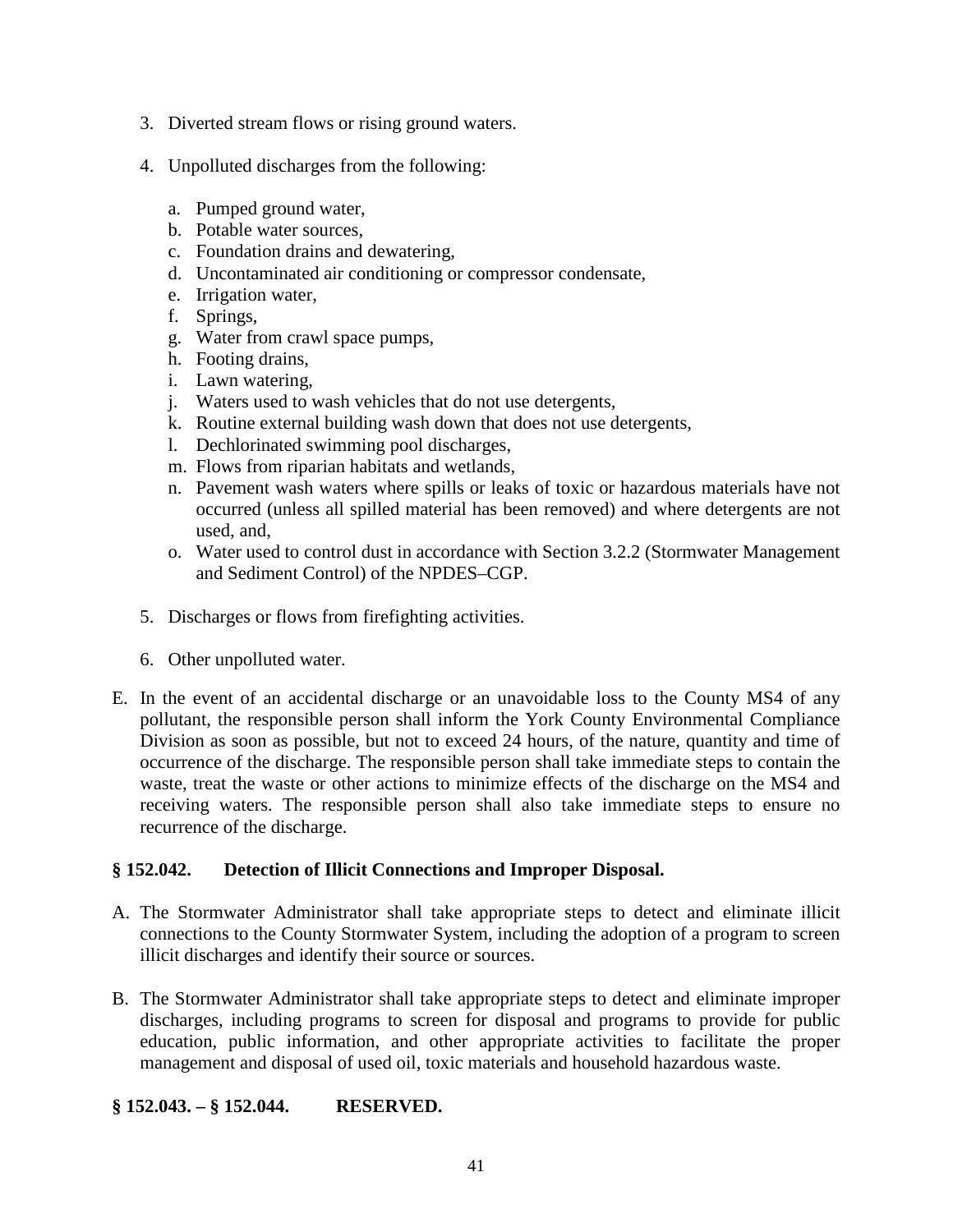3. Diverted stream flows or rising ground waters.

4. Unpolluted discharges from the following:

   a. Pumped ground water,
   b. Potable water sources,
   c. Foundation drains and dewatering,
   d. Uncontaminated air conditioning or compressor condensate,
   e. Irrigation water,
   f. Springs,
   g. Water from crawl space pumps,
   h. Footing drains,
   i. Lawn watering,
   j. Waters used to wash vehicles that do not use detergents,
   k. Routine external building wash down that does not use detergents,
   l. Dechlorinated swimming pool discharges,
   m. Flows from riparian habitats and wetlands,
   n. Pavement wash waters where spills or leaks of toxic or hazardous materials have not occurred (unless all spilled material has been removed) and where detergents are not used, and,
   o. Water used to control dust in accordance with Section 3.2.2 (Stormwater Management and Sediment Control) of the NPDES–CGP.

5. Discharges or flows from firefighting activities.

6. Other unpolluted water.

E. In the event of an accidental discharge or an unavoidable loss to the County MS4 of any pollutant, the responsible person shall inform the York County Environmental Compliance Division as soon as possible, but not to exceed 24 hours, of the nature, quantity and time of occurrence of the discharge. The responsible person shall take immediate steps to contain the waste, treat the waste or other actions to minimize effects of the discharge on the MS4 and receiving waters. The responsible person shall also take immediate steps to ensure no recurrence of the discharge.

**§ 152.042. Detection of Illicit Connections and Improper Disposal.**

A. The Stormwater Administrator shall take appropriate steps to detect and eliminate illicit connections to the County Stormwater System, including the adoption of a program to screen illicit discharges and identify their source or sources.

B. The Stormwater Administrator shall take appropriate steps to detect and eliminate improper discharges, including programs to screen for disposal and programs to provide for public education, public information, and other appropriate activities to facilitate the proper management and disposal of used oil, toxic materials and household hazardous waste.

**§ 152.043. – § 152.044. RESERVED.**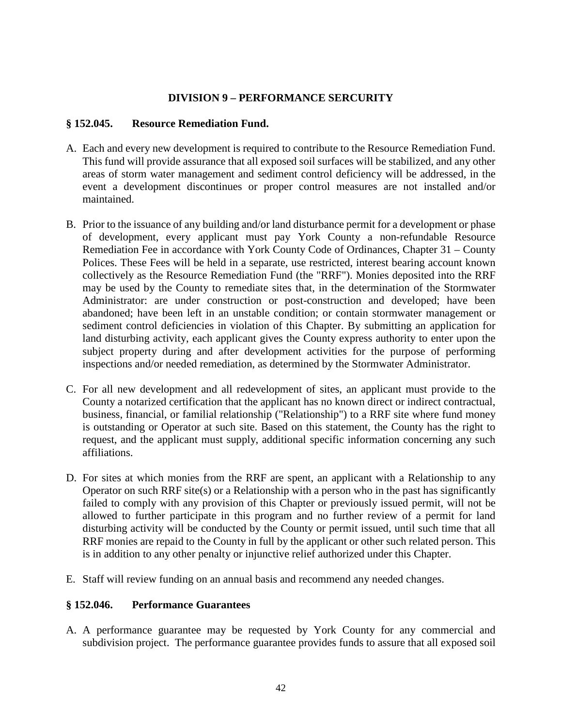## DIVISION 9 – PERFORMANCE SERCURITY

### § 152.045. Resource Remediation Fund.

A. Each and every new development is required to contribute to the Resource Remediation Fund. This fund will provide assurance that all exposed soil surfaces will be stabilized, and any other areas of storm water management and sediment control deficiency will be addressed, in the event a development discontinues or proper control measures are not installed and/or maintained.

B. Prior to the issuance of any building and/or land disturbance permit for a development or phase of development, every applicant must pay York County a non-refundable Resource Remediation Fee in accordance with York County Code of Ordinances, Chapter 31 – County Polices. These Fees will be held in a separate, use restricted, interest bearing account known collectively as the Resource Remediation Fund (the "RRF"). Monies deposited into the RRF may be used by the County to remediate sites that, in the determination of the Stormwater Administrator: are under construction or post-construction and developed; have been abandoned; have been left in an unstable condition; or contain stormwater management or sediment control deficiencies in violation of this Chapter. By submitting an application for land disturbing activity, each applicant gives the County express authority to enter upon the subject property during and after development activities for the purpose of performing inspections and/or needed remediation, as determined by the Stormwater Administrator.

C. For all new development and all redevelopment of sites, an applicant must provide to the County a notarized certification that the applicant has no known direct or indirect contractual, business, financial, or familial relationship ("Relationship") to a RRF site where fund money is outstanding or Operator at such site. Based on this statement, the County has the right to request, and the applicant must supply, additional specific information concerning any such affiliations.

D. For sites at which monies from the RRF are spent, an applicant with a Relationship to any Operator on such RRF site(s) or a Relationship with a person who in the past has significantly failed to comply with any provision of this Chapter or previously issued permit, will not be allowed to further participate in this program and no further review of a permit for land disturbing activity will be conducted by the County or permit issued, until such time that all RRF monies are repaid to the County in full by the applicant or other such related person. This is in addition to any other penalty or injunctive relief authorized under this Chapter.

E. Staff will review funding on an annual basis and recommend any needed changes.

### § 152.046. Performance Guarantees

A. A performance guarantee may be requested by York County for any commercial and subdivision project. The performance guarantee provides funds to assure that all exposed soil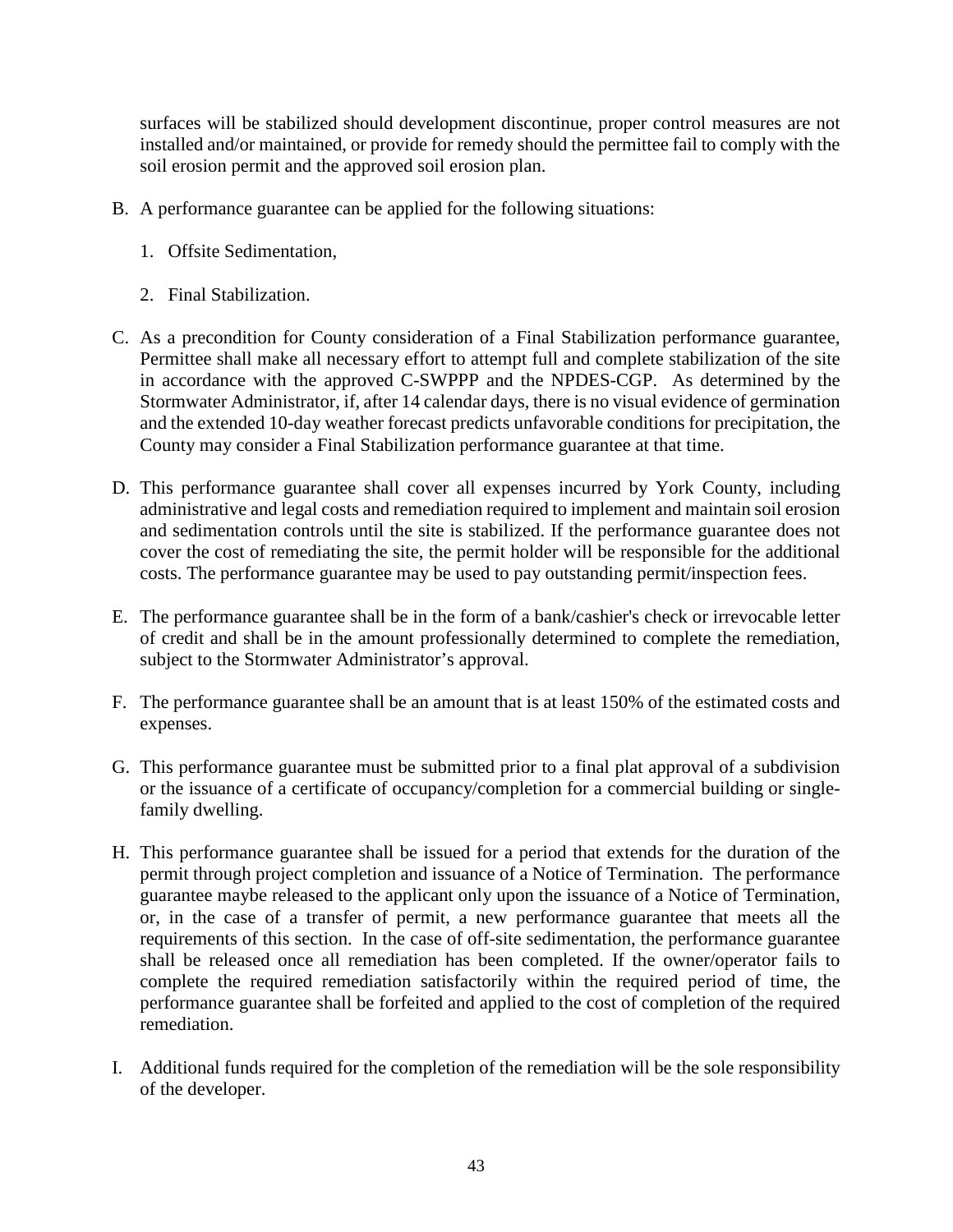surfaces will be stabilized should development discontinue, proper control measures are not installed and/or maintained, or provide for remedy should the permittee fail to comply with the soil erosion permit and the approved soil erosion plan.

B. A performance guarantee can be applied for the following situations:

   1. Offsite Sedimentation,

   2. Final Stabilization.

C. As a precondition for County consideration of a Final Stabilization performance guarantee, Permittee shall make all necessary effort to attempt full and complete stabilization of the site in accordance with the approved C-SWPPP and the NPDES-CGP. As determined by the Stormwater Administrator, if, after 14 calendar days, there is no visual evidence of germination and the extended 10-day weather forecast predicts unfavorable conditions for precipitation, the County may consider a Final Stabilization performance guarantee at that time.

D. This performance guarantee shall cover all expenses incurred by York County, including administrative and legal costs and remediation required to implement and maintain soil erosion and sedimentation controls until the site is stabilized. If the performance guarantee does not cover the cost of remediating the site, the permit holder will be responsible for the additional costs. The performance guarantee may be used to pay outstanding permit/inspection fees.

E. The performance guarantee shall be in the form of a bank/cashier's check or irrevocable letter of credit and shall be in the amount professionally determined to complete the remediation, subject to the Stormwater Administrator's approval.

F. The performance guarantee shall be an amount that is at least 150% of the estimated costs and expenses.

G. This performance guarantee must be submitted prior to a final plat approval of a subdivision or the issuance of a certificate of occupancy/completion for a commercial building or single-family dwelling.

H. This performance guarantee shall be issued for a period that extends for the duration of the permit through project completion and issuance of a Notice of Termination. The performance guarantee maybe released to the applicant only upon the issuance of a Notice of Termination, or, in the case of a transfer of permit, a new performance guarantee that meets all the requirements of this section. In the case of off-site sedimentation, the performance guarantee shall be released once all remediation has been completed. If the owner/operator fails to complete the required remediation satisfactorily within the required period of time, the performance guarantee shall be forfeited and applied to the cost of completion of the required remediation.

I. Additional funds required for the completion of the remediation will be the sole responsibility of the developer.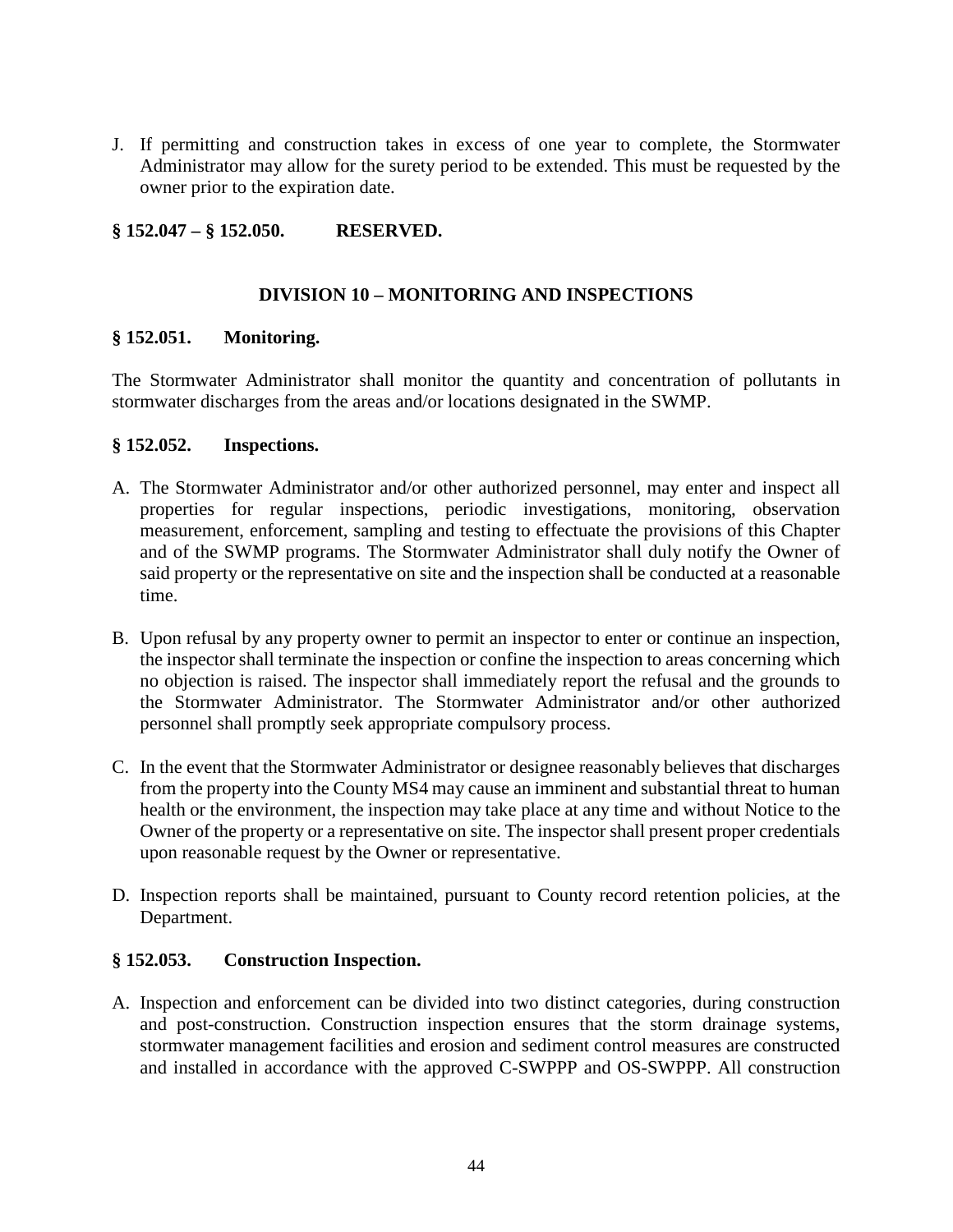J. If permitting and construction takes in excess of one year to complete, the Stormwater Administrator may allow for the surety period to be extended. This must be requested by the owner prior to the expiration date.

**§ 152.047 – § 152.050. RESERVED.**

## DIVISION 10 – MONITORING AND INSPECTIONS

**§ 152.051. Monitoring.**

The Stormwater Administrator shall monitor the quantity and concentration of pollutants in stormwater discharges from the areas and/or locations designated in the SWMP.

**§ 152.052. Inspections.**

A. The Stormwater Administrator and/or other authorized personnel, may enter and inspect all properties for regular inspections, periodic investigations, monitoring, observation measurement, enforcement, sampling and testing to effectuate the provisions of this Chapter and of the SWMP programs. The Stormwater Administrator shall duly notify the Owner of said property or the representative on site and the inspection shall be conducted at a reasonable time.

B. Upon refusal by any property owner to permit an inspector to enter or continue an inspection, the inspector shall terminate the inspection or confine the inspection to areas concerning which no objection is raised. The inspector shall immediately report the refusal and the grounds to the Stormwater Administrator. The Stormwater Administrator and/or other authorized personnel shall promptly seek appropriate compulsory process.

C. In the event that the Stormwater Administrator or designee reasonably believes that discharges from the property into the County MS4 may cause an imminent and substantial threat to human health or the environment, the inspection may take place at any time and without Notice to the Owner of the property or a representative on site. The inspector shall present proper credentials upon reasonable request by the Owner or representative.

D. Inspection reports shall be maintained, pursuant to County record retention policies, at the Department.

**§ 152.053. Construction Inspection.**

A. Inspection and enforcement can be divided into two distinct categories, during construction and post-construction. Construction inspection ensures that the storm drainage systems, stormwater management facilities and erosion and sediment control measures are constructed and installed in accordance with the approved C-SWPPP and OS-SWPPP. All construction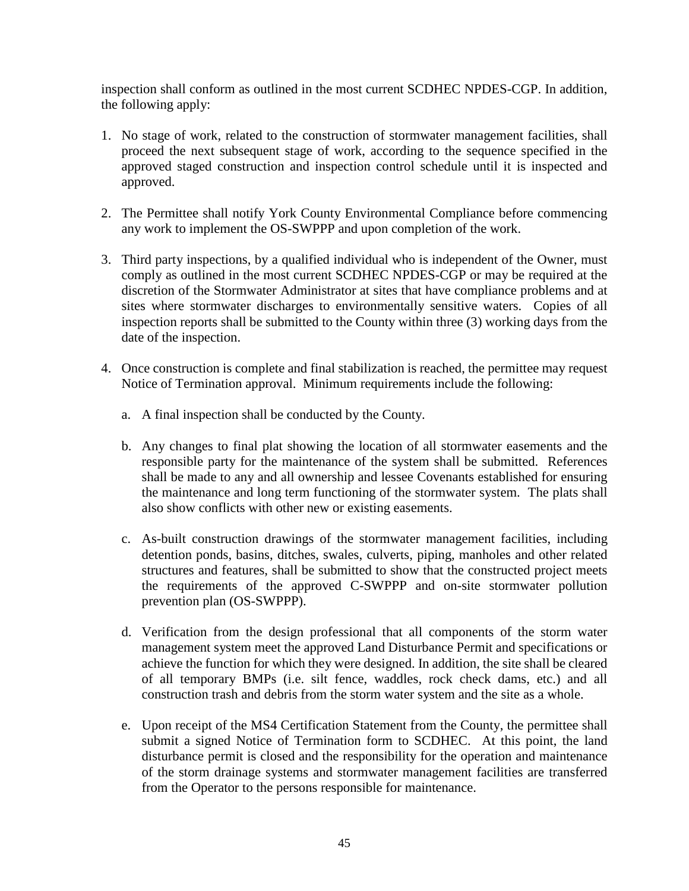inspection shall conform as outlined in the most current SCDHEC NPDES-CGP. In addition, the following apply:

1. No stage of work, related to the construction of stormwater management facilities, shall proceed the next subsequent stage of work, according to the sequence specified in the approved staged construction and inspection control schedule until it is inspected and approved.

2. The Permittee shall notify York County Environmental Compliance before commencing any work to implement the OS-SWPPP and upon completion of the work.

3. Third party inspections, by a qualified individual who is independent of the Owner, must comply as outlined in the most current SCDHEC NPDES-CGP or may be required at the discretion of the Stormwater Administrator at sites that have compliance problems and at sites where stormwater discharges to environmentally sensitive waters. Copies of all inspection reports shall be submitted to the County within three (3) working days from the date of the inspection.

4. Once construction is complete and final stabilization is reached, the permittee may request Notice of Termination approval. Minimum requirements include the following:

   a. A final inspection shall be conducted by the County.

   b. Any changes to final plat showing the location of all stormwater easements and the responsible party for the maintenance of the system shall be submitted. References shall be made to any and all ownership and lessee Covenants established for ensuring the maintenance and long term functioning of the stormwater system. The plats shall also show conflicts with other new or existing easements.

   c. As-built construction drawings of the stormwater management facilities, including detention ponds, basins, ditches, swales, culverts, piping, manholes and other related structures and features, shall be submitted to show that the constructed project meets the requirements of the approved C-SWPPP and on-site stormwater pollution prevention plan (OS-SWPPP).

   d. Verification from the design professional that all components of the storm water management system meet the approved Land Disturbance Permit and specifications or achieve the function for which they were designed. In addition, the site shall be cleared of all temporary BMPs (i.e. silt fence, waddles, rock check dams, etc.) and all construction trash and debris from the storm water system and the site as a whole.

   e. Upon receipt of the MS4 Certification Statement from the County, the permittee shall submit a signed Notice of Termination form to SCDHEC. At this point, the land disturbance permit is closed and the responsibility for the operation and maintenance of the storm drainage systems and stormwater management facilities are transferred from the Operator to the persons responsible for maintenance.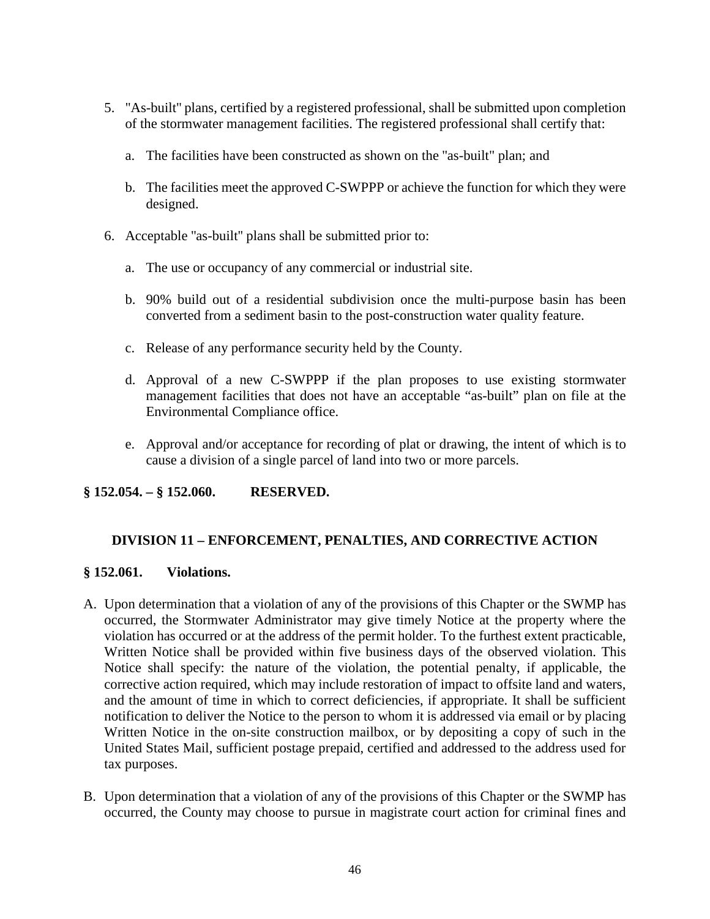5. "As-built" plans, certified by a registered professional, shall be submitted upon completion of the stormwater management facilities. The registered professional shall certify that:

    a. The facilities have been constructed as shown on the "as-built" plan; and

    b. The facilities meet the approved C-SWPPP or achieve the function for which they were designed.

6. Acceptable "as-built" plans shall be submitted prior to:

    a. The use or occupancy of any commercial or industrial site.

    b. 90% build out of a residential subdivision once the multi-purpose basin has been converted from a sediment basin to the post-construction water quality feature.

    c. Release of any performance security held by the County.

    d. Approval of a new C-SWPPP if the plan proposes to use existing stormwater management facilities that does not have an acceptable "as-built" plan on file at the Environmental Compliance office.

    e. Approval and/or acceptance for recording of plat or drawing, the intent of which is to cause a division of a single parcel of land into two or more parcels.

**§ 152.054. – § 152.060. RESERVED.**

## DIVISION 11 – ENFORCEMENT, PENALTIES, AND CORRECTIVE ACTION

**§ 152.061. Violations.**

A. Upon determination that a violation of any of the provisions of this Chapter or the SWMP has occurred, the Stormwater Administrator may give timely Notice at the property where the violation has occurred or at the address of the permit holder. To the furthest extent practicable, Written Notice shall be provided within five business days of the observed violation. This Notice shall specify: the nature of the violation, the potential penalty, if applicable, the corrective action required, which may include restoration of impact to offsite land and waters, and the amount of time in which to correct deficiencies, if appropriate. It shall be sufficient notification to deliver the Notice to the person to whom it is addressed via email or by placing Written Notice in the on-site construction mailbox, or by depositing a copy of such in the United States Mail, sufficient postage prepaid, certified and addressed to the address used for tax purposes.

B. Upon determination that a violation of any of the provisions of this Chapter or the SWMP has occurred, the County may choose to pursue in magistrate court action for criminal fines and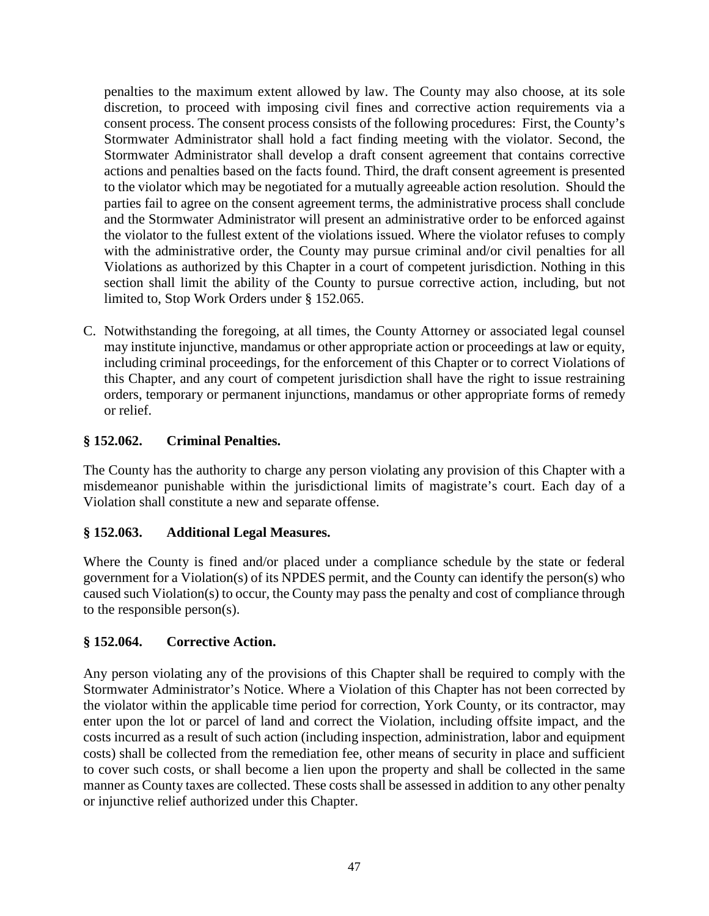penalties to the maximum extent allowed by law. The County may also choose, at its sole discretion, to proceed with imposing civil fines and corrective action requirements via a consent process. The consent process consists of the following procedures: First, the County's Stormwater Administrator shall hold a fact finding meeting with the violator. Second, the Stormwater Administrator shall develop a draft consent agreement that contains corrective actions and penalties based on the facts found. Third, the draft consent agreement is presented to the violator which may be negotiated for a mutually agreeable action resolution. Should the parties fail to agree on the consent agreement terms, the administrative process shall conclude and the Stormwater Administrator will present an administrative order to be enforced against the violator to the fullest extent of the violations issued. Where the violator refuses to comply with the administrative order, the County may pursue criminal and/or civil penalties for all Violations as authorized by this Chapter in a court of competent jurisdiction. Nothing in this section shall limit the ability of the County to pursue corrective action, including, but not limited to, Stop Work Orders under § 152.065.

C. Notwithstanding the foregoing, at all times, the County Attorney or associated legal counsel may institute injunctive, mandamus or other appropriate action or proceedings at law or equity, including criminal proceedings, for the enforcement of this Chapter or to correct Violations of this Chapter, and any court of competent jurisdiction shall have the right to issue restraining orders, temporary or permanent injunctions, mandamus or other appropriate forms of remedy or relief.

**§ 152.062. Criminal Penalties.**

The County has the authority to charge any person violating any provision of this Chapter with a misdemeanor punishable within the jurisdictional limits of magistrate's court. Each day of a Violation shall constitute a new and separate offense.

**§ 152.063. Additional Legal Measures.**

Where the County is fined and/or placed under a compliance schedule by the state or federal government for a Violation(s) of its NPDES permit, and the County can identify the person(s) who caused such Violation(s) to occur, the County may pass the penalty and cost of compliance through to the responsible person(s).

**§ 152.064. Corrective Action.**

Any person violating any of the provisions of this Chapter shall be required to comply with the Stormwater Administrator's Notice. Where a Violation of this Chapter has not been corrected by the violator within the applicable time period for correction, York County, or its contractor, may enter upon the lot or parcel of land and correct the Violation, including offsite impact, and the costs incurred as a result of such action (including inspection, administration, labor and equipment costs) shall be collected from the remediation fee, other means of security in place and sufficient to cover such costs, or shall become a lien upon the property and shall be collected in the same manner as County taxes are collected. These costs shall be assessed in addition to any other penalty or injunctive relief authorized under this Chapter.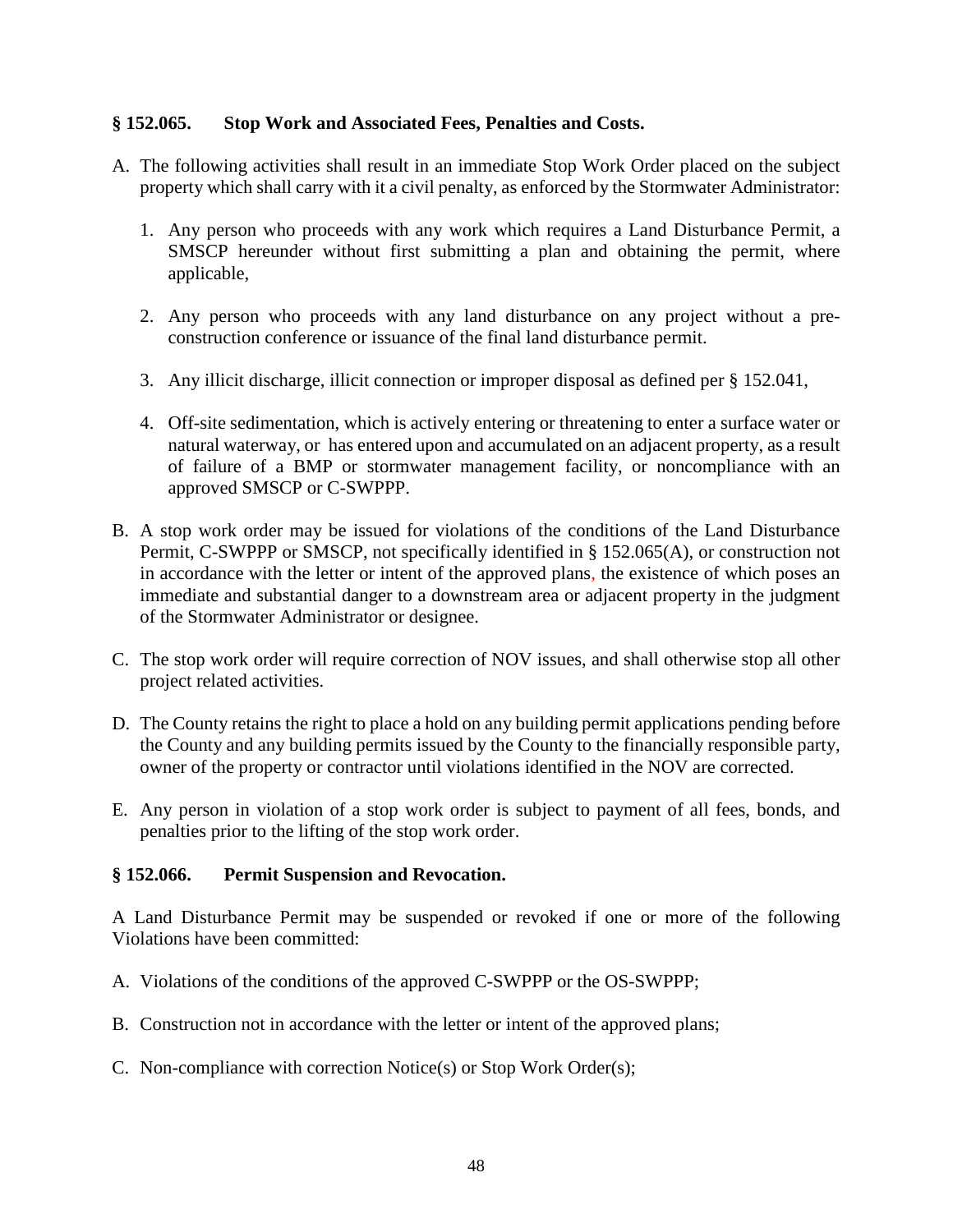**§ 152.065. Stop Work and Associated Fees, Penalties and Costs.**

A. The following activities shall result in an immediate Stop Work Order placed on the subject property which shall carry with it a civil penalty, as enforced by the Stormwater Administrator:

   1. Any person who proceeds with any work which requires a Land Disturbance Permit, a SMSCP hereunder without first submitting a plan and obtaining the permit, where applicable,

   2. Any person who proceeds with any land disturbance on any project without a pre-construction conference or issuance of the final land disturbance permit.

   3. Any illicit discharge, illicit connection or improper disposal as defined per § 152.041,

   4. Off-site sedimentation, which is actively entering or threatening to enter a surface water or natural waterway, or has entered upon and accumulated on an adjacent property, as a result of failure of a BMP or stormwater management facility, or noncompliance with an approved SMSCP or C-SWPPP.

B. A stop work order may be issued for violations of the conditions of the Land Disturbance Permit, C-SWPPP or SMSCP, not specifically identified in § 152.065(A), or construction not in accordance with the letter or intent of the approved plans, the existence of which poses an immediate and substantial danger to a downstream area or adjacent property in the judgment of the Stormwater Administrator or designee.

C. The stop work order will require correction of NOV issues, and shall otherwise stop all other project related activities.

D. The County retains the right to place a hold on any building permit applications pending before the County and any building permits issued by the County to the financially responsible party, owner of the property or contractor until violations identified in the NOV are corrected.

E. Any person in violation of a stop work order is subject to payment of all fees, bonds, and penalties prior to the lifting of the stop work order.

**§ 152.066. Permit Suspension and Revocation.**

A Land Disturbance Permit may be suspended or revoked if one or more of the following Violations have been committed:

A. Violations of the conditions of the approved C-SWPPP or the OS-SWPPP;

B. Construction not in accordance with the letter or intent of the approved plans;

C. Non-compliance with correction Notice(s) or Stop Work Order(s);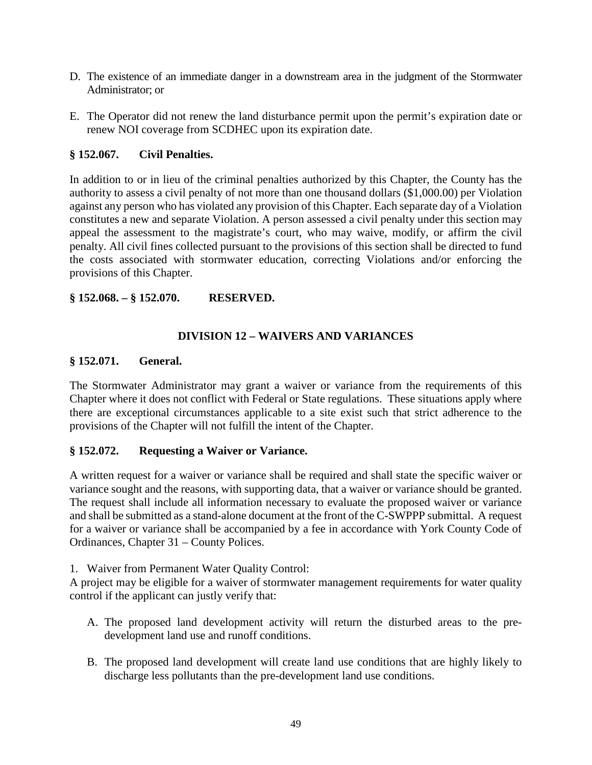D. The existence of an immediate danger in a downstream area in the judgment of the Stormwater Administrator; or

E. The Operator did not renew the land disturbance permit upon the permit's expiration date or renew NOI coverage from SCDHEC upon its expiration date.

### § 152.067. Civil Penalties.

In addition to or in lieu of the criminal penalties authorized by this Chapter, the County has the authority to assess a civil penalty of not more than one thousand dollars ($1,000.00) per Violation against any person who has violated any provision of this Chapter. Each separate day of a Violation constitutes a new and separate Violation. A person assessed a civil penalty under this section may appeal the assessment to the magistrate's court, who may waive, modify, or affirm the civil penalty. All civil fines collected pursuant to the provisions of this section shall be directed to fund the costs associated with stormwater education, correcting Violations and/or enforcing the provisions of this Chapter.

### § 152.068. – § 152.070. RESERVED.

## DIVISION 12 – WAIVERS AND VARIANCES

### § 152.071. General.

The Stormwater Administrator may grant a waiver or variance from the requirements of this Chapter where it does not conflict with Federal or State regulations. These situations apply where there are exceptional circumstances applicable to a site exist such that strict adherence to the provisions of the Chapter will not fulfill the intent of the Chapter.

### § 152.072. Requesting a Waiver or Variance.

A written request for a waiver or variance shall be required and shall state the specific waiver or variance sought and the reasons, with supporting data, that a waiver or variance should be granted. The request shall include all information necessary to evaluate the proposed waiver or variance and shall be submitted as a stand-alone document at the front of the C-SWPPP submittal. A request for a waiver or variance shall be accompanied by a fee in accordance with York County Code of Ordinances, Chapter 31 – County Polices.

1. Waiver from Permanent Water Quality Control:

A project may be eligible for a waiver of stormwater management requirements for water quality control if the applicant can justly verify that:

A. The proposed land development activity will return the disturbed areas to the pre-development land use and runoff conditions.

B. The proposed land development will create land use conditions that are highly likely to discharge less pollutants than the pre-development land use conditions.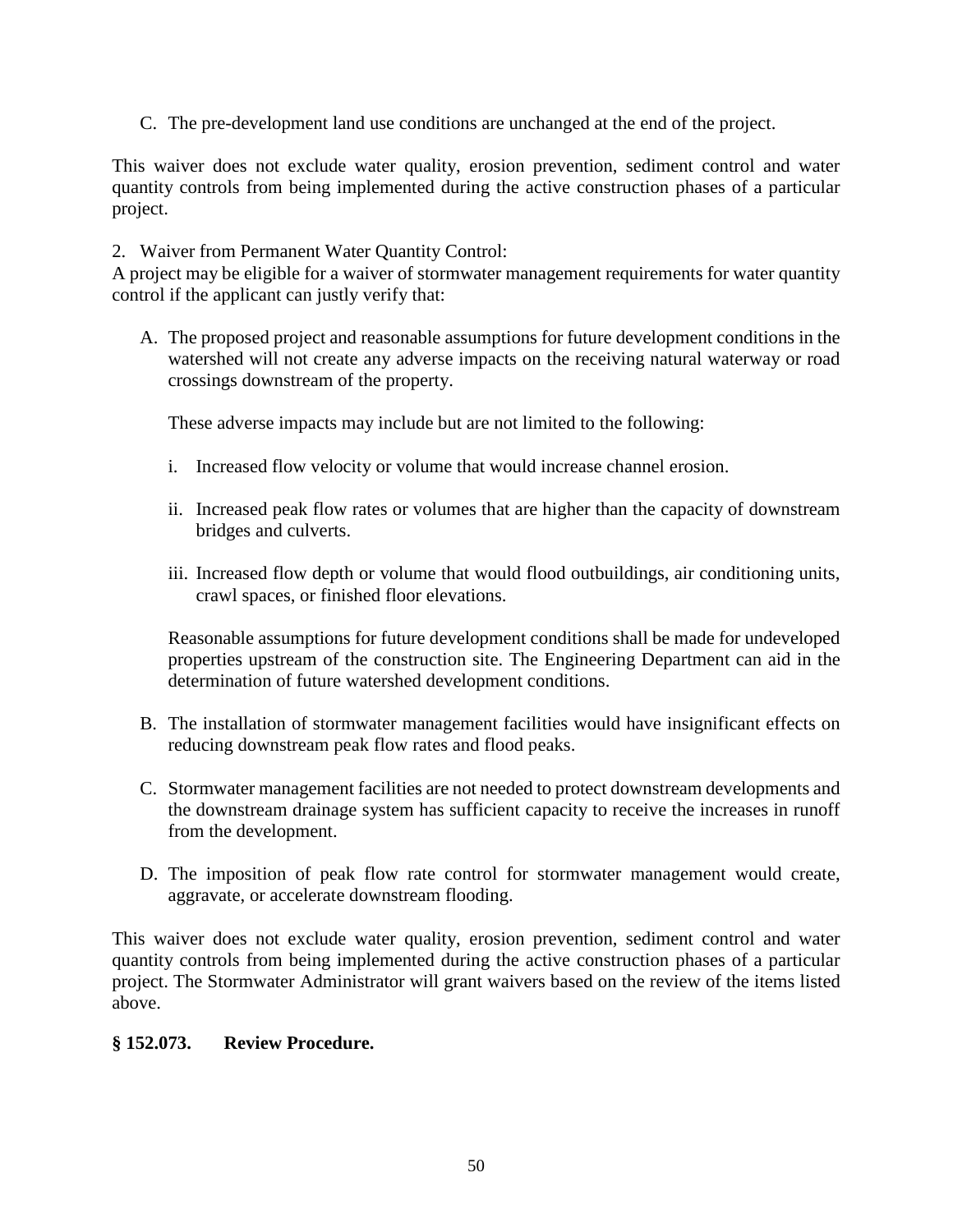C. The pre-development land use conditions are unchanged at the end of the project.

This waiver does not exclude water quality, erosion prevention, sediment control and water quantity controls from being implemented during the active construction phases of a particular project.

2. Waiver from Permanent Water Quantity Control:
A project may be eligible for a waiver of stormwater management requirements for water quantity control if the applicant can justly verify that:

A. The proposed project and reasonable assumptions for future development conditions in the watershed will not create any adverse impacts on the receiving natural waterway or road crossings downstream of the property.

   These adverse impacts may include but are not limited to the following:

   i. Increased flow velocity or volume that would increase channel erosion.

   ii. Increased peak flow rates or volumes that are higher than the capacity of downstream bridges and culverts.

   iii. Increased flow depth or volume that would flood outbuildings, air conditioning units, crawl spaces, or finished floor elevations.

   Reasonable assumptions for future development conditions shall be made for undeveloped properties upstream of the construction site. The Engineering Department can aid in the determination of future watershed development conditions.

B. The installation of stormwater management facilities would have insignificant effects on reducing downstream peak flow rates and flood peaks.

C. Stormwater management facilities are not needed to protect downstream developments and the downstream drainage system has sufficient capacity to receive the increases in runoff from the development.

D. The imposition of peak flow rate control for stormwater management would create, aggravate, or accelerate downstream flooding.

This waiver does not exclude water quality, erosion prevention, sediment control and water quantity controls from being implemented during the active construction phases of a particular project. The Stormwater Administrator will grant waivers based on the review of the items listed above.

### § 152.073. Review Procedure.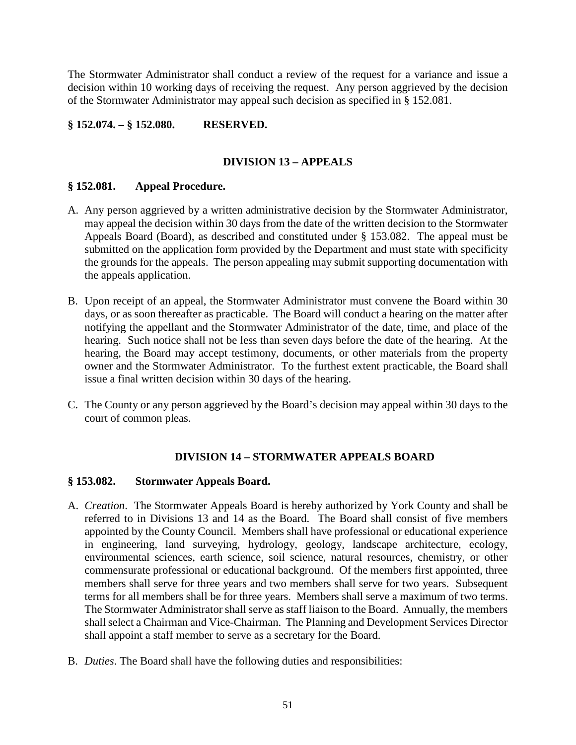The Stormwater Administrator shall conduct a review of the request for a variance and issue a decision within 10 working days of receiving the request. Any person aggrieved by the decision of the Stormwater Administrator may appeal such decision as specified in § 152.081.

### § 152.074. – § 152.080. RESERVED.

## DIVISION 13 – APPEALS

### § 152.081. Appeal Procedure.

A. Any person aggrieved by a written administrative decision by the Stormwater Administrator, may appeal the decision within 30 days from the date of the written decision to the Stormwater Appeals Board (Board), as described and constituted under § 153.082. The appeal must be submitted on the application form provided by the Department and must state with specificity the grounds for the appeals. The person appealing may submit supporting documentation with the appeals application.

B. Upon receipt of an appeal, the Stormwater Administrator must convene the Board within 30 days, or as soon thereafter as practicable. The Board will conduct a hearing on the matter after notifying the appellant and the Stormwater Administrator of the date, time, and place of the hearing. Such notice shall not be less than seven days before the date of the hearing. At the hearing, the Board may accept testimony, documents, or other materials from the property owner and the Stormwater Administrator. To the furthest extent practicable, the Board shall issue a final written decision within 30 days of the hearing.

C. The County or any person aggrieved by the Board's decision may appeal within 30 days to the court of common pleas.

## DIVISION 14 – STORMWATER APPEALS BOARD

### § 153.082. Stormwater Appeals Board.

A. *Creation*. The Stormwater Appeals Board is hereby authorized by York County and shall be referred to in Divisions 13 and 14 as the Board. The Board shall consist of five members appointed by the County Council. Members shall have professional or educational experience in engineering, land surveying, hydrology, geology, landscape architecture, ecology, environmental sciences, earth science, soil science, natural resources, chemistry, or other commensurate professional or educational background. Of the members first appointed, three members shall serve for three years and two members shall serve for two years. Subsequent terms for all members shall be for three years. Members shall serve a maximum of two terms. The Stormwater Administrator shall serve as staff liaison to the Board. Annually, the members shall select a Chairman and Vice-Chairman. The Planning and Development Services Director shall appoint a staff member to serve as a secretary for the Board.

B. *Duties*. The Board shall have the following duties and responsibilities: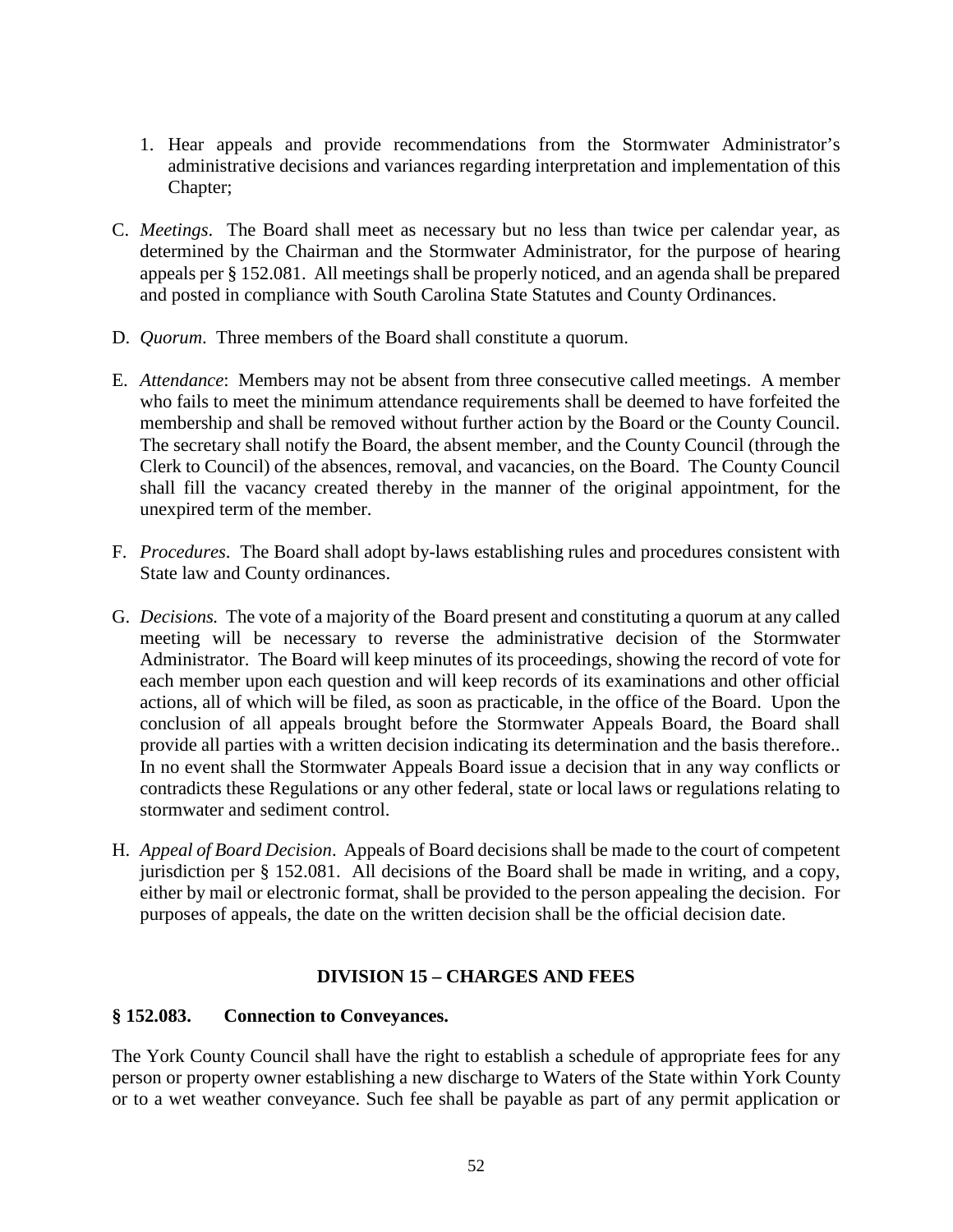1. Hear appeals and provide recommendations from the Stormwater Administrator's administrative decisions and variances regarding interpretation and implementation of this Chapter;

C. *Meetings*. The Board shall meet as necessary but no less than twice per calendar year, as determined by the Chairman and the Stormwater Administrator, for the purpose of hearing appeals per § 152.081. All meetings shall be properly noticed, and an agenda shall be prepared and posted in compliance with South Carolina State Statutes and County Ordinances.

D. *Quorum*. Three members of the Board shall constitute a quorum.

E. *Attendance*: Members may not be absent from three consecutive called meetings. A member who fails to meet the minimum attendance requirements shall be deemed to have forfeited the membership and shall be removed without further action by the Board or the County Council. The secretary shall notify the Board, the absent member, and the County Council (through the Clerk to Council) of the absences, removal, and vacancies, on the Board. The County Council shall fill the vacancy created thereby in the manner of the original appointment, for the unexpired term of the member.

F. *Procedures*. The Board shall adopt by-laws establishing rules and procedures consistent with State law and County ordinances.

G. *Decisions.* The vote of a majority of the Board present and constituting a quorum at any called meeting will be necessary to reverse the administrative decision of the Stormwater Administrator. The Board will keep minutes of its proceedings, showing the record of vote for each member upon each question and will keep records of its examinations and other official actions, all of which will be filed, as soon as practicable, in the office of the Board. Upon the conclusion of all appeals brought before the Stormwater Appeals Board, the Board shall provide all parties with a written decision indicating its determination and the basis therefore.. In no event shall the Stormwater Appeals Board issue a decision that in any way conflicts or contradicts these Regulations or any other federal, state or local laws or regulations relating to stormwater and sediment control.

H. *Appeal of Board Decision*. Appeals of Board decisions shall be made to the court of competent jurisdiction per § 152.081. All decisions of the Board shall be made in writing, and a copy, either by mail or electronic format, shall be provided to the person appealing the decision. For purposes of appeals, the date on the written decision shall be the official decision date.

## DIVISION 15 – CHARGES AND FEES

### § 152.083. Connection to Conveyances.

The York County Council shall have the right to establish a schedule of appropriate fees for any person or property owner establishing a new discharge to Waters of the State within York County or to a wet weather conveyance. Such fee shall be payable as part of any permit application or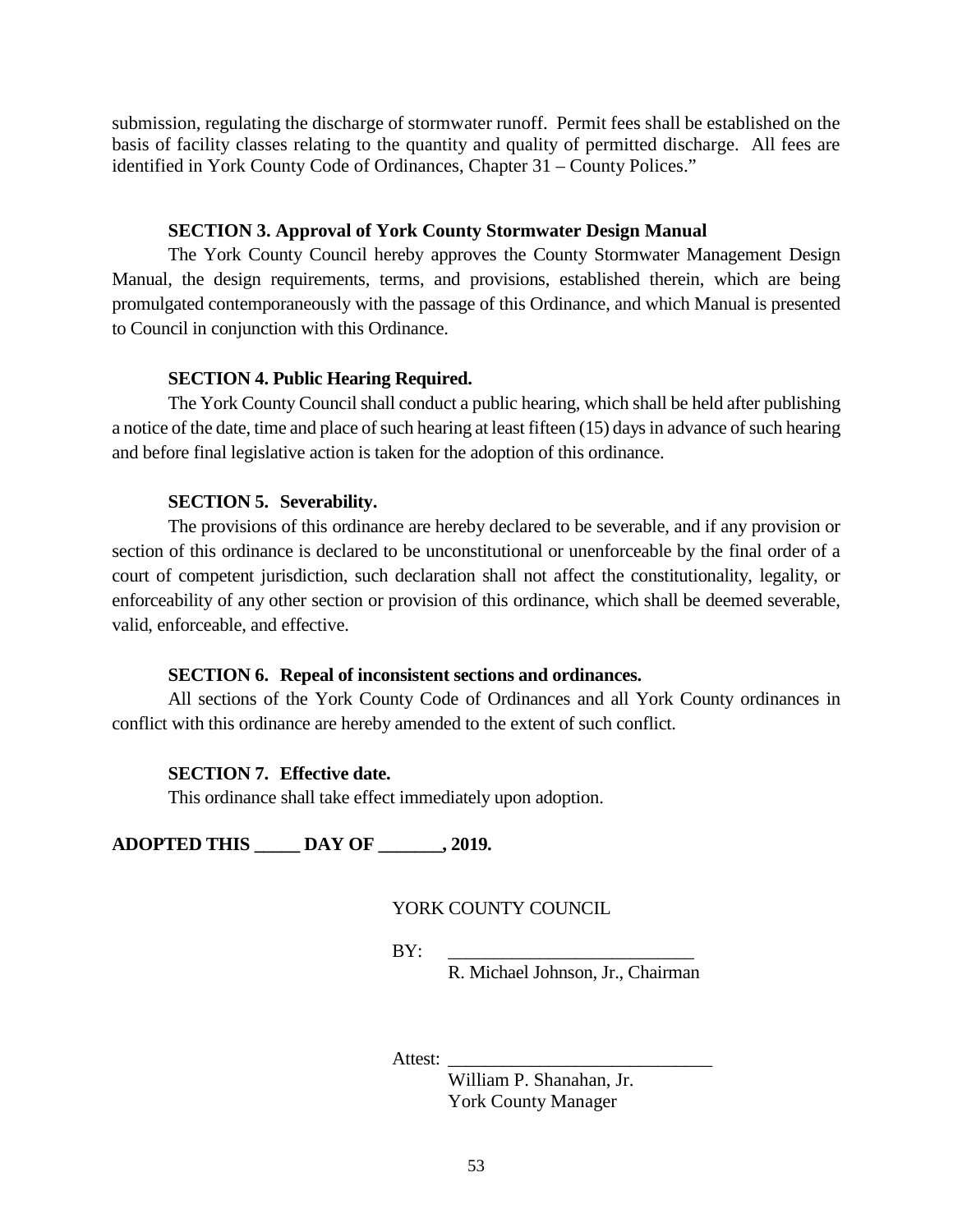submission, regulating the discharge of stormwater runoff. Permit fees shall be established on the basis of facility classes relating to the quantity and quality of permitted discharge. All fees are identified in York County Code of Ordinances, Chapter 31 – County Polices."

**SECTION 3. Approval of York County Stormwater Design Manual**

The York County Council hereby approves the County Stormwater Management Design Manual, the design requirements, terms, and provisions, established therein, which are being promulgated contemporaneously with the passage of this Ordinance, and which Manual is presented to Council in conjunction with this Ordinance.

**SECTION 4. Public Hearing Required.**

The York County Council shall conduct a public hearing, which shall be held after publishing a notice of the date, time and place of such hearing at least fifteen (15) days in advance of such hearing and before final legislative action is taken for the adoption of this ordinance.

**SECTION 5. Severability.**

The provisions of this ordinance are hereby declared to be severable, and if any provision or section of this ordinance is declared to be unconstitutional or unenforceable by the final order of a court of competent jurisdiction, such declaration shall not affect the constitutionality, legality, or enforceability of any other section or provision of this ordinance, which shall be deemed severable, valid, enforceable, and effective.

**SECTION 6. Repeal of inconsistent sections and ordinances.**

All sections of the York County Code of Ordinances and all York County ordinances in conflict with this ordinance are hereby amended to the extent of such conflict.

**SECTION 7. Effective date.**

This ordinance shall take effect immediately upon adoption.

**ADOPTED THIS _____ DAY OF _______, 2019.**

YORK COUNTY COUNCIL

BY: ___________________________
R. Michael Johnson, Jr., Chairman

Attest: ____________________________
William P. Shanahan, Jr.
York County Manager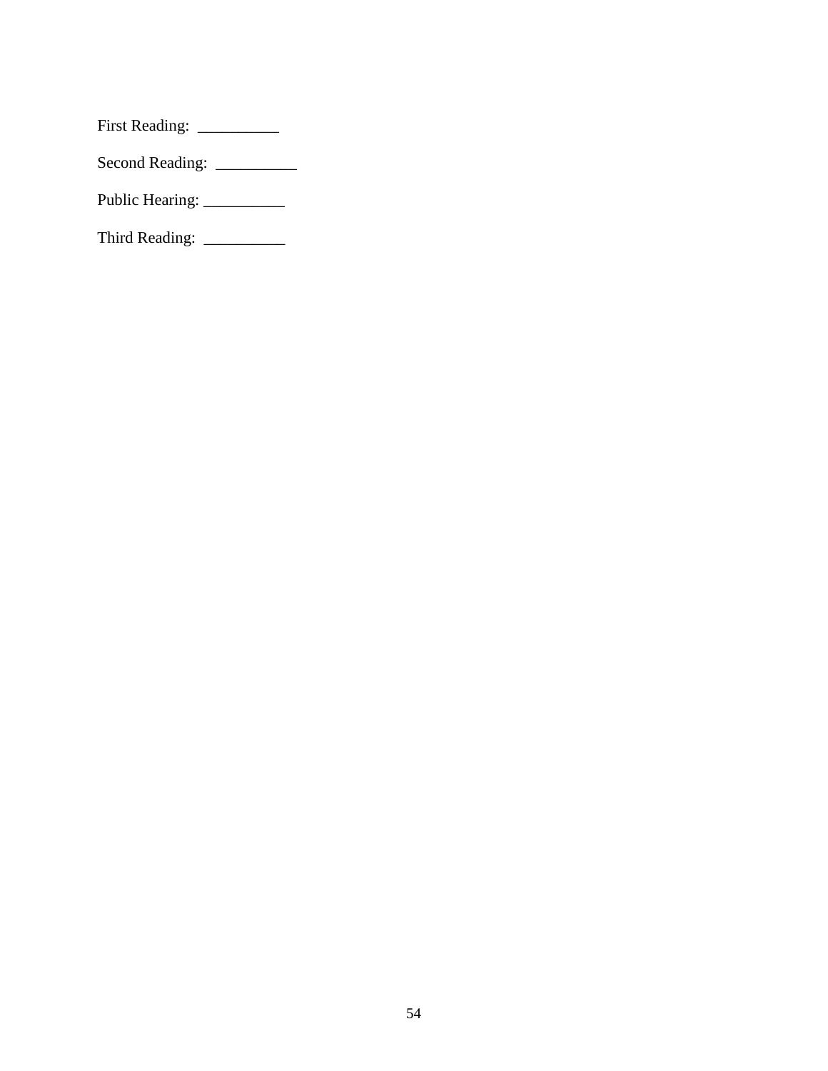First Reading: __________

Second Reading: __________

Public Hearing: __________

Third Reading: __________